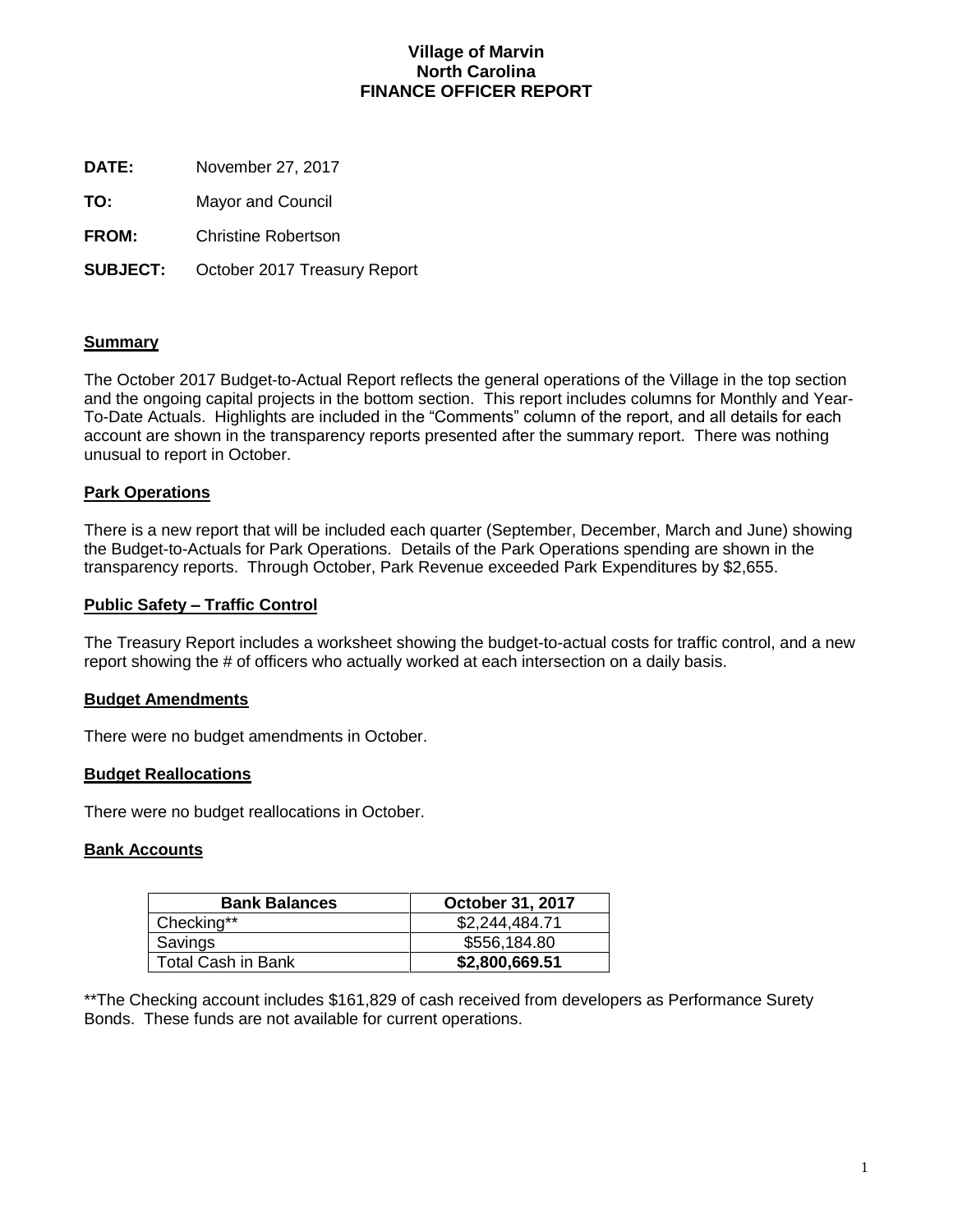# Village of Marvin
# North Carolina
# FINANCE OFFICER REPORT

**DATE:** November 27, 2017

**TO:** Mayor and Council

**FROM:** Christine Robertson

**SUBJECT:** October 2017 Treasury Report

## Summary

The October 2017 Budget-to-Actual Report reflects the general operations of the Village in the top section and the ongoing capital projects in the bottom section. This report includes columns for Monthly and Year-To-Date Actuals. Highlights are included in the "Comments" column of the report, and all details for each account are shown in the transparency reports presented after the summary report. There was nothing unusual to report in October.

## Park Operations

There is a new report that will be included each quarter (September, December, March and June) showing the Budget-to-Actuals for Park Operations. Details of the Park Operations spending are shown in the transparency reports. Through October, Park Revenue exceeded Park Expenditures by $2,655.

## Public Safety – Traffic Control

The Treasury Report includes a worksheet showing the budget-to-actual costs for traffic control, and a new report showing the # of officers who actually worked at each intersection on a daily basis.

## Budget Amendments

There were no budget amendments in October.

## Budget Reallocations

There were no budget reallocations in October.

## Bank Accounts

| Bank Balances | October 31, 2017 |
|---|---|
| Checking** | $2,244,484.71 |
| Savings | $556,184.80 |
| Total Cash in Bank | **$2,800,669.51** |

**The Checking account includes $161,829 of cash received from developers as Performance Surety Bonds. These funds are not available for current operations.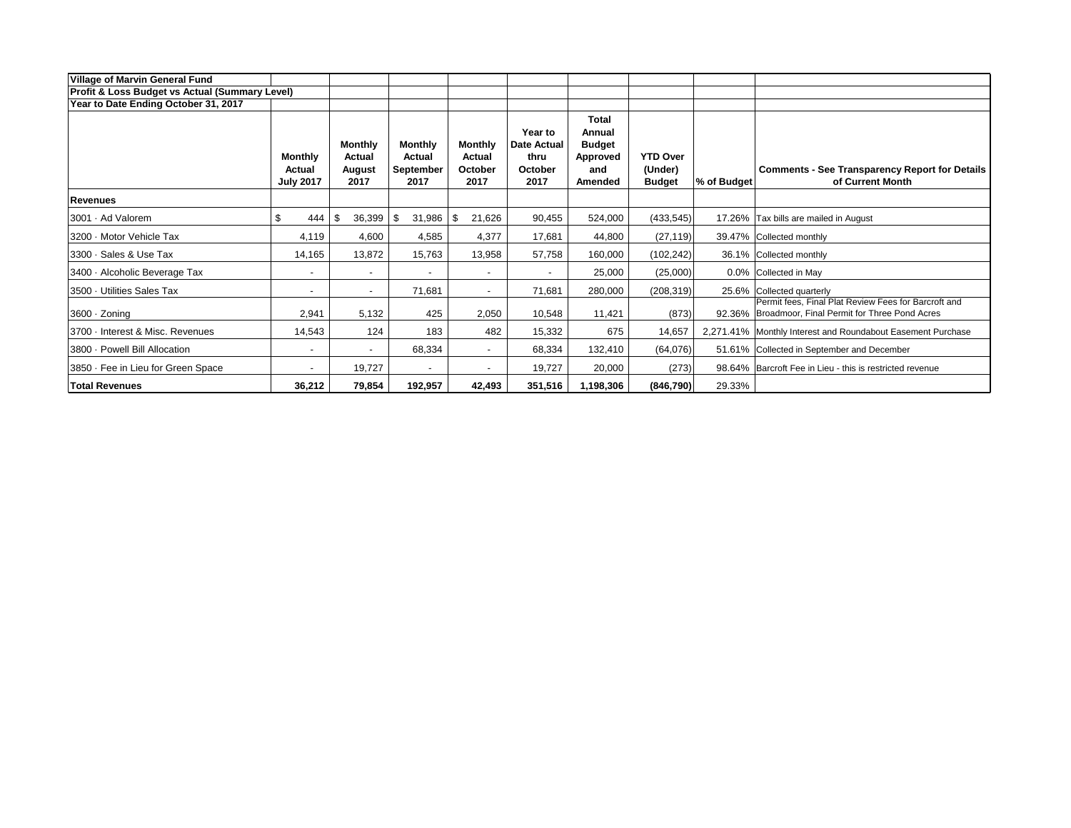**Village of Marvin General Fund**
**Profit & Loss Budget vs Actual (Summary Level)**
**Year to Date Ending October 31, 2017**

| | Monthly Actual July 2017 | Monthly Actual August 2017 | Monthly Actual September 2017 | Monthly Actual October 2017 | Year to Date Actual thru October 2017 | Total Annual Budget Approved and Amended | YTD Over (Under) Budget | % of Budget | Comments - See Transparency Report for Details of Current Month |
|---|---|---|---|---|---|---|---|---|---|
| **Revenues** | | | | | | | | | |
| 3001 · Ad Valorem | $ 444 | $ 36,399 | $ 31,986 | $ 21,626 | 90,455 | 524,000 | (433,545) | 17.26% | Tax bills are mailed in August |
| 3200 · Motor Vehicle Tax | 4,119 | 4,600 | 4,585 | 4,377 | 17,681 | 44,800 | (27,119) | 39.47% | Collected monthly |
| 3300 · Sales & Use Tax | 14,165 | 13,872 | 15,763 | 13,958 | 57,758 | 160,000 | (102,242) | 36.1% | Collected monthly |
| 3400 · Alcoholic Beverage Tax | - | - | - | - | - | 25,000 | (25,000) | 0.0% | Collected in May |
| 3500 · Utilities Sales Tax | - | - | 71,681 | - | 71,681 | 280,000 | (208,319) | 25.6% | Collected quarterly |
| 3600 · Zoning | 2,941 | 5,132 | 425 | 2,050 | 10,548 | 11,421 | (873) | 92.36% | Permit fees, Final Plat Review Fees for Barcroft and Broadmoor, Final Permit for Three Pond Acres |
| 3700 · Interest & Misc. Revenues | 14,543 | 124 | 183 | 482 | 15,332 | 675 | 14,657 | 2,271.41% | Monthly Interest and Roundabout Easement Purchase |
| 3800 · Powell Bill Allocation | - | - | 68,334 | - | 68,334 | 132,410 | (64,076) | 51.61% | Collected in September and December |
| 3850 · Fee in Lieu for Green Space | - | 19,727 | - | - | 19,727 | 20,000 | (273) | 98.64% | Barcroft Fee in Lieu - this is restricted revenue |
| **Total Revenues** | **36,212** | **79,854** | **192,957** | **42,493** | **351,516** | **1,198,306** | **(846,790)** | 29.33% | |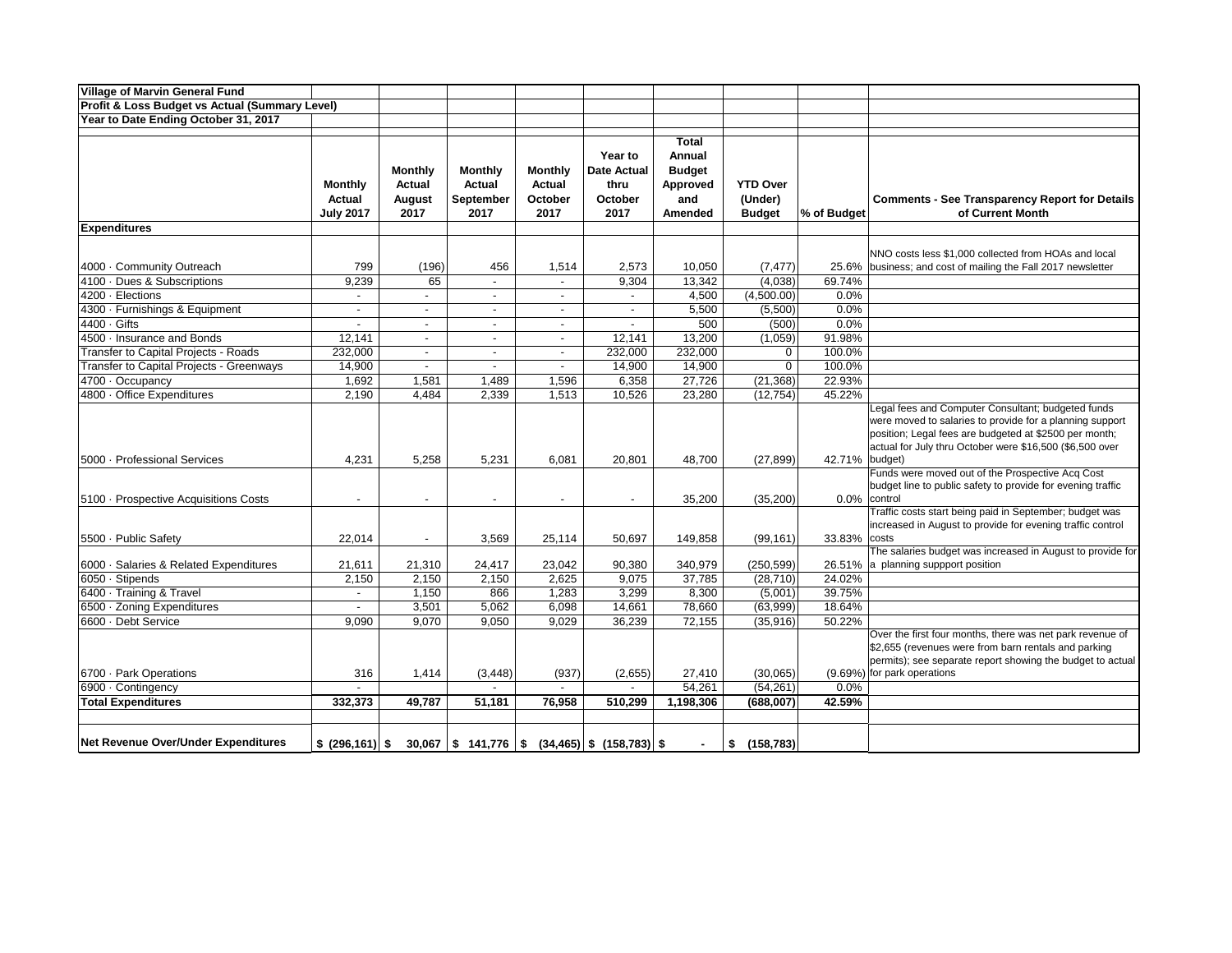| Village of Marvin General Fund | | | | | | | | | |
|---|---|---|---|---|---|---|---|---|---|
| Profit & Loss Budget vs Actual (Summary Level) | | | | | | | | | |
| Year to Date Ending October 31, 2017 | | | | | | | | | |
| | Monthly Actual July 2017 | Monthly Actual August 2017 | Monthly Actual September 2017 | Monthly Actual October 2017 | Year to Date Actual thru October 2017 | Total Annual Budget Approved and Amended | YTD Over (Under) Budget | % of Budget | Comments - See Transparency Report for Details of Current Month |
| **Expenditures** | | | | | | | | | |
| 4000 · Community Outreach | 799 | (196) | 456 | 1,514 | 2,573 | 10,050 | (7,477) | 25.6% | NNO costs less $1,000 collected from HOAs and local business; and cost of mailing the Fall 2017 newsletter |
| 4100 · Dues & Subscriptions | 9,239 | 65 | - | - | 9,304 | 13,342 | (4,038) | 69.74% | |
| 4200 · Elections | - | - | - | - | - | 4,500 | (4,500.00) | 0.0% | |
| 4300 · Furnishings & Equipment | - | - | - | - | - | 5,500 | (5,500) | 0.0% | |
| 4400 · Gifts | - | - | - | - | - | 500 | (500) | 0.0% | |
| 4500 · Insurance and Bonds | 12,141 | - | - | - | 12,141 | 13,200 | (1,059) | 91.98% | |
| Transfer to Capital Projects - Roads | 232,000 | - | - | - | 232,000 | 232,000 | 0 | 100.0% | |
| Transfer to Capital Projects - Greenways | 14,900 | - | - | - | 14,900 | 14,900 | 0 | 100.0% | |
| 4700 · Occupancy | 1,692 | 1,581 | 1,489 | 1,596 | 6,358 | 27,726 | (21,368) | 22.93% | |
| 4800 · Office Expenditures | 2,190 | 4,484 | 2,339 | 1,513 | 10,526 | 23,280 | (12,754) | 45.22% | |
| 5000 · Professional Services | 4,231 | 5,258 | 5,231 | 6,081 | 20,801 | 48,700 | (27,899) | 42.71% | Legal fees and Computer Consultant; budgeted funds were moved to salaries to provide for a planning support position; Legal fees are budgeted at $2500 per month; actual for July thru October were $16,500 ($6,500 over budget) |
| 5100 · Prospective Acquisitions Costs | - | - | - | - | - | 35,200 | (35,200) | 0.0% | Funds were moved out of the Prospective Acq Cost budget line to public safety to provide for evening traffic control |
| 5500 · Public Safety | 22,014 | - | 3,569 | 25,114 | 50,697 | 149,858 | (99,161) | 33.83% | Traffic costs start being paid in September; budget was increased in August to provide for evening traffic control costs |
| 6000 · Salaries & Related Expenditures | 21,611 | 21,310 | 24,417 | 23,042 | 90,380 | 340,979 | (250,599) | 26.51% | The salaries budget was increased in August to provide for a planning suppport position |
| 6050 · Stipends | 2,150 | 2,150 | 2,150 | 2,625 | 9,075 | 37,785 | (28,710) | 24.02% | |
| 6400 · Training & Travel | - | 1,150 | 866 | 1,283 | 3,299 | 8,300 | (5,001) | 39.75% | |
| 6500 · Zoning Expenditures | - | 3,501 | 5,062 | 6,098 | 14,661 | 78,660 | (63,999) | 18.64% | |
| 6600 · Debt Service | 9,090 | 9,070 | 9,050 | 9,029 | 36,239 | 72,155 | (35,916) | 50.22% | |
| 6700 · Park Operations | 316 | 1,414 | (3,448) | (937) | (2,655) | 27,410 | (30,065) | (9.69%) | Over the first four months, there was net park revenue of $2,655 (revenues were from barn rentals and parking permits); see separate report showing the budget to actual for park operations |
| 6900 · Contingency | - | | - | - | - | 54,261 | (54,261) | 0.0% | |
| **Total Expenditures** | **332,373** | **49,787** | **51,181** | **76,958** | **510,299** | **1,198,306** | **(688,007)** | **42.59%** | |
| | | | | | | | | | |
| **Net Revenue Over/Under Expenditures** | **$ (296,161)** | **$ 30,067** | **$ 141,776** | **$ (34,465)** | **$ (158,783)** | **$ -** | **$ (158,783)** | | |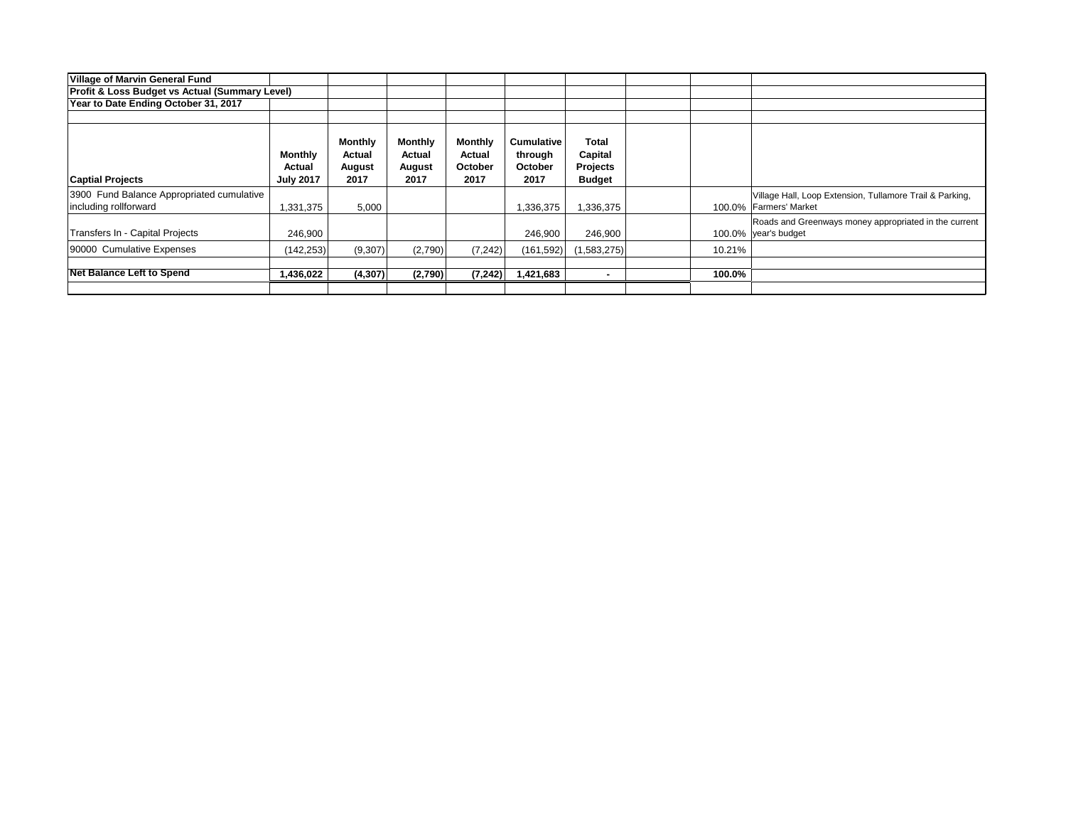| Village of Marvin General Fund | | | | | | | | | |
|---|---|---|---|---|---|---|---|---|---|
| Profit & Loss Budget vs Actual (Summary Level) | | | | | | | | | |
| Year to Date Ending October 31, 2017 | | | | | | | | | |
| | | | | | | | | | |
| **Captial Projects** | **Monthly Actual July 2017** | **Monthly Actual August 2017** | **Monthly Actual August 2017** | **Monthly Actual October 2017** | **Cumulative through October 2017** | **Total Capital Projects Budget** | | | |
| 3900 Fund Balance Appropriated cumulative including rollforward | 1,331,375 | 5,000 | | | 1,336,375 | 1,336,375 | | 100.0% | Village Hall, Loop Extension, Tullamore Trail & Parking, Farmers' Market |
| Transfers In - Capital Projects | 246,900 | | | | 246,900 | 246,900 | | 100.0% | Roads and Greenways money appropriated in the current year's budget |
| 90000 Cumulative Expenses | (142,253) | (9,307) | (2,790) | (7,242) | (161,592) | (1,583,275) | | 10.21% | |
| | | | | | | | | | |
| **Net Balance Left to Spend** | **1,436,022** | **(4,307)** | **(2,790)** | **(7,242)** | **1,421,683** | **-** | | **100.0%** | |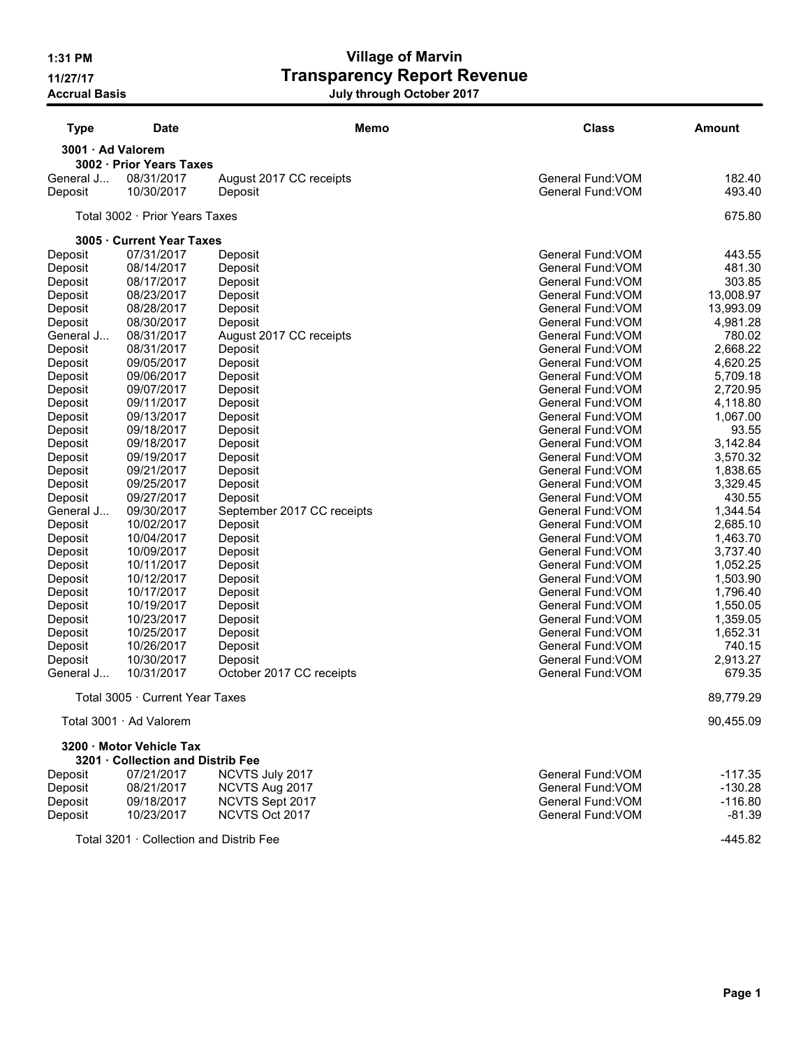# Village of Marvin

## Transparency Report Revenue

**July through October 2017**

1:31 PM
11/27/17
Accrual Basis

| Type | Date | Memo | Class | Amount |
|---|---|---|---|---|
| **3001 · Ad Valorem** | | | | |
| **3002 · Prior Years Taxes** | | | | |
| General J... | 08/31/2017 | August 2017 CC receipts | General Fund:VOM | 182.40 |
| Deposit | 10/30/2017 | Deposit | General Fund:VOM | 493.40 |
| Total 3002 · Prior Years Taxes | | | | 675.80 |
| **3005 · Current Year Taxes** | | | | |
| Deposit | 07/31/2017 | Deposit | General Fund:VOM | 443.55 |
| Deposit | 08/14/2017 | Deposit | General Fund:VOM | 481.30 |
| Deposit | 08/17/2017 | Deposit | General Fund:VOM | 303.85 |
| Deposit | 08/23/2017 | Deposit | General Fund:VOM | 13,008.97 |
| Deposit | 08/28/2017 | Deposit | General Fund:VOM | 13,993.09 |
| Deposit | 08/30/2017 | Deposit | General Fund:VOM | 4,981.28 |
| General J... | 08/31/2017 | August 2017 CC receipts | General Fund:VOM | 780.02 |
| Deposit | 08/31/2017 | Deposit | General Fund:VOM | 2,668.22 |
| Deposit | 09/05/2017 | Deposit | General Fund:VOM | 4,620.25 |
| Deposit | 09/06/2017 | Deposit | General Fund:VOM | 5,709.18 |
| Deposit | 09/07/2017 | Deposit | General Fund:VOM | 2,720.95 |
| Deposit | 09/11/2017 | Deposit | General Fund:VOM | 4,118.80 |
| Deposit | 09/13/2017 | Deposit | General Fund:VOM | 1,067.00 |
| Deposit | 09/18/2017 | Deposit | General Fund:VOM | 93.55 |
| Deposit | 09/18/2017 | Deposit | General Fund:VOM | 3,142.84 |
| Deposit | 09/19/2017 | Deposit | General Fund:VOM | 3,570.32 |
| Deposit | 09/21/2017 | Deposit | General Fund:VOM | 1,838.65 |
| Deposit | 09/25/2017 | Deposit | General Fund:VOM | 3,329.45 |
| Deposit | 09/27/2017 | Deposit | General Fund:VOM | 430.55 |
| General J... | 09/30/2017 | September 2017 CC receipts | General Fund:VOM | 1,344.54 |
| Deposit | 10/02/2017 | Deposit | General Fund:VOM | 2,685.10 |
| Deposit | 10/04/2017 | Deposit | General Fund:VOM | 1,463.70 |
| Deposit | 10/09/2017 | Deposit | General Fund:VOM | 3,737.40 |
| Deposit | 10/11/2017 | Deposit | General Fund:VOM | 1,052.25 |
| Deposit | 10/12/2017 | Deposit | General Fund:VOM | 1,503.90 |
| Deposit | 10/17/2017 | Deposit | General Fund:VOM | 1,796.40 |
| Deposit | 10/19/2017 | Deposit | General Fund:VOM | 1,550.05 |
| Deposit | 10/23/2017 | Deposit | General Fund:VOM | 1,359.05 |
| Deposit | 10/25/2017 | Deposit | General Fund:VOM | 1,652.31 |
| Deposit | 10/26/2017 | Deposit | General Fund:VOM | 740.15 |
| Deposit | 10/30/2017 | Deposit | General Fund:VOM | 2,913.27 |
| General J... | 10/31/2017 | October 2017 CC receipts | General Fund:VOM | 679.35 |
| Total 3005 · Current Year Taxes | | | | 89,779.29 |
| Total 3001 · Ad Valorem | | | | 90,455.09 |
| **3200 · Motor Vehicle Tax** | | | | |
| **3201 · Collection and Distrib Fee** | | | | |
| Deposit | 07/21/2017 | NCVTS July 2017 | General Fund:VOM | -117.35 |
| Deposit | 08/21/2017 | NCVTS Aug 2017 | General Fund:VOM | -130.28 |
| Deposit | 09/18/2017 | NCVTS Sept 2017 | General Fund:VOM | -116.80 |
| Deposit | 10/23/2017 | NCVTS Oct 2017 | General Fund:VOM | -81.39 |
| Total 3201 · Collection and Distrib Fee | | | | -445.82 |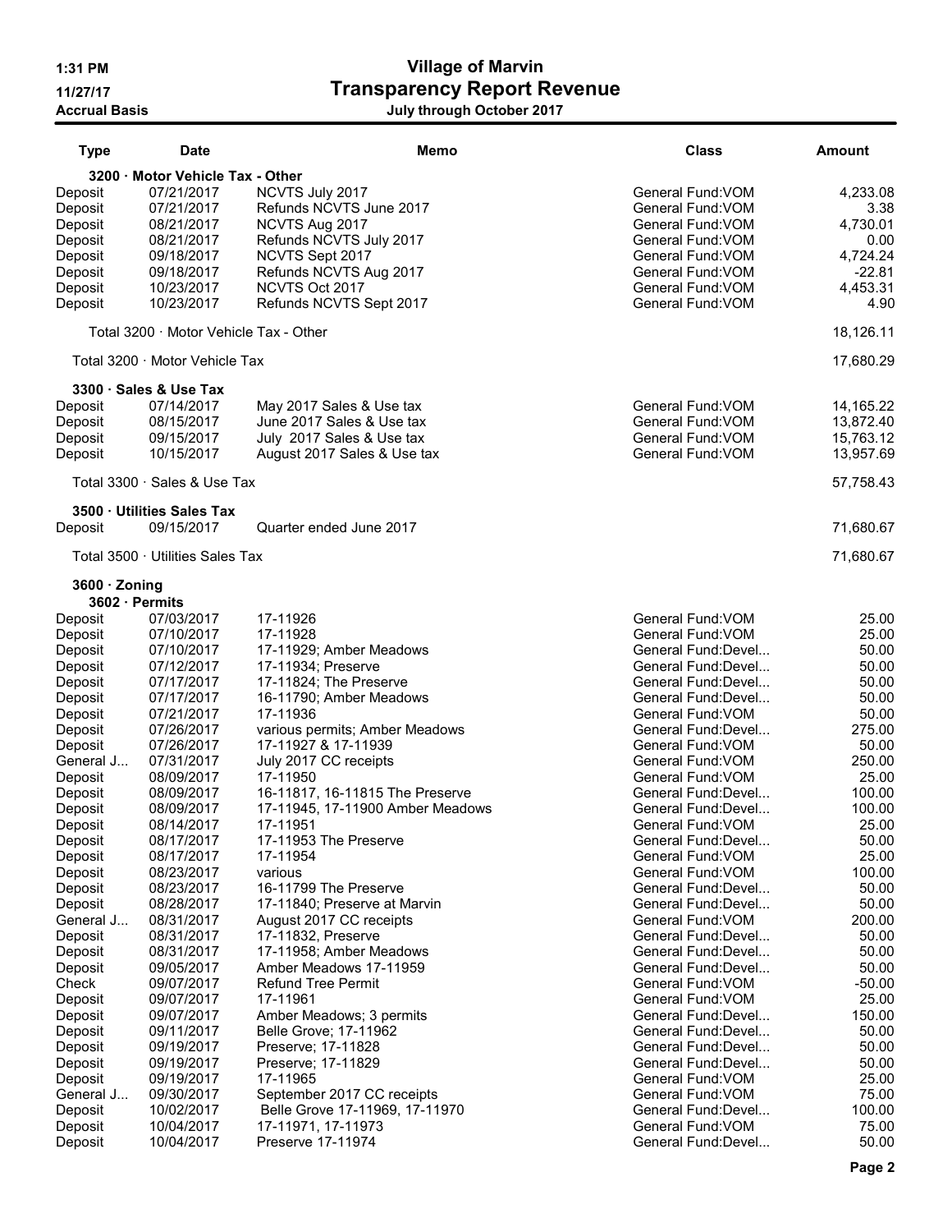# Village of Marvin
## Transparency Report Revenue
### July through October 2017

1:31 PM
11/27/17
Accrual Basis

| Type | Date | Memo | Class | Amount |
|---|---|---|---|---|
| **3200 · Motor Vehicle Tax - Other** | | | | |
| Deposit | 07/21/2017 | NCVTS July 2017 | General Fund:VOM | 4,233.08 |
| Deposit | 07/21/2017 | Refunds NCVTS June 2017 | General Fund:VOM | 3.38 |
| Deposit | 08/21/2017 | NCVTS Aug 2017 | General Fund:VOM | 4,730.01 |
| Deposit | 08/21/2017 | Refunds NCVTS July 2017 | General Fund:VOM | 0.00 |
| Deposit | 09/18/2017 | NCVTS Sept 2017 | General Fund:VOM | 4,724.24 |
| Deposit | 09/18/2017 | Refunds NCVTS Aug 2017 | General Fund:VOM | -22.81 |
| Deposit | 10/23/2017 | NCVTS Oct 2017 | General Fund:VOM | 4,453.31 |
| Deposit | 10/23/2017 | Refunds NCVTS Sept 2017 | General Fund:VOM | 4.90 |
| Total 3200 · Motor Vehicle Tax - Other | | | | 18,126.11 |
| Total 3200 · Motor Vehicle Tax | | | | 17,680.29 |
| **3300 · Sales & Use Tax** | | | | |
| Deposit | 07/14/2017 | May 2017 Sales & Use tax | General Fund:VOM | 14,165.22 |
| Deposit | 08/15/2017 | June 2017 Sales & Use tax | General Fund:VOM | 13,872.40 |
| Deposit | 09/15/2017 | July 2017 Sales & Use tax | General Fund:VOM | 15,763.12 |
| Deposit | 10/15/2017 | August 2017 Sales & Use tax | General Fund:VOM | 13,957.69 |
| Total 3300 · Sales & Use Tax | | | | 57,758.43 |
| **3500 · Utilities Sales Tax** | | | | |
| Deposit | 09/15/2017 | Quarter ended June 2017 | | 71,680.67 |
| Total 3500 · Utilities Sales Tax | | | | 71,680.67 |
| **3600 · Zoning** | | | | |
| **3602 · Permits** | | | | |
| Deposit | 07/03/2017 | 17-11926 | General Fund:VOM | 25.00 |
| Deposit | 07/10/2017 | 17-11928 | General Fund:VOM | 25.00 |
| Deposit | 07/10/2017 | 17-11929; Amber Meadows | General Fund:Devel... | 50.00 |
| Deposit | 07/12/2017 | 17-11934; Preserve | General Fund:Devel... | 50.00 |
| Deposit | 07/17/2017 | 17-11824; The Preserve | General Fund:Devel... | 50.00 |
| Deposit | 07/17/2017 | 16-11790; Amber Meadows | General Fund:Devel... | 50.00 |
| Deposit | 07/21/2017 | 17-11936 | General Fund:VOM | 50.00 |
| Deposit | 07/26/2017 | various permits; Amber Meadows | General Fund:Devel... | 275.00 |
| Deposit | 07/26/2017 | 17-11927 & 17-11939 | General Fund:VOM | 50.00 |
| General J... | 07/31/2017 | July 2017 CC receipts | General Fund:VOM | 250.00 |
| Deposit | 08/09/2017 | 17-11950 | General Fund:VOM | 25.00 |
| Deposit | 08/09/2017 | 16-11817, 16-11815 The Preserve | General Fund:Devel... | 100.00 |
| Deposit | 08/09/2017 | 17-11945, 17-11900 Amber Meadows | General Fund:Devel... | 100.00 |
| Deposit | 08/14/2017 | 17-11951 | General Fund:VOM | 25.00 |
| Deposit | 08/17/2017 | 17-11953 The Preserve | General Fund:Devel... | 50.00 |
| Deposit | 08/17/2017 | 17-11954 | General Fund:VOM | 25.00 |
| Deposit | 08/23/2017 | various | General Fund:VOM | 100.00 |
| Deposit | 08/23/2017 | 16-11799 The Preserve | General Fund:Devel... | 50.00 |
| Deposit | 08/28/2017 | 17-11840; Preserve at Marvin | General Fund:Devel... | 50.00 |
| General J... | 08/31/2017 | August 2017 CC receipts | General Fund:VOM | 200.00 |
| Deposit | 08/31/2017 | 17-11832, Preserve | General Fund:Devel... | 50.00 |
| Deposit | 08/31/2017 | 17-11958; Amber Meadows | General Fund:Devel... | 50.00 |
| Deposit | 09/05/2017 | Amber Meadows 17-11959 | General Fund:Devel... | 50.00 |
| Check | 09/07/2017 | Refund Tree Permit | General Fund:VOM | -50.00 |
| Deposit | 09/07/2017 | 17-11961 | General Fund:VOM | 25.00 |
| Deposit | 09/07/2017 | Amber Meadows; 3 permits | General Fund:Devel... | 150.00 |
| Deposit | 09/11/2017 | Belle Grove; 17-11962 | General Fund:Devel... | 50.00 |
| Deposit | 09/19/2017 | Preserve; 17-11828 | General Fund:Devel... | 50.00 |
| Deposit | 09/19/2017 | Preserve; 17-11829 | General Fund:Devel... | 50.00 |
| Deposit | 09/19/2017 | 17-11965 | General Fund:VOM | 25.00 |
| General J... | 09/30/2017 | September 2017 CC receipts | General Fund:VOM | 75.00 |
| Deposit | 10/02/2017 | Belle Grove 17-11969, 17-11970 | General Fund:Devel... | 100.00 |
| Deposit | 10/04/2017 | 17-11971, 17-11973 | General Fund:VOM | 75.00 |
| Deposit | 10/04/2017 | Preserve 17-11974 | General Fund:Devel... | 50.00 |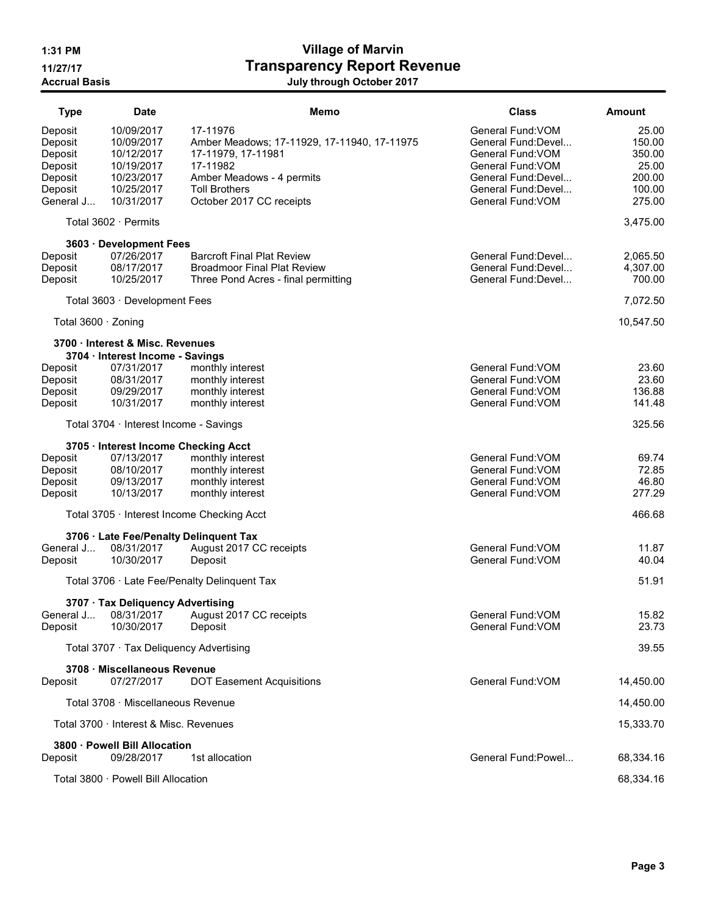# Village of Marvin

## Transparency Report Revenue

### July through October 2017

1:31 PM
11/27/17
Accrual Basis

| Type | Date | Memo | Class | Amount |
|---|---|---|---|---|
| Deposit | 10/09/2017 | 17-11976 | General Fund:VOM | 25.00 |
| Deposit | 10/09/2017 | Amber Meadows; 17-11929, 17-11940, 17-11975 | General Fund:Devel... | 150.00 |
| Deposit | 10/12/2017 | 17-11979, 17-11981 | General Fund:VOM | 350.00 |
| Deposit | 10/19/2017 | 17-11982 | General Fund:VOM | 25.00 |
| Deposit | 10/23/2017 | Amber Meadows - 4 permits | General Fund:Devel... | 200.00 |
| Deposit | 10/25/2017 | Toll Brothers | General Fund:Devel... | 100.00 |
| General J... | 10/31/2017 | October 2017 CC receipts | General Fund:VOM | 275.00 |
| Total 3602 · Permits | | | | 3,475.00 |
| **3603 · Development Fees** | | | | |
| Deposit | 07/26/2017 | Barcroft Final Plat Review | General Fund:Devel... | 2,065.50 |
| Deposit | 08/17/2017 | Broadmoor Final Plat Review | General Fund:Devel... | 4,307.00 |
| Deposit | 10/25/2017 | Three Pond Acres - final permitting | General Fund:Devel... | 700.00 |
| Total 3603 · Development Fees | | | | 7,072.50 |
| Total 3600 · Zoning | | | | 10,547.50 |
| **3700 · Interest & Misc. Revenues** | | | | |
| **3704 · Interest Income - Savings** | | | | |
| Deposit | 07/31/2017 | monthly interest | General Fund:VOM | 23.60 |
| Deposit | 08/31/2017 | monthly interest | General Fund:VOM | 23.60 |
| Deposit | 09/29/2017 | monthly interest | General Fund:VOM | 136.88 |
| Deposit | 10/31/2017 | monthly interest | General Fund:VOM | 141.48 |
| Total 3704 · Interest Income - Savings | | | | 325.56 |
| **3705 · Interest Income Checking Acct** | | | | |
| Deposit | 07/13/2017 | monthly interest | General Fund:VOM | 69.74 |
| Deposit | 08/10/2017 | monthly interest | General Fund:VOM | 72.85 |
| Deposit | 09/13/2017 | monthly interest | General Fund:VOM | 46.80 |
| Deposit | 10/13/2017 | monthly interest | General Fund:VOM | 277.29 |
| Total 3705 · Interest Income Checking Acct | | | | 466.68 |
| **3706 · Late Fee/Penalty Delinquent Tax** | | | | |
| General J... | 08/31/2017 | August 2017 CC receipts | General Fund:VOM | 11.87 |
| Deposit | 10/30/2017 | Deposit | General Fund:VOM | 40.04 |
| Total 3706 · Late Fee/Penalty Delinquent Tax | | | | 51.91 |
| **3707 · Tax Deliquency Advertising** | | | | |
| General J... | 08/31/2017 | August 2017 CC receipts | General Fund:VOM | 15.82 |
| Deposit | 10/30/2017 | Deposit | General Fund:VOM | 23.73 |
| Total 3707 · Tax Deliquency Advertising | | | | 39.55 |
| **3708 · Miscellaneous Revenue** | | | | |
| Deposit | 07/27/2017 | DOT Easement Acquisitions | General Fund:VOM | 14,450.00 |
| Total 3708 · Miscellaneous Revenue | | | | 14,450.00 |
| Total 3700 · Interest & Misc. Revenues | | | | 15,333.70 |
| **3800 · Powell Bill Allocation** | | | | |
| Deposit | 09/28/2017 | 1st allocation | General Fund:Powel... | 68,334.16 |
| Total 3800 · Powell Bill Allocation | | | | 68,334.16 |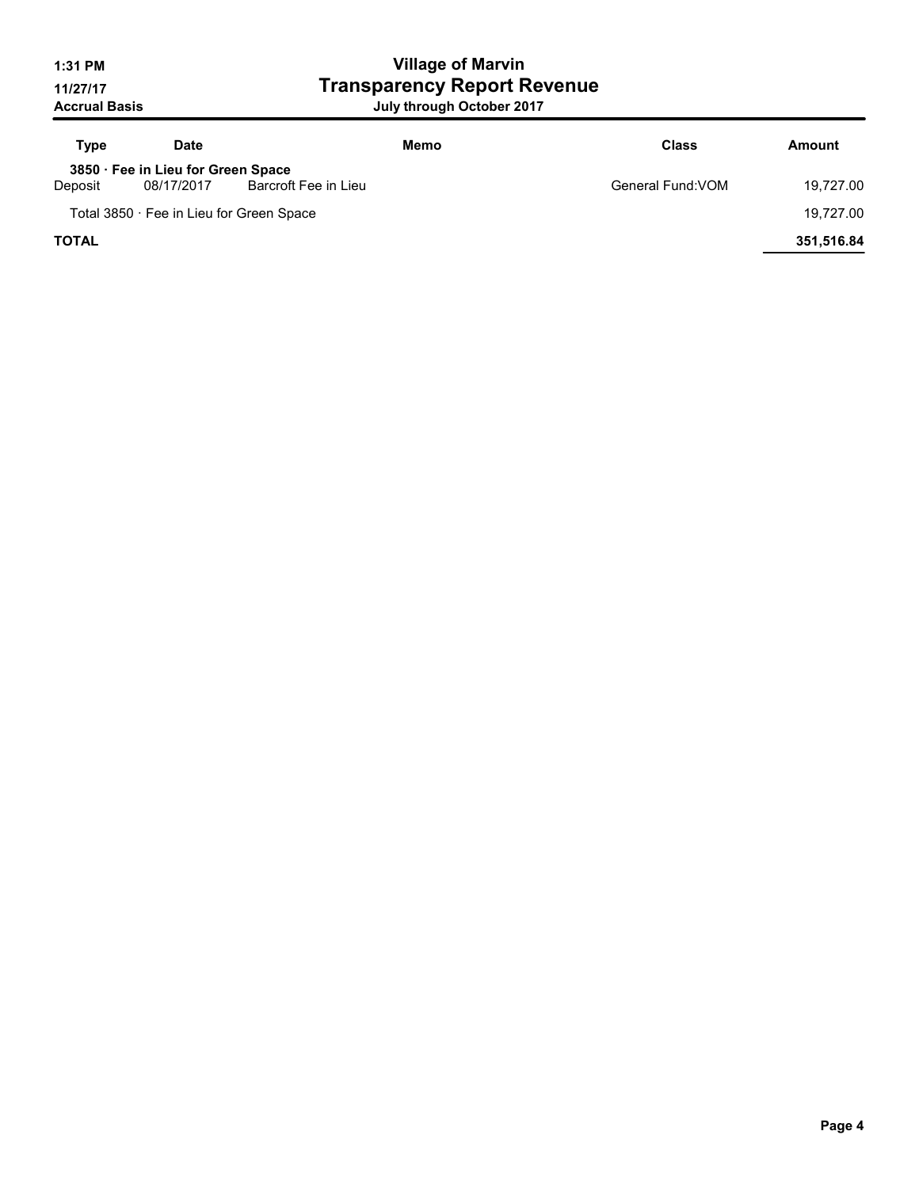# Village of Marvin
## Transparency Report Revenue
### July through October 2017

1:31 PM
11/27/17
Accrual Basis

| Type | Date | Memo | Class | Amount |
| --- | --- | --- | --- | --- |
| **3850 · Fee in Lieu for Green Space** | | | | |
| Deposit | 08/17/2017 | Barcroft Fee in Lieu | General Fund:VOM | 19,727.00 |
| Total 3850 · Fee in Lieu for Green Space | | | | 19,727.00 |
| **TOTAL** | | | | **351,516.84** |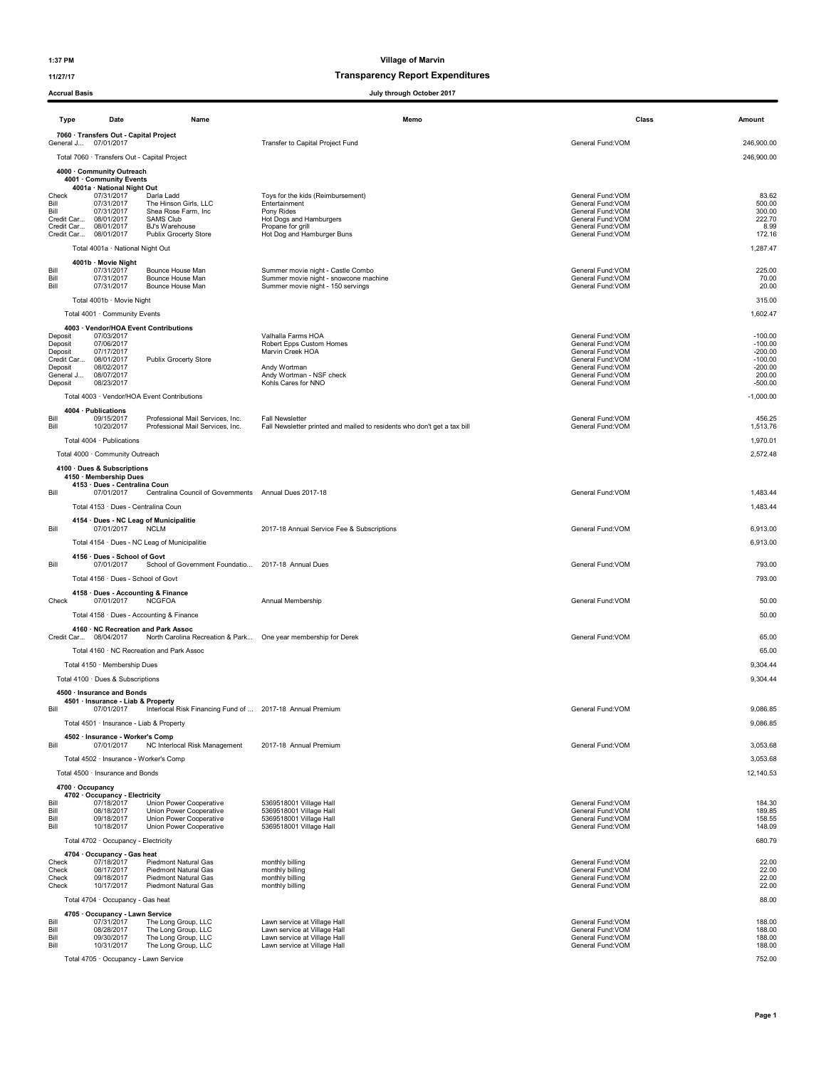# Village of Marvin

## Transparency Report Expenditures

1:37 PM
11/27/17
Accrual Basis

July through October 2017

| Type | Date | Name | Memo | Class | Amount |
|---|---|---|---|---|---|
| **7060 · Transfers Out - Capital Project** | | | | | |
| General J... | 07/01/2017 | | Transfer to Capital Project Fund | General Fund:VOM | 246,900.00 |
| Total 7060 · Transfers Out - Capital Project | | | | | 246,900.00 |
| **4000 · Community Outreach** | | | | | |
| **4001 · Community Events** | | | | | |
| **4001a · National Night Out** | | | | | |
| Check | 07/31/2017 | Darla Ladd | Toys for the kids (Reimbursement) | General Fund:VOM | 83.62 |
| Bill | 07/31/2017 | The Hinson Girls, LLC | Entertainment | General Fund:VOM | 500.00 |
| Bill | 07/31/2017 | Shea Rose Farm, Inc | Pony Rides | General Fund:VOM | 300.00 |
| Credit Car... | 08/01/2017 | SAMS Club | Hot Dogs and Hamburgers | General Fund:VOM | 222.70 |
| Credit Car... | 08/01/2017 | BJ's Warehouse | Propane for grill | General Fund:VOM | 8.99 |
| Credit Car... | 08/01/2017 | Publix Grocerty Store | Hot Dog and Hamburger Buns | General Fund:VOM | 172.16 |
| Total 4001a · National Night Out | | | | | 1,287.47 |
| **4001b · Movie Night** | | | | | |
| Bill | 07/31/2017 | Bounce House Man | Summer movie night - Castle Combo | General Fund:VOM | 225.00 |
| Bill | 07/31/2017 | Bounce House Man | Summer movie night - snowcone machine | General Fund:VOM | 70.00 |
| Bill | 07/31/2017 | Bounce House Man | Summer movie night - 150 servings | General Fund:VOM | 20.00 |
| Total 4001b · Movie Night | | | | | 315.00 |
| Total 4001 · Community Events | | | | | 1,602.47 |
| **4003 · Vendor/HOA Event Contributions** | | | | | |
| Deposit | 07/03/2017 | | Valhalla Farms HOA | General Fund:VOM | -100.00 |
| Deposit | 07/06/2017 | | Robert Epps Custom Homes | General Fund:VOM | -100.00 |
| Deposit | 07/17/2017 | | Marvin Creek HOA | General Fund:VOM | -200.00 |
| Credit Car... | 08/01/2017 | Publix Grocerty Store | | General Fund:VOM | -100.00 |
| Deposit | 08/02/2017 | | Andy Wortman | General Fund:VOM | -200.00 |
| General J... | 08/07/2017 | | Andy Wortman - NSF check | General Fund:VOM | 200.00 |
| Deposit | 08/23/2017 | | Kohls Cares for NNO | General Fund:VOM | -500.00 |
| Total 4003 · Vendor/HOA Event Contributions | | | | | -1,000.00 |
| **4004 · Publications** | | | | | |
| Bill | 09/15/2017 | Professional Mail Services, Inc. | Fall Newsletter | General Fund:VOM | 456.25 |
| Bill | 10/20/2017 | Professional Mail Services, Inc. | Fall Newsletter printed and mailed to residents who don't get a tax bill | General Fund:VOM | 1,513.76 |
| Total 4004 · Publications | | | | | 1,970.01 |
| Total 4000 · Community Outreach | | | | | 2,572.48 |
| **4100 · Dues & Subscriptions** | | | | | |
| **4150 · Membership Dues** | | | | | |
| **4153 · Dues - Centralina Coun** | | | | | |
| Bill | 07/01/2017 | Centralina Council of Governments | Annual Dues 2017-18 | General Fund:VOM | 1,483.44 |
| Total 4153 · Dues - Centralina Coun | | | | | 1,483.44 |
| **4154 · Dues - NC Leag of Municipalitie** | | | | | |
| Bill | 07/01/2017 | NCLM | 2017-18 Annual Service Fee & Subscriptions | General Fund:VOM | 6,913.00 |
| Total 4154 · Dues - NC Leag of Municipalitie | | | | | 6,913.00 |
| **4156 · Dues - School of Govt** | | | | | |
| Bill | 07/01/2017 | School of Government Foundatio... | 2017-18 Annual Dues | General Fund:VOM | 793.00 |
| Total 4156 · Dues - School of Govt | | | | | 793.00 |
| **4158 · Dues - Accounting & Finance** | | | | | |
| Check | 07/01/2017 | NCGFOA | Annual Membership | General Fund:VOM | 50.00 |
| Total 4158 · Dues - Accounting & Finance | | | | | 50.00 |
| **4160 · NC Recreation and Park Assoc** | | | | | |
| Credit Car... | 08/04/2017 | North Carolina Recreation & Park... | One year membership for Derek | General Fund:VOM | 65.00 |
| Total 4160 · NC Recreation and Park Assoc | | | | | 65.00 |
| Total 4150 · Membership Dues | | | | | 9,304.44 |
| Total 4100 · Dues & Subscriptions | | | | | 9,304.44 |
| **4500 · Insurance and Bonds** | | | | | |
| **4501 · Insurance - Liab & Property** | | | | | |
| Bill | 07/01/2017 | Interlocal Risk Financing Fund of ... | 2017-18 Annual Premium | General Fund:VOM | 9,086.85 |
| Total 4501 · Insurance - Liab & Property | | | | | 9,086.85 |
| **4502 · Insurance - Worker's Comp** | | | | | |
| Bill | 07/01/2017 | NC Interlocal Risk Management | 2017-18 Annual Premium | General Fund:VOM | 3,053.68 |
| Total 4502 · Insurance - Worker's Comp | | | | | 3,053.68 |
| Total 4500 · Insurance and Bonds | | | | | 12,140.53 |
| **4700 · Occupancy** | | | | | |
| **4702 · Occupancy - Electricity** | | | | | |
| Bill | 07/18/2017 | Union Power Cooperative | 5369518001 Village Hall | General Fund:VOM | 184.30 |
| Bill | 08/18/2017 | Union Power Cooperative | 5369518001 Village Hall | General Fund:VOM | 189.85 |
| Bill | 09/18/2017 | Union Power Cooperative | 5369518001 Village Hall | General Fund:VOM | 158.55 |
| Bill | 10/18/2017 | Union Power Cooperative | 5369518001 Village Hall | General Fund:VOM | 148.09 |
| Total 4702 · Occupancy - Electricity | | | | | 680.79 |
| **4704 · Occupancy - Gas heat** | | | | | |
| Check | 07/18/2017 | Piedmont Natural Gas | monthly billing | General Fund:VOM | 22.00 |
| Check | 08/17/2017 | Piedmont Natural Gas | monthly billing | General Fund:VOM | 22.00 |
| Check | 09/18/2017 | Piedmont Natural Gas | monthly billing | General Fund:VOM | 22.00 |
| Check | 10/17/2017 | Piedmont Natural Gas | monthly billing | General Fund:VOM | 22.00 |
| Total 4704 · Occupancy - Gas heat | | | | | 88.00 |
| **4705 · Occupancy - Lawn Service** | | | | | |
| Bill | 07/31/2017 | The Long Group, LLC | Lawn service at Village Hall | General Fund:VOM | 188.00 |
| Bill | 08/28/2017 | The Long Group, LLC | Lawn service at Village Hall | General Fund:VOM | 188.00 |
| Bill | 09/30/2017 | The Long Group, LLC | Lawn service at Village Hall | General Fund:VOM | 188.00 |
| Bill | 10/31/2017 | The Long Group, LLC | Lawn service at Village Hall | General Fund:VOM | 188.00 |
| Total 4705 · Occupancy - Lawn Service | | | | | 752.00 |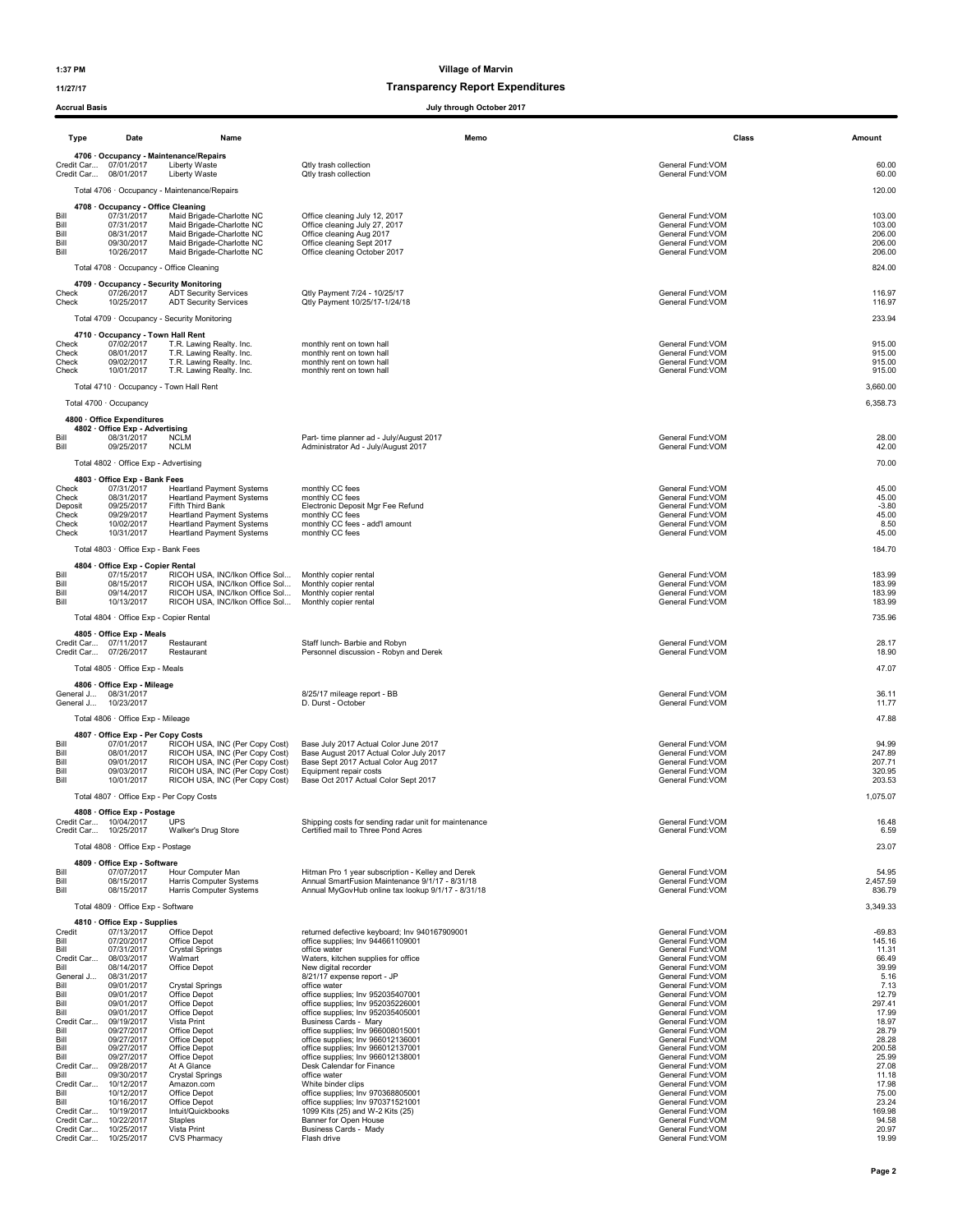# Village of Marvin

## Transparency Report Expenditures

1:37 PM
11/27/17
Accrual Basis

July through October 2017

| Type | Date | Name | Memo | Class | Amount |
|---|---|---|---|---|---|
| **4706 · Occupancy - Maintenance/Repairs** | | | | | |
| Credit Car... | 07/01/2017 | Liberty Waste | Qtly trash collection | General Fund:VOM | 60.00 |
| Credit Car... | 08/01/2017 | Liberty Waste | Qtly trash collection | General Fund:VOM | 60.00 |
| Total 4706 · Occupancy - Maintenance/Repairs | | | | | 120.00 |
| **4708 · Occupancy - Office Cleaning** | | | | | |
| Bill | 07/31/2017 | Maid Brigade-Charlotte NC | Office cleaning July 12, 2017 | General Fund:VOM | 103.00 |
| Bill | 07/31/2017 | Maid Brigade-Charlotte NC | Office cleaning July 27, 2017 | General Fund:VOM | 103.00 |
| Bill | 08/31/2017 | Maid Brigade-Charlotte NC | Office cleaning Aug 2017 | General Fund:VOM | 206.00 |
| Bill | 09/30/2017 | Maid Brigade-Charlotte NC | Office cleaning Sept 2017 | General Fund:VOM | 206.00 |
| Bill | 10/26/2017 | Maid Brigade-Charlotte NC | Office cleaning October 2017 | General Fund:VOM | 206.00 |
| Total 4708 · Occupancy - Office Cleaning | | | | | 824.00 |
| **4709 · Occupancy - Security Monitoring** | | | | | |
| Check | 07/26/2017 | ADT Security Services | Qtly Payment 7/24 - 10/25/17 | General Fund:VOM | 116.97 |
| Check | 10/25/2017 | ADT Security Services | Qtly Payment 10/25/17-1/24/18 | General Fund:VOM | 116.97 |
| Total 4709 · Occupancy - Security Monitoring | | | | | 233.94 |
| **4710 · Occupancy - Town Hall Rent** | | | | | |
| Check | 07/02/2017 | T.R. Lawing Realty. Inc. | monthly rent on town hall | General Fund:VOM | 915.00 |
| Check | 08/01/2017 | T.R. Lawing Realty. Inc. | monthly rent on town hall | General Fund:VOM | 915.00 |
| Check | 09/02/2017 | T.R. Lawing Realty. Inc. | monthly rent on town hall | General Fund:VOM | 915.00 |
| Check | 10/01/2017 | T.R. Lawing Realty. Inc. | monthly rent on town hall | General Fund:VOM | 915.00 |
| Total 4710 · Occupancy - Town Hall Rent | | | | | 3,660.00 |
| Total 4700 · Occupancy | | | | | 6,358.73 |
| **4800 · Office Expenditures** | | | | | |
| **4802 · Office Exp - Advertising** | | | | | |
| Bill | 08/31/2017 | NCLM | Part- time planner ad - July/August 2017 | General Fund:VOM | 28.00 |
| Bill | 09/25/2017 | NCLM | Administrator Ad - July/August 2017 | General Fund:VOM | 42.00 |
| Total 4802 · Office Exp - Advertising | | | | | 70.00 |
| **4803 · Office Exp - Bank Fees** | | | | | |
| Check | 07/31/2017 | Heartland Payment Systems | monthly CC fees | General Fund:VOM | 45.00 |
| Check | 08/31/2017 | Heartland Payment Systems | monthly CC fees | General Fund:VOM | 45.00 |
| Deposit | 09/25/2017 | Fifth Third Bank | Electronic Deposit Mgr Fee Refund | General Fund:VOM | -3.80 |
| Check | 09/29/2017 | Heartland Payment Systems | monthly CC fees | General Fund:VOM | 45.00 |
| Check | 10/02/2017 | Heartland Payment Systems | monthly CC fees - add'l amount | General Fund:VOM | 8.50 |
| Check | 10/31/2017 | Heartland Payment Systems | monthly CC fees | General Fund:VOM | 45.00 |
| Total 4803 · Office Exp - Bank Fees | | | | | 184.70 |
| **4804 · Office Exp - Copier Rental** | | | | | |
| Bill | 07/15/2017 | RICOH USA, INC/Ikon Office Sol... | Monthly copier rental | General Fund:VOM | 183.99 |
| Bill | 08/15/2017 | RICOH USA, INC/Ikon Office Sol... | Monthly copier rental | General Fund:VOM | 183.99 |
| Bill | 09/14/2017 | RICOH USA, INC/Ikon Office Sol... | Monthly copier rental | General Fund:VOM | 183.99 |
| Bill | 10/13/2017 | RICOH USA, INC/Ikon Office Sol... | Monthly copier rental | General Fund:VOM | 183.99 |
| Total 4804 · Office Exp - Copier Rental | | | | | 735.96 |
| **4805 · Office Exp - Meals** | | | | | |
| Credit Car... | 07/11/2017 | Restaurant | Staff lunch- Barbie and Robyn | General Fund:VOM | 28.17 |
| Credit Car... | 07/26/2017 | Restaurant | Personnel discussion - Robyn and Derek | General Fund:VOM | 18.90 |
| Total 4805 · Office Exp - Meals | | | | | 47.07 |
| **4806 · Office Exp - Mileage** | | | | | |
| General J... | 08/31/2017 | | 8/25/17 mileage report - BB | General Fund:VOM | 36.11 |
| General J... | 10/23/2017 | | D. Durst - October | General Fund:VOM | 11.77 |
| Total 4806 · Office Exp - Mileage | | | | | 47.88 |
| **4807 · Office Exp - Per Copy Costs** | | | | | |
| Bill | 07/01/2017 | RICOH USA, INC (Per Copy Cost) | Base July 2017 Actual Color June 2017 | General Fund:VOM | 94.99 |
| Bill | 08/01/2017 | RICOH USA, INC (Per Copy Cost) | Base August 2017 Actual Color July 2017 | General Fund:VOM | 247.89 |
| Bill | 09/01/2017 | RICOH USA, INC (Per Copy Cost) | Base Sept 2017 Actual Color Aug 2017 | General Fund:VOM | 207.71 |
| Bill | 09/03/2017 | RICOH USA, INC (Per Copy Cost) | Equipment repair costs | General Fund:VOM | 320.95 |
| Bill | 10/01/2017 | RICOH USA, INC (Per Copy Cost) | Base Oct 2017 Actual Color Sept 2017 | General Fund:VOM | 203.53 |
| Total 4807 · Office Exp - Per Copy Costs | | | | | 1,075.07 |
| **4808 · Office Exp - Postage** | | | | | |
| Credit Car... | 10/04/2017 | UPS | Shipping costs for sending radar unit for maintenance | General Fund:VOM | 16.48 |
| Credit Car... | 10/25/2017 | Walker's Drug Store | Certified mail to Three Pond Acres | General Fund:VOM | 6.59 |
| Total 4808 · Office Exp - Postage | | | | | 23.07 |
| **4809 · Office Exp - Software** | | | | | |
| Bill | 07/07/2017 | Hour Computer Man | Hitman Pro 1 year subscription - Kelley and Derek | General Fund:VOM | 54.95 |
| Bill | 08/15/2017 | Harris Computer Systems | Annual SmartFusion Maintenance 9/1/17 - 8/31/18 | General Fund:VOM | 2,457.59 |
| Bill | 08/15/2017 | Harris Computer Systems | Annual MyGovHub online tax lookup 9/1/17 - 8/31/18 | General Fund:VOM | 836.79 |
| Total 4809 · Office Exp - Software | | | | | 3,349.33 |
| **4810 · Office Exp - Supplies** | | | | | |
| Credit | 07/13/2017 | Office Depot | returned defective keyboard; Inv 940167909001 | General Fund:VOM | -69.83 |
| Bill | 07/20/2017 | Office Depot | office supplies; Inv 944661109001 | General Fund:VOM | 145.16 |
| Bill | 07/31/2017 | Crystal Springs | office water | General Fund:VOM | 11.31 |
| Credit Car... | 08/03/2017 | Walmart | Waters, kitchen supplies for office | General Fund:VOM | 66.49 |
| Bill | 08/14/2017 | Office Depot | New digital recorder | General Fund:VOM | 39.99 |
| General J... | 08/31/2017 | | 8/21/17 expense report - JP | General Fund:VOM | 5.16 |
| Bill | 09/01/2017 | Crystal Springs | office water | General Fund:VOM | 7.13 |
| Bill | 09/01/2017 | Office Depot | office supplies; Inv 952035407001 | General Fund:VOM | 12.79 |
| Bill | 09/01/2017 | Office Depot | office supplies; Inv 952035226001 | General Fund:VOM | 297.41 |
| Bill | 09/01/2017 | Office Depot | office supplies; Inv 952035405001 | General Fund:VOM | 17.99 |
| Credit Car... | 09/19/2017 | Vista Print | Business Cards - Mary | General Fund:VOM | 18.97 |
| Bill | 09/27/2017 | Office Depot | office supplies; Inv 966008015001 | General Fund:VOM | 28.79 |
| Bill | 09/27/2017 | Office Depot | office supplies; Inv 966012136001 | General Fund:VOM | 28.28 |
| Bill | 09/27/2017 | Office Depot | office supplies; Inv 966012137001 | General Fund:VOM | 200.58 |
| Bill | 09/27/2017 | Office Depot | office supplies; Inv 966012138001 | General Fund:VOM | 25.99 |
| Credit Car... | 09/28/2017 | At A Glance | Desk Calendar for Finance | General Fund:VOM | 27.08 |
| Bill | 09/30/2017 | Crystal Springs | office water | General Fund:VOM | 11.18 |
| Credit Car... | 10/12/2017 | Amazon.com | White binder clips | General Fund:VOM | 17.98 |
| Bill | 10/12/2017 | Office Depot | office supplies; Inv 970368805001 | General Fund:VOM | 75.00 |
| Bill | 10/16/2017 | Office Depot | office supplies; Inv 970371521001 | General Fund:VOM | 23.24 |
| Credit Car... | 10/19/2017 | Intuit/Quickbooks | 1099 Kits (25) and W-2 Kits (25) | General Fund:VOM | 169.98 |
| Credit Car... | 10/22/2017 | Staples | Banner for Open House | General Fund:VOM | 94.58 |
| Credit Car... | 10/25/2017 | Vista Print | Business Cards - Mady | General Fund:VOM | 20.97 |
| Credit Car... | 10/25/2017 | CVS Pharmacy | Flash drive | General Fund:VOM | 19.99 |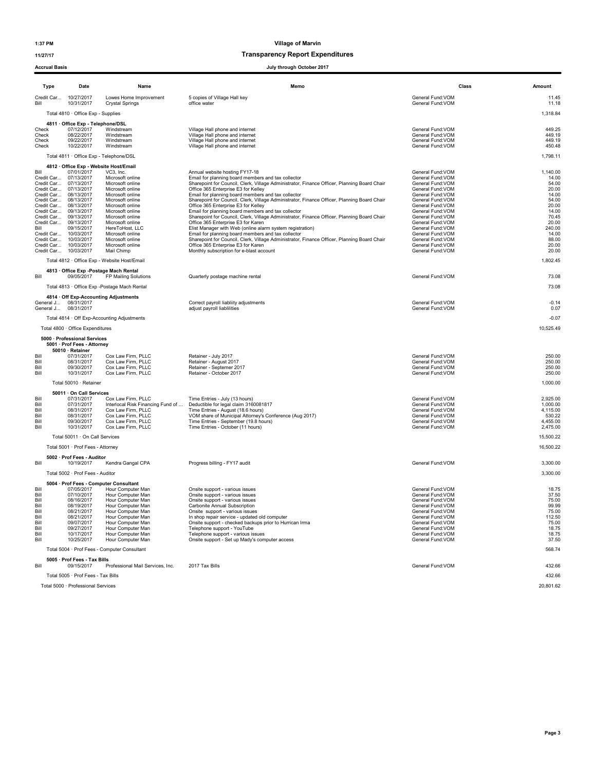# Village of Marvin

## Transparency Report Expenditures

**Accrual Basis** — July through October 2017

| Type | Date | Name | Memo | Class | Amount |
|---|---|---|---|---|---|
| Credit Car... | 10/27/2017 | Lowes Home Improvement | 5 copies of Village Hall key | General Fund:VOM | 11.45 |
| Bill | 10/31/2017 | Crystal Springs | office water | General Fund:VOM | 11.18 |
| Total 4810 · Office Exp - Supplies | | | | | 1,318.84 |
| **4811 · Office Exp - Telephone/DSL** | | | | | |
| Check | 07/12/2017 | Windstream | Village Hall phone and internet | General Fund:VOM | 449.25 |
| Check | 08/22/2017 | Windstream | Village Hall phone and internet | General Fund:VOM | 449.19 |
| Check | 09/22/2017 | Windstream | Village Hall phone and internet | General Fund:VOM | 449.19 |
| Check | 10/22/2017 | Windstream | Village Hall phone and internet | General Fund:VOM | 450.48 |
| Total 4811 · Office Exp - Telephone/DSL | | | | | 1,798.11 |
| **4812 · Office Exp - Website Host/Email** | | | | | |
| Bill | 07/01/2017 | VC3, Inc. | Annual website hosting FY17-18 | General Fund:VOM | 1,140.00 |
| Credit Car... | 07/13/2017 | Microsoft online | Email for planning board members and tax collector | General Fund:VOM | 14.00 |
| Credit Car... | 07/13/2017 | Microsoft online | Sharepoint for Council, Clerk, Village Administrator, Finance Officer, Planning Board Chair | General Fund:VOM | 54.00 |
| Credit Car... | 07/13/2017 | Microsoft online | Office 365 Enterprise E3 for Kelley | General Fund:VOM | 20.00 |
| Credit Car... | 08/13/2017 | Microsoft online | Email for planning board members and tax collector | General Fund:VOM | 14.00 |
| Credit Car... | 08/13/2017 | Microsoft online | Sharepoint for Council, Clerk, Village Administrator, Finance Officer, Planning Board Chair | General Fund:VOM | 54.00 |
| Credit Car... | 08/13/2017 | Microsoft online | Office 365 Enterprise E3 for Kelley | General Fund:VOM | 20.00 |
| Credit Car... | 09/13/2017 | Microsoft online | Email for planning board members and tax collector | General Fund:VOM | 14.00 |
| Credit Car... | 09/13/2017 | Microsoft online | Sharepoint for Council, Clerk, Village Administrator, Finance Officer, Planning Board Chair | General Fund:VOM | 70.45 |
| Credit Car... | 09/13/2017 | Microsoft online | Office 365 Enterprise E3 for Karen | General Fund:VOM | 20.00 |
| Bill | 09/15/2017 | HereToHost, LLC | Elist Manager with Web (online alarm system registration) | General Fund:VOM | 240.00 |
| Credit Car... | 10/03/2017 | Microsoft online | Email for planning board members and tax collector | General Fund:VOM | 14.00 |
| Credit Car... | 10/03/2017 | Microsoft online | Sharepoint for Council, Clerk, Village Administrator, Finance Officer, Planning Board Chair | General Fund:VOM | 88.00 |
| Credit Car... | 10/03/2017 | Microsoft online | Office 365 Enterprise E3 for Karen | General Fund:VOM | 20.00 |
| Credit Car... | 10/03/2017 | Mail Chimp | Monthly subscription for e-blast account | General Fund:VOM | 20.00 |
| Total 4812 · Office Exp - Website Host/Email | | | | | 1,802.45 |
| **4813 · Office Exp -Postage Mach Rental** | | | | | |
| Bill | 09/05/2017 | FP Mailing Solutions | Quarterly postage machine rental | General Fund:VOM | 73.08 |
| Total 4813 · Office Exp -Postage Mach Rental | | | | | 73.08 |
| **4814 · Off Exp-Accounting Adjustments** | | | | | |
| General J... | 08/31/2017 | | Correct payroll liablity adjustments | General Fund:VOM | -0.14 |
| General J... | 08/31/2017 | | adjust payroll liablilities | General Fund:VOM | 0.07 |
| Total 4814 · Off Exp-Accounting Adjustments | | | | | -0.07 |
| Total 4800 · Office Expenditures | | | | | 10,525.49 |
| **5000 · Professional Services** | | | | | |
| **5001 · Prof Fees - Attorney** | | | | | |
| **50010 · Retainer** | | | | | |
| Bill | 07/31/2017 | Cox Law Firm, PLLC | Retainer - July 2017 | General Fund:VOM | 250.00 |
| Bill | 08/31/2017 | Cox Law Firm, PLLC | Retainer - August 2017 | General Fund:VOM | 250.00 |
| Bill | 09/30/2017 | Cox Law Firm, PLLC | Retainer - Septemer 2017 | General Fund:VOM | 250.00 |
| Bill | 10/31/2017 | Cox Law Firm, PLLC | Retainer - October 2017 | General Fund:VOM | 250.00 |
| Total 50010 · Retainer | | | | | 1,000.00 |
| **50011 · On Call Services** | | | | | |
| Bill | 07/31/2017 | Cox Law Firm, PLLC | Time Entries - July (13 hours) | General Fund:VOM | 2,925.00 |
| Bill | 07/31/2017 | Interlocal Risk Financing Fund of ... | Deductible for legal claim 3160081817 | General Fund:VOM | 1,000.00 |
| Bill | 08/31/2017 | Cox Law Firm, PLLC | Time Entries - August (18.6 hours) | General Fund:VOM | 4,115.00 |
| Bill | 08/31/2017 | Cox Law Firm, PLLC | VOM share of Municipal Attorney's Conference (Aug 2017) | General Fund:VOM | 530.22 |
| Bill | 09/30/2017 | Cox Law Firm, PLLC | Time Entries - September (19.8 hours) | General Fund:VOM | 4,455.00 |
| Bill | 10/31/2017 | Cox Law Firm, PLLC | Time Entries - October (11 hours) | General Fund:VOM | 2,475.00 |
| Total 50011 · On Call Services | | | | | 15,500.22 |
| Total 5001 · Prof Fees - Attorney | | | | | 16,500.22 |
| **5002 · Prof Fees - Auditor** | | | | | |
| Bill | 10/19/2017 | Kendra Gangal CPA | Progress billing - FY17 audit | General Fund:VOM | 3,300.00 |
| Total 5002 · Prof Fees - Auditor | | | | | 3,300.00 |
| **5004 · Prof Fees - Computer Consultant** | | | | | |
| Bill | 07/05/2017 | Hour Computer Man | Onsite support - various issues | General Fund:VOM | 18.75 |
| Bill | 07/10/2017 | Hour Computer Man | Onsite support - various issues | General Fund:VOM | 37.50 |
| Bill | 08/16/2017 | Hour Computer Man | Onsite support - various issues | General Fund:VOM | 75.00 |
| Bill | 08/19/2017 | Hour Computer Man | Carbonite Annual Subscription | General Fund:VOM | 99.99 |
| Bill | 08/21/2017 | Hour Computer Man | Onsite support - various issues | General Fund:VOM | 75.00 |
| Bill | 08/21/2017 | Hour Computer Man | In shop repair service - updated old computer | General Fund:VOM | 112.50 |
| Bill | 09/07/2017 | Hour Computer Man | Onsite support - checked backups prior to Hurrican Irma | General Fund:VOM | 75.00 |
| Bill | 09/27/2017 | Hour Computer Man | Telephone support - YouTube | General Fund:VOM | 18.75 |
| Bill | 10/17/2017 | Hour Computer Man | Telephone support - various issues | General Fund:VOM | 18.75 |
| Bill | 10/25/2017 | Hour Computer Man | Onsite support - Set up Mady's computer access | General Fund:VOM | 37.50 |
| Total 5004 · Prof Fees - Computer Consultant | | | | | 568.74 |
| **5005 · Prof Fees - Tax Bills** | | | | | |
| Bill | 09/15/2017 | Professional Mail Services, Inc. | 2017 Tax Bills | General Fund:VOM | 432.66 |
| Total 5005 · Prof Fees - Tax Bills | | | | | 432.66 |
| Total 5000 · Professional Services | | | | | 20,801.62 |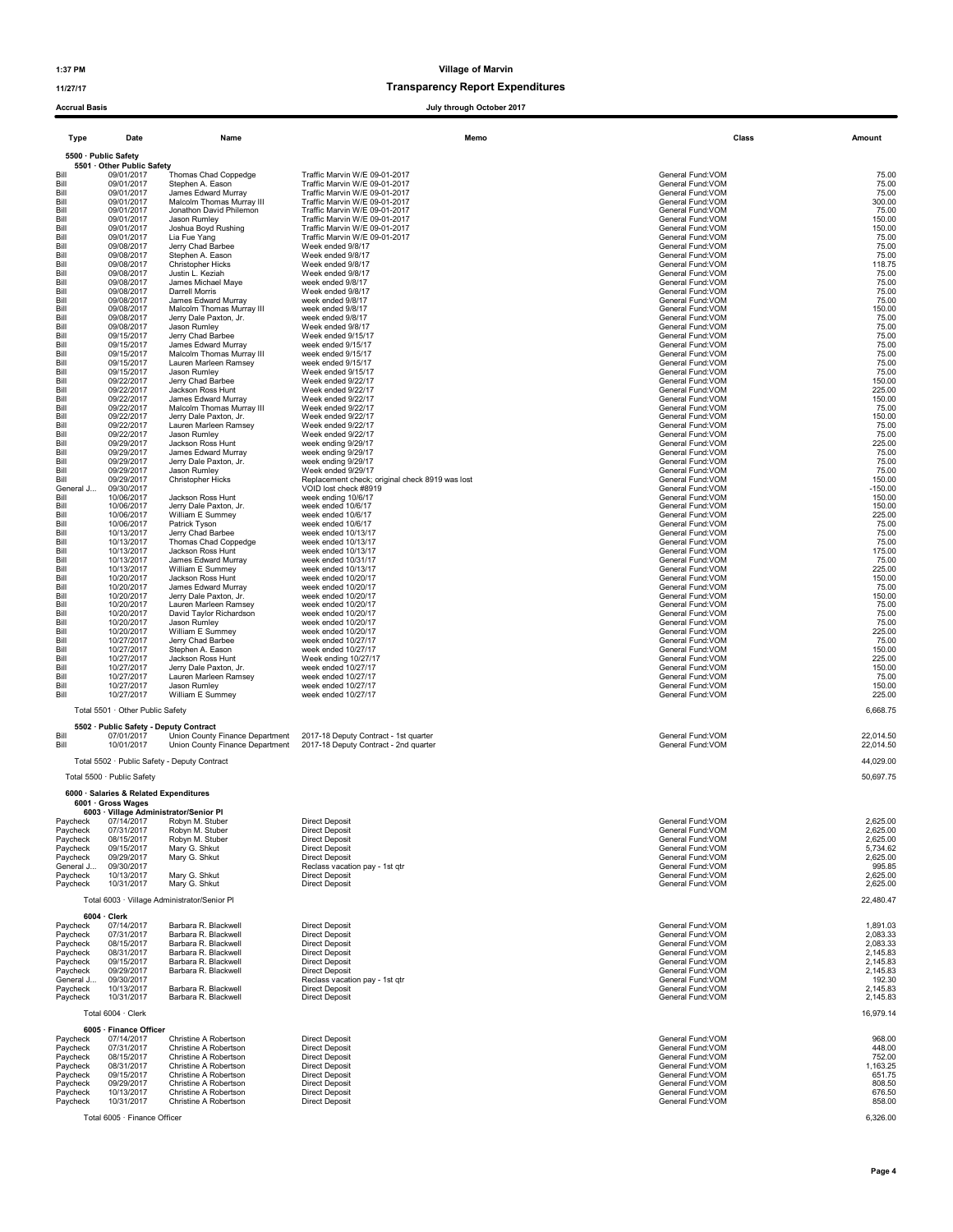# Village of Marvin

## Transparency Report Expenditures

Accrual Basis — July through October 2017

| Type | Date | Name | Memo | Class | Amount |
|---|---|---|---|---|---|
| **5500 · Public Safety** | | | | | |
| **5501 · Other Public Safety** | | | | | |
| Bill | 09/01/2017 | Thomas Chad Coppedge | Traffic Marvin W/E 09-01-2017 | General Fund:VOM | 75.00 |
| Bill | 09/01/2017 | Stephen A. Eason | Traffic Marvin W/E 09-01-2017 | General Fund:VOM | 75.00 |
| Bill | 09/01/2017 | James Edward Murray | Traffic Marvin W/E 09-01-2017 | General Fund:VOM | 75.00 |
| Bill | 09/01/2017 | Malcolm Thomas Murray III | Traffic Marvin W/E 09-01-2017 | General Fund:VOM | 300.00 |
| Bill | 09/01/2017 | Jonathon David Philemon | Traffic Marvin W/E 09-01-2017 | General Fund:VOM | 75.00 |
| Bill | 09/01/2017 | Jason Rumley | Traffic Marvin W/E 09-01-2017 | General Fund:VOM | 150.00 |
| Bill | 09/01/2017 | Joshua Boyd Rushing | Traffic Marvin W/E 09-01-2017 | General Fund:VOM | 150.00 |
| Bill | 09/01/2017 | Lia Fue Yang | Traffic Marvin W/E 09-01-2017 | General Fund:VOM | 75.00 |
| Bill | 09/08/2017 | Jerry Chad Barbee | Week ended 9/8/17 | General Fund:VOM | 75.00 |
| Bill | 09/08/2017 | Stephen A. Eason | Week ended 9/8/17 | General Fund:VOM | 75.00 |
| Bill | 09/08/2017 | Christopher Hicks | Week ended 9/8/17 | General Fund:VOM | 118.75 |
| Bill | 09/08/2017 | Justin L. Keziah | Week ended 9/8/17 | General Fund:VOM | 75.00 |
| Bill | 09/08/2017 | James Michael Maye | week ended 9/8/17 | General Fund:VOM | 75.00 |
| Bill | 09/08/2017 | Darrell Morris | Week ended 9/8/17 | General Fund:VOM | 75.00 |
| Bill | 09/08/2017 | James Edward Murray | week ended 9/8/17 | General Fund:VOM | 75.00 |
| Bill | 09/08/2017 | Malcolm Thomas Murray III | week ended 9/8/17 | General Fund:VOM | 150.00 |
| Bill | 09/08/2017 | Jerry Dale Paxton, Jr. | week ended 9/8/17 | General Fund:VOM | 75.00 |
| Bill | 09/08/2017 | Jason Rumley | Week ended 9/8/17 | General Fund:VOM | 75.00 |
| Bill | 09/15/2017 | Jerry Chad Barbee | Week ended 9/15/17 | General Fund:VOM | 75.00 |
| Bill | 09/15/2017 | James Edward Murray | week ended 9/15/17 | General Fund:VOM | 75.00 |
| Bill | 09/15/2017 | Malcolm Thomas Murray III | week ended 9/15/17 | General Fund:VOM | 75.00 |
| Bill | 09/15/2017 | Lauren Marleen Ramsey | week ended 9/15/17 | General Fund:VOM | 75.00 |
| Bill | 09/15/2017 | Jason Rumley | Week ended 9/15/17 | General Fund:VOM | 75.00 |
| Bill | 09/22/2017 | Jerry Chad Barbee | Week ended 9/22/17 | General Fund:VOM | 150.00 |
| Bill | 09/22/2017 | Jackson Ross Hunt | Week ended 9/22/17 | General Fund:VOM | 225.00 |
| Bill | 09/22/2017 | James Edward Murray | Week ended 9/22/17 | General Fund:VOM | 150.00 |
| Bill | 09/22/2017 | Malcolm Thomas Murray III | Week ended 9/22/17 | General Fund:VOM | 75.00 |
| Bill | 09/22/2017 | Jerry Dale Paxton, Jr. | Week ended 9/22/17 | General Fund:VOM | 150.00 |
| Bill | 09/22/2017 | Lauren Marleen Ramsey | Week ended 9/22/17 | General Fund:VOM | 75.00 |
| Bill | 09/22/2017 | Jason Rumley | Week ended 9/22/17 | General Fund:VOM | 75.00 |
| Bill | 09/29/2017 | Jackson Ross Hunt | week ending 9/29/17 | General Fund:VOM | 225.00 |
| Bill | 09/29/2017 | James Edward Murray | week ending 9/29/17 | General Fund:VOM | 75.00 |
| Bill | 09/29/2017 | Jerry Dale Paxton, Jr. | week ending 9/29/17 | General Fund:VOM | 75.00 |
| Bill | 09/29/2017 | Jason Rumley | Week ended 9/29/17 | General Fund:VOM | 75.00 |
| Bill | 09/29/2017 | Christopher Hicks | Replacement check; original check 8919 was lost | General Fund:VOM | 150.00 |
| General J... | 09/30/2017 | | VOID lost check #8919 | General Fund:VOM | -150.00 |
| Bill | 10/06/2017 | Jackson Ross Hunt | week ending 10/6/17 | General Fund:VOM | 150.00 |
| Bill | 10/06/2017 | Jerry Dale Paxton, Jr. | week ended 10/6/17 | General Fund:VOM | 150.00 |
| Bill | 10/06/2017 | William E Summey | week ended 10/6/17 | General Fund:VOM | 225.00 |
| Bill | 10/06/2017 | Patrick Tyson | week ended 10/6/17 | General Fund:VOM | 75.00 |
| Bill | 10/13/2017 | Jerry Chad Barbee | week ended 10/13/17 | General Fund:VOM | 75.00 |
| Bill | 10/13/2017 | Thomas Chad Coppedge | week ended 10/13/17 | General Fund:VOM | 75.00 |
| Bill | 10/13/2017 | Jackson Ross Hunt | week ended 10/13/17 | General Fund:VOM | 175.00 |
| Bill | 10/13/2017 | James Edward Murray | week ended 10/31/17 | General Fund:VOM | 75.00 |
| Bill | 10/13/2017 | William E Summey | week ended 10/13/17 | General Fund:VOM | 225.00 |
| Bill | 10/20/2017 | Jackson Ross Hunt | week ended 10/20/17 | General Fund:VOM | 150.00 |
| Bill | 10/20/2017 | James Edward Murray | week ended 10/20/17 | General Fund:VOM | 75.00 |
| Bill | 10/20/2017 | Jerry Dale Paxton, Jr. | week ended 10/20/17 | General Fund:VOM | 150.00 |
| Bill | 10/20/2017 | Lauren Marleen Ramsey | week ended 10/20/17 | General Fund:VOM | 75.00 |
| Bill | 10/20/2017 | David Taylor Richardson | week ended 10/20/17 | General Fund:VOM | 75.00 |
| Bill | 10/20/2017 | Jason Rumley | week ended 10/20/17 | General Fund:VOM | 75.00 |
| Bill | 10/20/2017 | William E Summey | week ended 10/20/17 | General Fund:VOM | 225.00 |
| Bill | 10/27/2017 | Jerry Chad Barbee | week ended 10/27/17 | General Fund:VOM | 75.00 |
| Bill | 10/27/2017 | Stephen A. Eason | week ended 10/27/17 | General Fund:VOM | 150.00 |
| Bill | 10/27/2017 | Jackson Ross Hunt | Week ending 10/27/17 | General Fund:VOM | 225.00 |
| Bill | 10/27/2017 | Jerry Dale Paxton, Jr. | week ended 10/27/17 | General Fund:VOM | 150.00 |
| Bill | 10/27/2017 | Lauren Marleen Ramsey | week ended 10/27/17 | General Fund:VOM | 75.00 |
| Bill | 10/27/2017 | Jason Rumley | week ended 10/27/17 | General Fund:VOM | 150.00 |
| Bill | 10/27/2017 | William E Summey | week ended 10/27/17 | General Fund:VOM | 225.00 |
| Total 5501 · Other Public Safety | | | | | 6,668.75 |
| **5502 · Public Safety - Deputy Contract** | | | | | |
| Bill | 07/01/2017 | Union County Finance Department | 2017-18 Deputy Contract - 1st quarter | General Fund:VOM | 22,014.50 |
| Bill | 10/01/2017 | Union County Finance Department | 2017-18 Deputy Contract - 2nd quarter | General Fund:VOM | 22,014.50 |
| Total 5502 · Public Safety - Deputy Contract | | | | | 44,029.00 |
| Total 5500 · Public Safety | | | | | 50,697.75 |
| **6000 · Salaries & Related Expenditures** | | | | | |
| **6001 · Gross Wages** | | | | | |
| **6003 · Village Administrator/Senior Pl** | | | | | |
| Paycheck | 07/14/2017 | Robyn M. Stuber | Direct Deposit | General Fund:VOM | 2,625.00 |
| Paycheck | 07/31/2017 | Robyn M. Stuber | Direct Deposit | General Fund:VOM | 2,625.00 |
| Paycheck | 08/15/2017 | Robyn M. Stuber | Direct Deposit | General Fund:VOM | 2,625.00 |
| Paycheck | 09/15/2017 | Mary G. Shkut | Direct Deposit | General Fund:VOM | 5,734.62 |
| Paycheck | 09/29/2017 | Mary G. Shkut | Direct Deposit | General Fund:VOM | 2,625.00 |
| General J... | 09/30/2017 | | Reclass vacation pay - 1st qtr | General Fund:VOM | 995.85 |
| Paycheck | 10/13/2017 | Mary G. Shkut | Direct Deposit | General Fund:VOM | 2,625.00 |
| Paycheck | 10/31/2017 | Mary G. Shkut | Direct Deposit | General Fund:VOM | 2,625.00 |
| Total 6003 · Village Administrator/Senior Pl | | | | | 22,480.47 |
| **6004 · Clerk** | | | | | |
| Paycheck | 07/14/2017 | Barbara R. Blackwell | Direct Deposit | General Fund:VOM | 1,891.03 |
| Paycheck | 07/31/2017 | Barbara R. Blackwell | Direct Deposit | General Fund:VOM | 2,083.33 |
| Paycheck | 08/15/2017 | Barbara R. Blackwell | Direct Deposit | General Fund:VOM | 2,083.33 |
| Paycheck | 08/31/2017 | Barbara R. Blackwell | Direct Deposit | General Fund:VOM | 2,145.83 |
| Paycheck | 09/15/2017 | Barbara R. Blackwell | Direct Deposit | General Fund:VOM | 2,145.83 |
| Paycheck | 09/29/2017 | Barbara R. Blackwell | Direct Deposit | General Fund:VOM | 2,145.83 |
| General J... | 09/30/2017 | | Reclass vacation pay - 1st qtr | General Fund:VOM | 192.30 |
| Paycheck | 10/13/2017 | Barbara R. Blackwell | Direct Deposit | General Fund:VOM | 2,145.83 |
| Paycheck | 10/31/2017 | Barbara R. Blackwell | Direct Deposit | General Fund:VOM | 2,145.83 |
| Total 6004 · Clerk | | | | | 16,979.14 |
| **6005 · Finance Officer** | | | | | |
| Paycheck | 07/14/2017 | Christine A Robertson | Direct Deposit | General Fund:VOM | 968.00 |
| Paycheck | 07/31/2017 | Christine A Robertson | Direct Deposit | General Fund:VOM | 448.00 |
| Paycheck | 08/15/2017 | Christine A Robertson | Direct Deposit | General Fund:VOM | 752.00 |
| Paycheck | 08/31/2017 | Christine A Robertson | Direct Deposit | General Fund:VOM | 1,163.25 |
| Paycheck | 09/15/2017 | Christine A Robertson | Direct Deposit | General Fund:VOM | 651.75 |
| Paycheck | 09/29/2017 | Christine A Robertson | Direct Deposit | General Fund:VOM | 808.50 |
| Paycheck | 10/13/2017 | Christine A Robertson | Direct Deposit | General Fund:VOM | 676.50 |
| Paycheck | 10/31/2017 | Christine A Robertson | Direct Deposit | General Fund:VOM | 858.00 |
| Total 6005 · Finance Officer | | | | | 6,326.00 |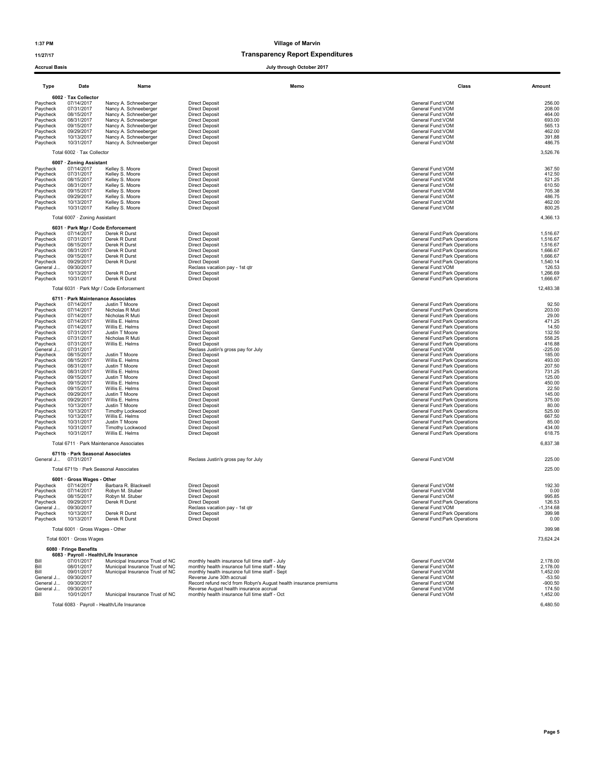## Village of Marvin
## Transparency Report Expenditures

Accrual Basis — July through October 2017

| Type | Date | Name | Memo | Class | Amount |
|---|---|---|---|---|---|
| **6002 · Tax Collector** | | | | | |
| Paycheck | 07/14/2017 | Nancy A. Schneeberger | Direct Deposit | General Fund:VOM | 256.00 |
| Paycheck | 07/31/2017 | Nancy A. Schneeberger | Direct Deposit | General Fund:VOM | 208.00 |
| Paycheck | 08/15/2017 | Nancy A. Schneeberger | Direct Deposit | General Fund:VOM | 464.00 |
| Paycheck | 08/31/2017 | Nancy A. Schneeberger | Direct Deposit | General Fund:VOM | 693.00 |
| Paycheck | 09/15/2017 | Nancy A. Schneeberger | Direct Deposit | General Fund:VOM | 565.13 |
| Paycheck | 09/29/2017 | Nancy A. Schneeberger | Direct Deposit | General Fund:VOM | 462.00 |
| Paycheck | 10/13/2017 | Nancy A. Schneeberger | Direct Deposit | General Fund:VOM | 391.88 |
| Paycheck | 10/31/2017 | Nancy A. Schneeberger | Direct Deposit | General Fund:VOM | 486.75 |
| Total 6002 · Tax Collector | | | | | 3,526.76 |
| **6007 · Zoning Assistant** | | | | | |
| Paycheck | 07/14/2017 | Kelley S. Moore | Direct Deposit | General Fund:VOM | 367.50 |
| Paycheck | 07/31/2017 | Kelley S. Moore | Direct Deposit | General Fund:VOM | 412.50 |
| Paycheck | 08/15/2017 | Kelley S. Moore | Direct Deposit | General Fund:VOM | 521.25 |
| Paycheck | 08/31/2017 | Kelley S. Moore | Direct Deposit | General Fund:VOM | 610.50 |
| Paycheck | 09/15/2017 | Kelley S. Moore | Direct Deposit | General Fund:VOM | 705.38 |
| Paycheck | 09/29/2017 | Kelley S. Moore | Direct Deposit | General Fund:VOM | 486.75 |
| Paycheck | 10/13/2017 | Kelley S. Moore | Direct Deposit | General Fund:VOM | 462.00 |
| Paycheck | 10/31/2017 | Kelley S. Moore | Direct Deposit | General Fund:VOM | 800.25 |
| Total 6007 · Zoning Assistant | | | | | 4,366.13 |
| **6031 · Park Mgr / Code Enforcement** | | | | | |
| Paycheck | 07/14/2017 | Derek R Durst | Direct Deposit | General Fund:Park Operations | 1,516.67 |
| Paycheck | 07/31/2017 | Derek R Durst | Direct Deposit | General Fund:Park Operations | 1,516.67 |
| Paycheck | 08/15/2017 | Derek R Durst | Direct Deposit | General Fund:Park Operations | 1,516.67 |
| Paycheck | 08/31/2017 | Derek R Durst | Direct Deposit | General Fund:Park Operations | 1,666.67 |
| Paycheck | 09/15/2017 | Derek R Durst | Direct Deposit | General Fund:Park Operations | 1,666.67 |
| Paycheck | 09/29/2017 | Derek R Durst | Direct Deposit | General Fund:Park Operations | 1,540.14 |
| General J... | 09/30/2017 | | Reclass vacation pay - 1st qtr | General Fund:VOM | 126.53 |
| Paycheck | 10/13/2017 | Derek R Durst | Direct Deposit | General Fund:Park Operations | 1,266.69 |
| Paycheck | 10/31/2017 | Derek R Durst | Direct Deposit | General Fund:Park Operations | 1,666.67 |
| Total 6031 · Park Mgr / Code Enforcement | | | | | 12,483.38 |
| **6711 · Park Maintenance Associates** | | | | | |
| Paycheck | 07/14/2017 | Justin T Moore | Direct Deposit | General Fund:Park Operations | 92.50 |
| Paycheck | 07/14/2017 | Nicholas R Muti | Direct Deposit | General Fund:Park Operations | 203.00 |
| Paycheck | 07/14/2017 | Nicholas R Muti | Direct Deposit | General Fund:Park Operations | 29.00 |
| Paycheck | 07/14/2017 | Willis E. Helms | Direct Deposit | General Fund:Park Operations | 471.25 |
| Paycheck | 07/14/2017 | Willis E. Helms | Direct Deposit | General Fund:Park Operations | 14.50 |
| Paycheck | 07/31/2017 | Justin T Moore | Direct Deposit | General Fund:Park Operations | 132.50 |
| Paycheck | 07/31/2017 | Nicholas R Muti | Direct Deposit | General Fund:Park Operations | 558.25 |
| Paycheck | 07/31/2017 | Willis E. Helms | Direct Deposit | General Fund:Park Operations | 416.88 |
| General J... | 07/31/2017 | | Reclass Justin's gross pay for July | General Fund:VOM | -225.00 |
| Paycheck | 08/15/2017 | Justin T Moore | Direct Deposit | General Fund:Park Operations | 185.00 |
| Paycheck | 08/15/2017 | Willis E. Helms | Direct Deposit | General Fund:Park Operations | 493.00 |
| Paycheck | 08/31/2017 | Justin T Moore | Direct Deposit | General Fund:Park Operations | 207.50 |
| Paycheck | 08/31/2017 | Willis E. Helms | Direct Deposit | General Fund:Park Operations | 731.25 |
| Paycheck | 09/15/2017 | Justin T Moore | Direct Deposit | General Fund:Park Operations | 125.00 |
| Paycheck | 09/15/2017 | Willis E. Helms | Direct Deposit | General Fund:Park Operations | 450.00 |
| Paycheck | 09/15/2017 | Willis E. Helms | Direct Deposit | General Fund:Park Operations | 22.50 |
| Paycheck | 09/29/2017 | Justin T Moore | Direct Deposit | General Fund:Park Operations | 145.00 |
| Paycheck | 09/29/2017 | Willis E. Helms | Direct Deposit | General Fund:Park Operations | 375.00 |
| Paycheck | 10/13/2017 | Justin T Moore | Direct Deposit | General Fund:Park Operations | 80.00 |
| Paycheck | 10/13/2017 | Timothy Lockwood | Direct Deposit | General Fund:Park Operations | 525.00 |
| Paycheck | 10/13/2017 | Willis E. Helms | Direct Deposit | General Fund:Park Operations | 667.50 |
| Paycheck | 10/31/2017 | Justin T Moore | Direct Deposit | General Fund:Park Operations | 85.00 |
| Paycheck | 10/31/2017 | Timothy Lockwood | Direct Deposit | General Fund:Park Operations | 434.00 |
| Paycheck | 10/31/2017 | Willis E. Helms | Direct Deposit | General Fund:Park Operations | 618.75 |
| Total 6711 · Park Maintenance Associates | | | | | 6,837.38 |
| **6711b · Park Seasonal Associates** | | | | | |
| General J... | 07/31/2017 | | Reclass Justin's gross pay for July | General Fund:VOM | 225.00 |
| Total 6711b · Park Seasonal Associates | | | | | 225.00 |
| **6001 · Gross Wages - Other** | | | | | |
| Paycheck | 07/14/2017 | Barbara R. Blackwell | Direct Deposit | General Fund:VOM | 192.30 |
| Paycheck | 07/14/2017 | Robyn M. Stuber | Direct Deposit | General Fund:VOM | 0.00 |
| Paycheck | 08/15/2017 | Robyn M. Stuber | Direct Deposit | General Fund:VOM | 995.85 |
| Paycheck | 09/29/2017 | Derek R Durst | Direct Deposit | General Fund:Park Operations | 126.53 |
| General J... | 09/30/2017 | | Reclass vacation pay - 1st qtr | General Fund:VOM | -1,314.68 |
| Paycheck | 10/13/2017 | Derek R Durst | Direct Deposit | General Fund:Park Operations | 399.98 |
| Paycheck | 10/13/2017 | Derek R Durst | Direct Deposit | General Fund:Park Operations | 0.00 |
| Total 6001 · Gross Wages - Other | | | | | 399.98 |
| Total 6001 · Gross Wages | | | | | 73,624.24 |
| **6080 · Fringe Benefits** | | | | | |
| **6083 · Payroll - Health/Life Insurance** | | | | | |
| Bill | 07/01/2017 | Municipal Insurance Trust of NC | monthly health insurance full time staff - July | General Fund:VOM | 2,178.00 |
| Bill | 08/01/2017 | Municipal Insurance Trust of NC | monthly health insurance full time staff - May | General Fund:VOM | 2,178.00 |
| Bill | 09/01/2017 | Municipal Insurance Trust of NC | monthly health insurance full time staff - Sept | General Fund:VOM | 1,452.00 |
| General J... | 09/30/2017 | | Reverse June 30th accrual | General Fund:VOM | -53.50 |
| General J... | 09/30/2017 | | Record refund rec'd from Robyn's August health insurance premiums | General Fund:VOM | -900.50 |
| General J... | 09/30/2017 | | Reverse August health insurance accrual | General Fund:VOM | 174.50 |
| Bill | 10/01/2017 | Municipal Insurance Trust of NC | monthly health insurance full time staff - Oct | General Fund:VOM | 1,452.00 |
| Total 6083 · Payroll - Health/Life Insurance | | | | | 6,480.50 |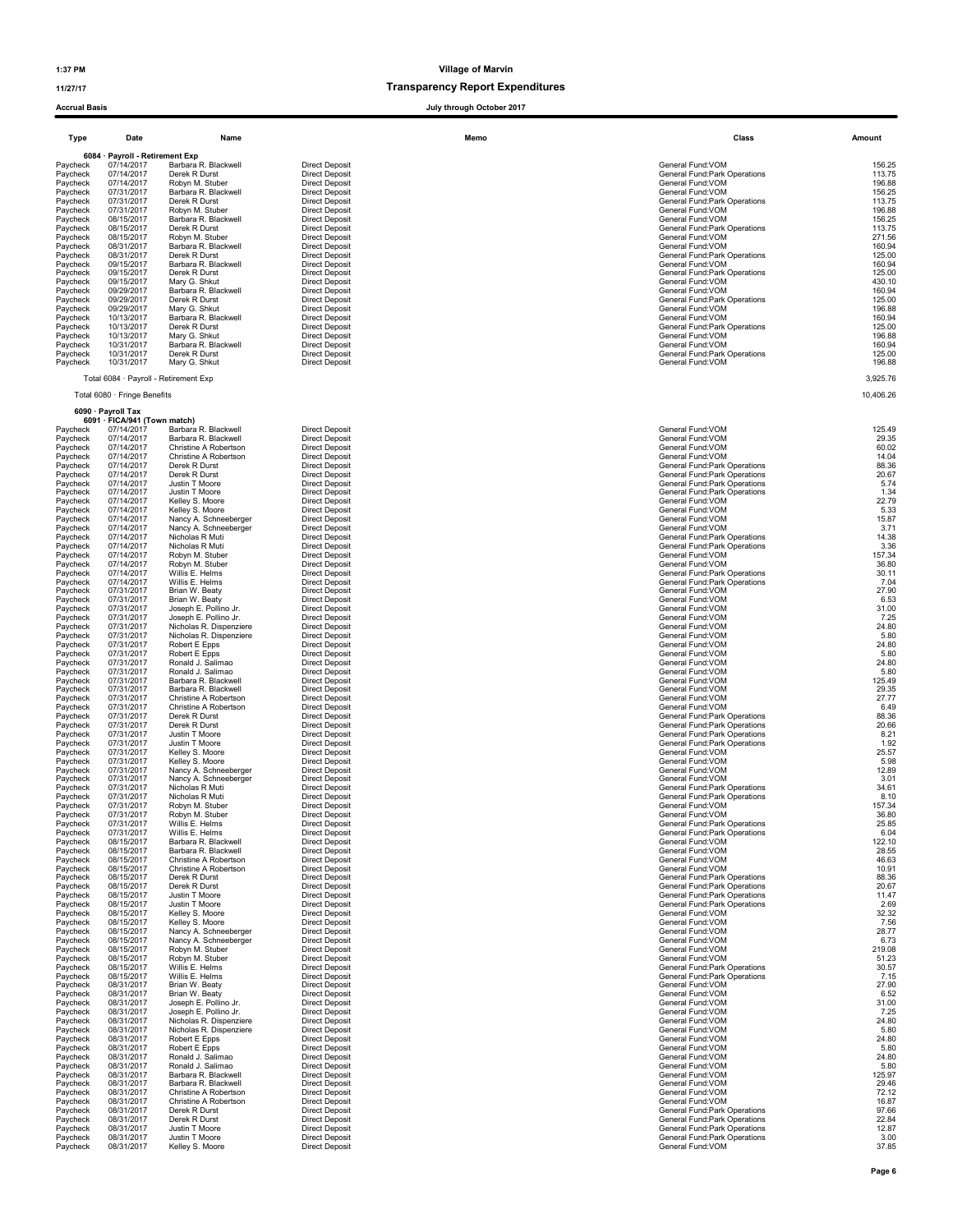# Village of Marvin

## Transparency Report Expenditures

**Accrual Basis** — July through October 2017

| Type | Date | Name | Memo | Class | Amount |
|---|---|---|---|---|---|
| **6084 · Payroll - Retirement Exp** | | | | | |
| Paycheck | 07/14/2017 | Barbara R. Blackwell | Direct Deposit | General Fund:VOM | 156.25 |
| Paycheck | 07/14/2017 | Derek R Durst | Direct Deposit | General Fund:Park Operations | 113.75 |
| Paycheck | 07/14/2017 | Robyn M. Stuber | Direct Deposit | General Fund:VOM | 196.88 |
| Paycheck | 07/31/2017 | Barbara R. Blackwell | Direct Deposit | General Fund:VOM | 156.25 |
| Paycheck | 07/31/2017 | Derek R Durst | Direct Deposit | General Fund:Park Operations | 113.75 |
| Paycheck | 07/31/2017 | Robyn M. Stuber | Direct Deposit | General Fund:VOM | 196.88 |
| Paycheck | 08/15/2017 | Barbara R. Blackwell | Direct Deposit | General Fund:VOM | 156.25 |
| Paycheck | 08/15/2017 | Derek R Durst | Direct Deposit | General Fund:Park Operations | 113.75 |
| Paycheck | 08/15/2017 | Robyn M. Stuber | Direct Deposit | General Fund:VOM | 271.56 |
| Paycheck | 08/31/2017 | Barbara R. Blackwell | Direct Deposit | General Fund:VOM | 160.94 |
| Paycheck | 08/31/2017 | Derek R Durst | Direct Deposit | General Fund:Park Operations | 125.00 |
| Paycheck | 09/15/2017 | Barbara R. Blackwell | Direct Deposit | General Fund:VOM | 160.94 |
| Paycheck | 09/15/2017 | Derek R Durst | Direct Deposit | General Fund:Park Operations | 125.00 |
| Paycheck | 09/15/2017 | Mary G. Shkut | Direct Deposit | General Fund:VOM | 430.10 |
| Paycheck | 09/29/2017 | Barbara R. Blackwell | Direct Deposit | General Fund:VOM | 160.94 |
| Paycheck | 09/29/2017 | Derek R Durst | Direct Deposit | General Fund:Park Operations | 125.00 |
| Paycheck | 09/29/2017 | Mary G. Shkut | Direct Deposit | General Fund:VOM | 196.88 |
| Paycheck | 10/13/2017 | Barbara R. Blackwell | Direct Deposit | General Fund:VOM | 160.94 |
| Paycheck | 10/13/2017 | Derek R Durst | Direct Deposit | General Fund:Park Operations | 125.00 |
| Paycheck | 10/13/2017 | Mary G. Shkut | Direct Deposit | General Fund:VOM | 196.88 |
| Paycheck | 10/31/2017 | Barbara R. Blackwell | Direct Deposit | General Fund:VOM | 160.94 |
| Paycheck | 10/31/2017 | Derek R Durst | Direct Deposit | General Fund:Park Operations | 125.00 |
| Paycheck | 10/31/2017 | Mary G. Shkut | Direct Deposit | General Fund:VOM | 196.88 |
| Total 6084 · Payroll - Retirement Exp | | | | | 3,925.76 |
| Total 6080 · Fringe Benefits | | | | | 10,406.26 |
| **6090 · Payroll Tax** | | | | | |
| **6091 · FICA/941 (Town match)** | | | | | |
| Paycheck | 07/14/2017 | Barbara R. Blackwell | Direct Deposit | General Fund:VOM | 125.49 |
| Paycheck | 07/14/2017 | Barbara R. Blackwell | Direct Deposit | General Fund:VOM | 29.35 |
| Paycheck | 07/14/2017 | Christine A Robertson | Direct Deposit | General Fund:VOM | 60.02 |
| Paycheck | 07/14/2017 | Christine A Robertson | Direct Deposit | General Fund:VOM | 14.04 |
| Paycheck | 07/14/2017 | Derek R Durst | Direct Deposit | General Fund:Park Operations | 88.36 |
| Paycheck | 07/14/2017 | Derek R Durst | Direct Deposit | General Fund:Park Operations | 20.67 |
| Paycheck | 07/14/2017 | Justin T Moore | Direct Deposit | General Fund:Park Operations | 5.74 |
| Paycheck | 07/14/2017 | Justin T Moore | Direct Deposit | General Fund:Park Operations | 1.34 |
| Paycheck | 07/14/2017 | Kelley S. Moore | Direct Deposit | General Fund:VOM | 22.79 |
| Paycheck | 07/14/2017 | Kelley S. Moore | Direct Deposit | General Fund:VOM | 5.33 |
| Paycheck | 07/14/2017 | Nancy A. Schneeberger | Direct Deposit | General Fund:VOM | 15.87 |
| Paycheck | 07/14/2017 | Nancy A. Schneeberger | Direct Deposit | General Fund:VOM | 3.71 |
| Paycheck | 07/14/2017 | Nicholas R Muti | Direct Deposit | General Fund:Park Operations | 14.38 |
| Paycheck | 07/14/2017 | Nicholas R Muti | Direct Deposit | General Fund:Park Operations | 3.36 |
| Paycheck | 07/14/2017 | Robyn M. Stuber | Direct Deposit | General Fund:VOM | 157.34 |
| Paycheck | 07/14/2017 | Robyn M. Stuber | Direct Deposit | General Fund:VOM | 36.80 |
| Paycheck | 07/14/2017 | Willis E. Helms | Direct Deposit | General Fund:Park Operations | 30.11 |
| Paycheck | 07/14/2017 | Willis E. Helms | Direct Deposit | General Fund:Park Operations | 7.04 |
| Paycheck | 07/31/2017 | Brian W. Beaty | Direct Deposit | General Fund:VOM | 27.90 |
| Paycheck | 07/31/2017 | Brian W. Beaty | Direct Deposit | General Fund:VOM | 6.53 |
| Paycheck | 07/31/2017 | Joseph E. Pollino Jr. | Direct Deposit | General Fund:VOM | 31.00 |
| Paycheck | 07/31/2017 | Joseph E. Pollino Jr. | Direct Deposit | General Fund:VOM | 7.25 |
| Paycheck | 07/31/2017 | Nicholas R. Dispenziere | Direct Deposit | General Fund:VOM | 24.80 |
| Paycheck | 07/31/2017 | Nicholas R. Dispenziere | Direct Deposit | General Fund:VOM | 5.80 |
| Paycheck | 07/31/2017 | Robert E Epps | Direct Deposit | General Fund:VOM | 24.80 |
| Paycheck | 07/31/2017 | Robert E Epps | Direct Deposit | General Fund:VOM | 5.80 |
| Paycheck | 07/31/2017 | Ronald J. Salimao | Direct Deposit | General Fund:VOM | 24.80 |
| Paycheck | 07/31/2017 | Ronald J. Salimao | Direct Deposit | General Fund:VOM | 5.80 |
| Paycheck | 07/31/2017 | Barbara R. Blackwell | Direct Deposit | General Fund:VOM | 125.49 |
| Paycheck | 07/31/2017 | Barbara R. Blackwell | Direct Deposit | General Fund:VOM | 29.35 |
| Paycheck | 07/31/2017 | Christine A Robertson | Direct Deposit | General Fund:VOM | 27.77 |
| Paycheck | 07/31/2017 | Christine A Robertson | Direct Deposit | General Fund:VOM | 6.49 |
| Paycheck | 07/31/2017 | Derek R Durst | Direct Deposit | General Fund:Park Operations | 88.36 |
| Paycheck | 07/31/2017 | Derek R Durst | Direct Deposit | General Fund:Park Operations | 20.66 |
| Paycheck | 07/31/2017 | Justin T Moore | Direct Deposit | General Fund:Park Operations | 8.21 |
| Paycheck | 07/31/2017 | Justin T Moore | Direct Deposit | General Fund:Park Operations | 1.92 |
| Paycheck | 07/31/2017 | Kelley S. Moore | Direct Deposit | General Fund:VOM | 25.57 |
| Paycheck | 07/31/2017 | Kelley S. Moore | Direct Deposit | General Fund:VOM | 5.98 |
| Paycheck | 07/31/2017 | Nancy A. Schneeberger | Direct Deposit | General Fund:VOM | 12.89 |
| Paycheck | 07/31/2017 | Nancy A. Schneeberger | Direct Deposit | General Fund:VOM | 3.01 |
| Paycheck | 07/31/2017 | Nicholas R Muti | Direct Deposit | General Fund:Park Operations | 34.61 |
| Paycheck | 07/31/2017 | Nicholas R Muti | Direct Deposit | General Fund:Park Operations | 8.10 |
| Paycheck | 07/31/2017 | Robyn M. Stuber | Direct Deposit | General Fund:VOM | 157.34 |
| Paycheck | 07/31/2017 | Robyn M. Stuber | Direct Deposit | General Fund:VOM | 36.80 |
| Paycheck | 07/31/2017 | Willis E. Helms | Direct Deposit | General Fund:Park Operations | 25.85 |
| Paycheck | 07/31/2017 | Willis E. Helms | Direct Deposit | General Fund:Park Operations | 6.04 |
| Paycheck | 08/15/2017 | Barbara R. Blackwell | Direct Deposit | General Fund:VOM | 122.10 |
| Paycheck | 08/15/2017 | Barbara R. Blackwell | Direct Deposit | General Fund:VOM | 28.55 |
| Paycheck | 08/15/2017 | Christine A Robertson | Direct Deposit | General Fund:VOM | 46.63 |
| Paycheck | 08/15/2017 | Christine A Robertson | Direct Deposit | General Fund:VOM | 10.91 |
| Paycheck | 08/15/2017 | Derek R Durst | Direct Deposit | General Fund:Park Operations | 88.36 |
| Paycheck | 08/15/2017 | Derek R Durst | Direct Deposit | General Fund:Park Operations | 20.67 |
| Paycheck | 08/15/2017 | Justin T Moore | Direct Deposit | General Fund:Park Operations | 11.47 |
| Paycheck | 08/15/2017 | Justin T Moore | Direct Deposit | General Fund:Park Operations | 2.69 |
| Paycheck | 08/15/2017 | Kelley S. Moore | Direct Deposit | General Fund:VOM | 32.32 |
| Paycheck | 08/15/2017 | Kelley S. Moore | Direct Deposit | General Fund:VOM | 7.56 |
| Paycheck | 08/15/2017 | Nancy A. Schneeberger | Direct Deposit | General Fund:VOM | 28.77 |
| Paycheck | 08/15/2017 | Nancy A. Schneeberger | Direct Deposit | General Fund:VOM | 6.73 |
| Paycheck | 08/15/2017 | Robyn M. Stuber | Direct Deposit | General Fund:VOM | 219.08 |
| Paycheck | 08/15/2017 | Robyn M. Stuber | Direct Deposit | General Fund:VOM | 51.23 |
| Paycheck | 08/15/2017 | Willis E. Helms | Direct Deposit | General Fund:Park Operations | 30.57 |
| Paycheck | 08/15/2017 | Willis E. Helms | Direct Deposit | General Fund:Park Operations | 7.15 |
| Paycheck | 08/31/2017 | Brian W. Beaty | Direct Deposit | General Fund:VOM | 27.90 |
| Paycheck | 08/31/2017 | Brian W. Beaty | Direct Deposit | General Fund:VOM | 6.52 |
| Paycheck | 08/31/2017 | Joseph E. Pollino Jr. | Direct Deposit | General Fund:VOM | 31.00 |
| Paycheck | 08/31/2017 | Joseph E. Pollino Jr. | Direct Deposit | General Fund:VOM | 7.25 |
| Paycheck | 08/31/2017 | Nicholas R. Dispenziere | Direct Deposit | General Fund:VOM | 24.80 |
| Paycheck | 08/31/2017 | Nicholas R. Dispenziere | Direct Deposit | General Fund:VOM | 5.80 |
| Paycheck | 08/31/2017 | Robert E Epps | Direct Deposit | General Fund:VOM | 24.80 |
| Paycheck | 08/31/2017 | Robert E Epps | Direct Deposit | General Fund:VOM | 5.80 |
| Paycheck | 08/31/2017 | Ronald J. Salimao | Direct Deposit | General Fund:VOM | 24.80 |
| Paycheck | 08/31/2017 | Ronald J. Salimao | Direct Deposit | General Fund:VOM | 5.80 |
| Paycheck | 08/31/2017 | Barbara R. Blackwell | Direct Deposit | General Fund:VOM | 125.97 |
| Paycheck | 08/31/2017 | Barbara R. Blackwell | Direct Deposit | General Fund:VOM | 29.46 |
| Paycheck | 08/31/2017 | Christine A Robertson | Direct Deposit | General Fund:VOM | 72.12 |
| Paycheck | 08/31/2017 | Christine A Robertson | Direct Deposit | General Fund:VOM | 16.87 |
| Paycheck | 08/31/2017 | Derek R Durst | Direct Deposit | General Fund:Park Operations | 97.66 |
| Paycheck | 08/31/2017 | Derek R Durst | Direct Deposit | General Fund:Park Operations | 22.84 |
| Paycheck | 08/31/2017 | Justin T Moore | Direct Deposit | General Fund:Park Operations | 12.87 |
| Paycheck | 08/31/2017 | Justin T Moore | Direct Deposit | General Fund:Park Operations | 3.00 |
| Paycheck | 08/31/2017 | Kelley S. Moore | Direct Deposit | General Fund:VOM | 37.85 |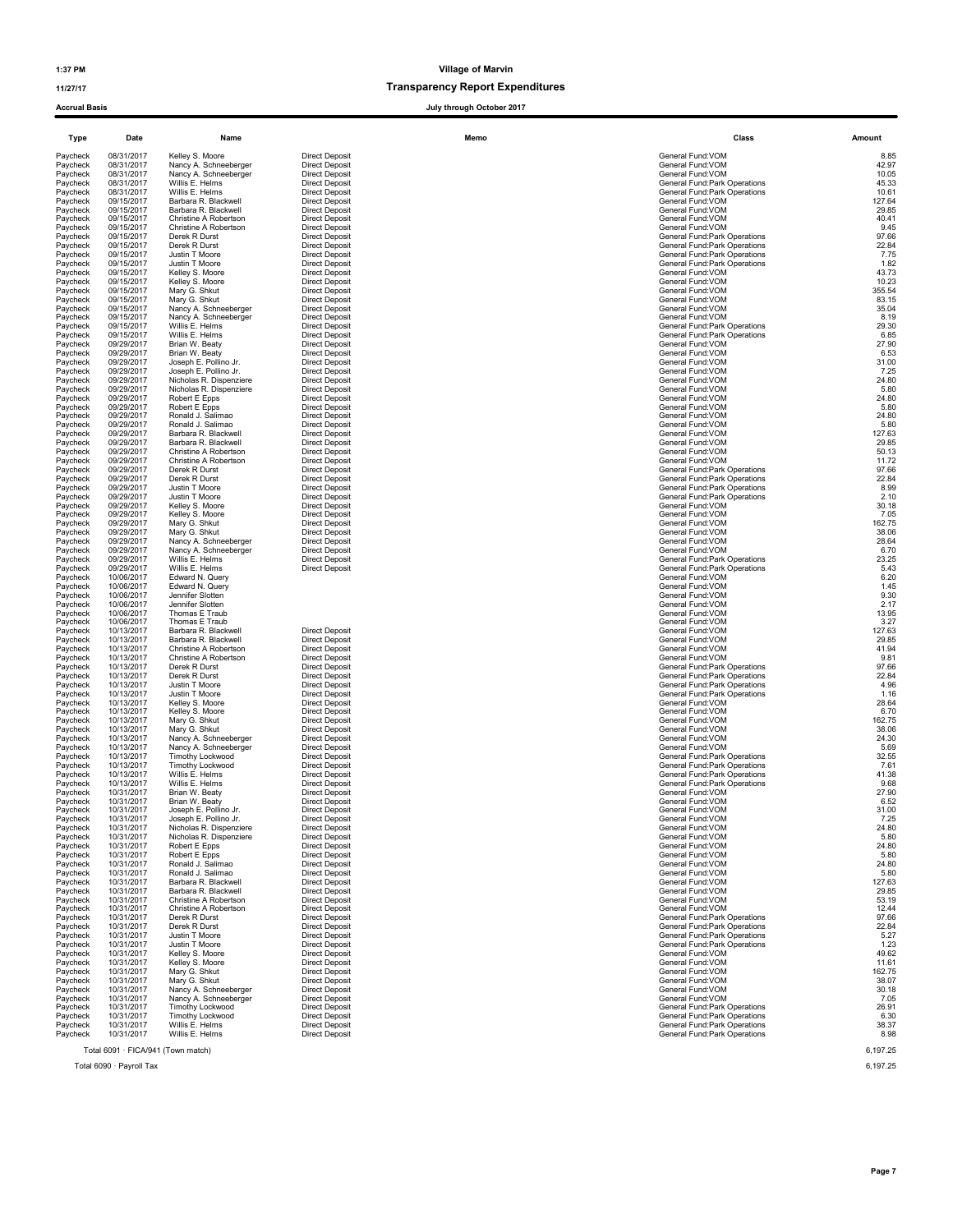| Type | Date | Name | | Memo | Class | Amount |
|---|---|---|---|---|---|---|
| Paycheck | 08/31/2017 | Kelley S. Moore | Direct Deposit | | General Fund:VOM | 8.85 |
| Paycheck | 08/31/2017 | Nancy A. Schneeberger | Direct Deposit | | General Fund:VOM | 42.97 |
| Paycheck | 08/31/2017 | Nancy A. Schneeberger | Direct Deposit | | General Fund:VOM | 10.05 |
| Paycheck | 08/31/2017 | Willis E. Helms | Direct Deposit | | General Fund:Park Operations | 45.33 |
| Paycheck | 08/31/2017 | Willis E. Helms | Direct Deposit | | General Fund:Park Operations | 10.61 |
| Paycheck | 09/15/2017 | Barbara R. Blackwell | Direct Deposit | | General Fund:VOM | 127.64 |
| Paycheck | 09/15/2017 | Barbara R. Blackwell | Direct Deposit | | General Fund:VOM | 29.85 |
| Paycheck | 09/15/2017 | Christine A Robertson | Direct Deposit | | General Fund:VOM | 40.41 |
| Paycheck | 09/15/2017 | Christine A Robertson | Direct Deposit | | General Fund:VOM | 9.45 |
| Paycheck | 09/15/2017 | Derek R Durst | Direct Deposit | | General Fund:Park Operations | 97.66 |
| Paycheck | 09/15/2017 | Derek R Durst | Direct Deposit | | General Fund:Park Operations | 22.84 |
| Paycheck | 09/15/2017 | Justin T Moore | Direct Deposit | | General Fund:Park Operations | 7.75 |
| Paycheck | 09/15/2017 | Justin T Moore | Direct Deposit | | General Fund:Park Operations | 1.82 |
| Paycheck | 09/15/2017 | Kelley S. Moore | Direct Deposit | | General Fund:VOM | 43.73 |
| Paycheck | 09/15/2017 | Kelley S. Moore | Direct Deposit | | General Fund:VOM | 10.23 |
| Paycheck | 09/15/2017 | Mary G. Shkut | Direct Deposit | | General Fund:VOM | 355.54 |
| Paycheck | 09/15/2017 | Mary G. Shkut | Direct Deposit | | General Fund:VOM | 83.15 |
| Paycheck | 09/15/2017 | Nancy A. Schneeberger | Direct Deposit | | General Fund:VOM | 35.04 |
| Paycheck | 09/15/2017 | Nancy A. Schneeberger | Direct Deposit | | General Fund:VOM | 8.19 |
| Paycheck | 09/15/2017 | Willis E. Helms | Direct Deposit | | General Fund:Park Operations | 29.30 |
| Paycheck | 09/15/2017 | Willis E. Helms | Direct Deposit | | General Fund:Park Operations | 6.85 |
| Paycheck | 09/29/2017 | Brian W. Beaty | Direct Deposit | | General Fund:VOM | 27.90 |
| Paycheck | 09/29/2017 | Brian W. Beaty | Direct Deposit | | General Fund:VOM | 6.53 |
| Paycheck | 09/29/2017 | Joseph E. Pollino Jr. | Direct Deposit | | General Fund:VOM | 31.00 |
| Paycheck | 09/29/2017 | Joseph E. Pollino Jr. | Direct Deposit | | General Fund:VOM | 7.25 |
| Paycheck | 09/29/2017 | Nicholas R. Dispenziere | Direct Deposit | | General Fund:VOM | 24.80 |
| Paycheck | 09/29/2017 | Nicholas R. Dispenziere | Direct Deposit | | General Fund:VOM | 5.80 |
| Paycheck | 09/29/2017 | Robert E Epps | Direct Deposit | | General Fund:VOM | 24.80 |
| Paycheck | 09/29/2017 | Robert E Epps | Direct Deposit | | General Fund:VOM | 5.80 |
| Paycheck | 09/29/2017 | Ronald J. Salimao | Direct Deposit | | General Fund:VOM | 24.80 |
| Paycheck | 09/29/2017 | Ronald J. Salimao | Direct Deposit | | General Fund:VOM | 5.80 |
| Paycheck | 09/29/2017 | Barbara R. Blackwell | Direct Deposit | | General Fund:VOM | 127.63 |
| Paycheck | 09/29/2017 | Barbara R. Blackwell | Direct Deposit | | General Fund:VOM | 29.85 |
| Paycheck | 09/29/2017 | Christine A Robertson | Direct Deposit | | General Fund:VOM | 50.13 |
| Paycheck | 09/29/2017 | Christine A Robertson | Direct Deposit | | General Fund:VOM | 11.72 |
| Paycheck | 09/29/2017 | Derek R Durst | Direct Deposit | | General Fund:Park Operations | 97.66 |
| Paycheck | 09/29/2017 | Derek R Durst | Direct Deposit | | General Fund:Park Operations | 22.84 |
| Paycheck | 09/29/2017 | Justin T Moore | Direct Deposit | | General Fund:Park Operations | 8.99 |
| Paycheck | 09/29/2017 | Justin T Moore | Direct Deposit | | General Fund:Park Operations | 2.10 |
| Paycheck | 09/29/2017 | Kelley S. Moore | Direct Deposit | | General Fund:VOM | 30.18 |
| Paycheck | 09/29/2017 | Kelley S. Moore | Direct Deposit | | General Fund:VOM | 7.05 |
| Paycheck | 09/29/2017 | Mary G. Shkut | Direct Deposit | | General Fund:VOM | 162.75 |
| Paycheck | 09/29/2017 | Mary G. Shkut | Direct Deposit | | General Fund:VOM | 38.06 |
| Paycheck | 09/29/2017 | Nancy A. Schneeberger | Direct Deposit | | General Fund:VOM | 28.64 |
| Paycheck | 09/29/2017 | Nancy A. Schneeberger | Direct Deposit | | General Fund:VOM | 6.70 |
| Paycheck | 09/29/2017 | Willis E. Helms | Direct Deposit | | General Fund:Park Operations | 23.25 |
| Paycheck | 09/29/2017 | Willis E. Helms | Direct Deposit | | General Fund:Park Operations | 5.43 |
| Paycheck | 10/06/2017 | Edward N. Query | | | General Fund:VOM | 6.20 |
| Paycheck | 10/06/2017 | Edward N. Query | | | General Fund:VOM | 1.45 |
| Paycheck | 10/06/2017 | Jennifer Slotten | | | General Fund:VOM | 9.30 |
| Paycheck | 10/06/2017 | Jennifer Slotten | | | General Fund:VOM | 2.17 |
| Paycheck | 10/06/2017 | Thomas E Traub | | | General Fund:VOM | 13.95 |
| Paycheck | 10/06/2017 | Thomas E Traub | | | General Fund:VOM | 3.27 |
| Paycheck | 10/13/2017 | Barbara R. Blackwell | Direct Deposit | | General Fund:VOM | 127.63 |
| Paycheck | 10/13/2017 | Barbara R. Blackwell | Direct Deposit | | General Fund:VOM | 29.85 |
| Paycheck | 10/13/2017 | Christine A Robertson | Direct Deposit | | General Fund:VOM | 41.94 |
| Paycheck | 10/13/2017 | Christine A Robertson | Direct Deposit | | General Fund:VOM | 9.81 |
| Paycheck | 10/13/2017 | Derek R Durst | Direct Deposit | | General Fund:Park Operations | 97.66 |
| Paycheck | 10/13/2017 | Derek R Durst | Direct Deposit | | General Fund:Park Operations | 22.84 |
| Paycheck | 10/13/2017 | Justin T Moore | Direct Deposit | | General Fund:Park Operations | 4.96 |
| Paycheck | 10/13/2017 | Justin T Moore | Direct Deposit | | General Fund:Park Operations | 1.16 |
| Paycheck | 10/13/2017 | Kelley S. Moore | Direct Deposit | | General Fund:VOM | 28.64 |
| Paycheck | 10/13/2017 | Kelley S. Moore | Direct Deposit | | General Fund:VOM | 6.70 |
| Paycheck | 10/13/2017 | Mary G. Shkut | Direct Deposit | | General Fund:VOM | 162.75 |
| Paycheck | 10/13/2017 | Mary G. Shkut | Direct Deposit | | General Fund:VOM | 38.06 |
| Paycheck | 10/13/2017 | Nancy A. Schneeberger | Direct Deposit | | General Fund:VOM | 24.30 |
| Paycheck | 10/13/2017 | Nancy A. Schneeberger | Direct Deposit | | General Fund:VOM | 5.69 |
| Paycheck | 10/13/2017 | Timothy Lockwood | Direct Deposit | | General Fund:Park Operations | 32.55 |
| Paycheck | 10/13/2017 | Timothy Lockwood | Direct Deposit | | General Fund:Park Operations | 7.61 |
| Paycheck | 10/13/2017 | Willis E. Helms | Direct Deposit | | General Fund:Park Operations | 41.38 |
| Paycheck | 10/13/2017 | Willis E. Helms | Direct Deposit | | General Fund:Park Operations | 9.68 |
| Paycheck | 10/31/2017 | Brian W. Beaty | Direct Deposit | | General Fund:VOM | 27.90 |
| Paycheck | 10/31/2017 | Brian W. Beaty | Direct Deposit | | General Fund:VOM | 6.52 |
| Paycheck | 10/31/2017 | Joseph E. Pollino Jr. | Direct Deposit | | General Fund:VOM | 31.00 |
| Paycheck | 10/31/2017 | Joseph E. Pollino Jr. | Direct Deposit | | General Fund:VOM | 7.25 |
| Paycheck | 10/31/2017 | Nicholas R. Dispenziere | Direct Deposit | | General Fund:VOM | 24.80 |
| Paycheck | 10/31/2017 | Nicholas R. Dispenziere | Direct Deposit | | General Fund:VOM | 5.80 |
| Paycheck | 10/31/2017 | Robert E Epps | Direct Deposit | | General Fund:VOM | 24.80 |
| Paycheck | 10/31/2017 | Robert E Epps | Direct Deposit | | General Fund:VOM | 5.80 |
| Paycheck | 10/31/2017 | Ronald J. Salimao | Direct Deposit | | General Fund:VOM | 24.80 |
| Paycheck | 10/31/2017 | Ronald J. Salimao | Direct Deposit | | General Fund:VOM | 5.80 |
| Paycheck | 10/31/2017 | Barbara R. Blackwell | Direct Deposit | | General Fund:VOM | 127.63 |
| Paycheck | 10/31/2017 | Barbara R. Blackwell | Direct Deposit | | General Fund:VOM | 29.85 |
| Paycheck | 10/31/2017 | Christine A Robertson | Direct Deposit | | General Fund:VOM | 53.19 |
| Paycheck | 10/31/2017 | Christine A Robertson | Direct Deposit | | General Fund:VOM | 12.44 |
| Paycheck | 10/31/2017 | Derek R Durst | Direct Deposit | | General Fund:Park Operations | 97.66 |
| Paycheck | 10/31/2017 | Derek R Durst | Direct Deposit | | General Fund:Park Operations | 22.84 |
| Paycheck | 10/31/2017 | Justin T Moore | Direct Deposit | | General Fund:Park Operations | 5.27 |
| Paycheck | 10/31/2017 | Justin T Moore | Direct Deposit | | General Fund:Park Operations | 1.23 |
| Paycheck | 10/31/2017 | Kelley S. Moore | Direct Deposit | | General Fund:VOM | 49.62 |
| Paycheck | 10/31/2017 | Kelley S. Moore | Direct Deposit | | General Fund:VOM | 11.61 |
| Paycheck | 10/31/2017 | Mary G. Shkut | Direct Deposit | | General Fund:VOM | 162.75 |
| Paycheck | 10/31/2017 | Mary G. Shkut | Direct Deposit | | General Fund:VOM | 38.07 |
| Paycheck | 10/31/2017 | Nancy A. Schneeberger | Direct Deposit | | General Fund:VOM | 30.18 |
| Paycheck | 10/31/2017 | Nancy A. Schneeberger | Direct Deposit | | General Fund:VOM | 7.05 |
| Paycheck | 10/31/2017 | Timothy Lockwood | Direct Deposit | | General Fund:Park Operations | 26.91 |
| Paycheck | 10/31/2017 | Timothy Lockwood | Direct Deposit | | General Fund:Park Operations | 6.30 |
| Paycheck | 10/31/2017 | Willis E. Helms | Direct Deposit | | General Fund:Park Operations | 38.37 |
| Paycheck | 10/31/2017 | Willis E. Helms | Direct Deposit | | General Fund:Park Operations | 8.98 |
| Total 6091 · FICA/941 (Town match) | | | | | | 6,197.25 |
| Total 6090 · Payroll Tax | | | | | | 6,197.25 |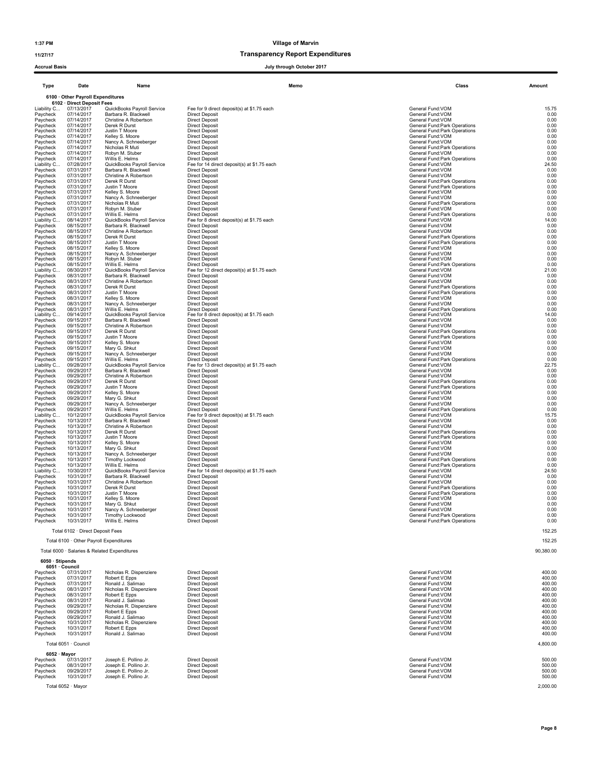**1:37 PM** **Village of Marvin**
**11/27/17** **Transparency Report Expenditures**
**Accrual Basis** **July through October 2017**

| Type | Date | Name | Memo | Class | Amount |
|---|---|---|---|---|---|
| **6100 · Other Payroll Expenditures** | | | | | |
| **6102 · Direct Deposit Fees** | | | | | |
| Liability C... | 07/13/2017 | QuickBooks Payroll Service | Fee for 9 direct deposit(s) at $1.75 each | General Fund:VOM | 15.75 |
| Paycheck | 07/14/2017 | Barbara R. Blackwell | Direct Deposit | General Fund:VOM | 0.00 |
| Paycheck | 07/14/2017 | Christine A Robertson | Direct Deposit | General Fund:VOM | 0.00 |
| Paycheck | 07/14/2017 | Derek R Durst | Direct Deposit | General Fund:Park Operations | 0.00 |
| Paycheck | 07/14/2017 | Justin T Moore | Direct Deposit | General Fund:Park Operations | 0.00 |
| Paycheck | 07/14/2017 | Kelley S. Moore | Direct Deposit | General Fund:VOM | 0.00 |
| Paycheck | 07/14/2017 | Nancy A. Schneeberger | Direct Deposit | General Fund:VOM | 0.00 |
| Paycheck | 07/14/2017 | Nicholas R Muti | Direct Deposit | General Fund:Park Operations | 0.00 |
| Paycheck | 07/14/2017 | Robyn M. Stuber | Direct Deposit | General Fund:VOM | 0.00 |
| Paycheck | 07/14/2017 | Willis E. Helms | Direct Deposit | General Fund:Park Operations | 0.00 |
| Liability C... | 07/28/2017 | QuickBooks Payroll Service | Fee for 14 direct deposit(s) at $1.75 each | General Fund:VOM | 24.50 |
| Paycheck | 07/31/2017 | Barbara R. Blackwell | Direct Deposit | General Fund:VOM | 0.00 |
| Paycheck | 07/31/2017 | Christine A Robertson | Direct Deposit | General Fund:VOM | 0.00 |
| Paycheck | 07/31/2017 | Derek R Durst | Direct Deposit | General Fund:Park Operations | 0.00 |
| Paycheck | 07/31/2017 | Justin T Moore | Direct Deposit | General Fund:Park Operations | 0.00 |
| Paycheck | 07/31/2017 | Kelley S. Moore | Direct Deposit | General Fund:VOM | 0.00 |
| Paycheck | 07/31/2017 | Nancy A. Schneeberger | Direct Deposit | General Fund:VOM | 0.00 |
| Paycheck | 07/31/2017 | Nicholas R Muti | Direct Deposit | General Fund:Park Operations | 0.00 |
| Paycheck | 07/31/2017 | Robyn M. Stuber | Direct Deposit | General Fund:VOM | 0.00 |
| Paycheck | 07/31/2017 | Willis E. Helms | Direct Deposit | General Fund:Park Operations | 0.00 |
| Liability C... | 08/14/2017 | QuickBooks Payroll Service | Fee for 8 direct deposit(s) at $1.75 each | General Fund:VOM | 14.00 |
| Paycheck | 08/15/2017 | Barbara R. Blackwell | Direct Deposit | General Fund:VOM | 0.00 |
| Paycheck | 08/15/2017 | Christine A Robertson | Direct Deposit | General Fund:VOM | 0.00 |
| Paycheck | 08/15/2017 | Derek R Durst | Direct Deposit | General Fund:Park Operations | 0.00 |
| Paycheck | 08/15/2017 | Justin T Moore | Direct Deposit | General Fund:Park Operations | 0.00 |
| Paycheck | 08/15/2017 | Kelley S. Moore | Direct Deposit | General Fund:VOM | 0.00 |
| Paycheck | 08/15/2017 | Nancy A. Schneeberger | Direct Deposit | General Fund:VOM | 0.00 |
| Paycheck | 08/15/2017 | Robyn M. Stuber | Direct Deposit | General Fund:VOM | 0.00 |
| Paycheck | 08/15/2017 | Willis E. Helms | Direct Deposit | General Fund:Park Operations | 0.00 |
| Liability C... | 08/30/2017 | QuickBooks Payroll Service | Fee for 12 direct deposit(s) at $1.75 each | General Fund:VOM | 21.00 |
| Paycheck | 08/31/2017 | Barbara R. Blackwell | Direct Deposit | General Fund:VOM | 0.00 |
| Paycheck | 08/31/2017 | Christine A Robertson | Direct Deposit | General Fund:VOM | 0.00 |
| Paycheck | 08/31/2017 | Derek R Durst | Direct Deposit | General Fund:Park Operations | 0.00 |
| Paycheck | 08/31/2017 | Justin T Moore | Direct Deposit | General Fund:Park Operations | 0.00 |
| Paycheck | 08/31/2017 | Kelley S. Moore | Direct Deposit | General Fund:VOM | 0.00 |
| Paycheck | 08/31/2017 | Nancy A. Schneeberger | Direct Deposit | General Fund:VOM | 0.00 |
| Paycheck | 08/31/2017 | Willis E. Helms | Direct Deposit | General Fund:Park Operations | 0.00 |
| Liability C... | 09/14/2017 | QuickBooks Payroll Service | Fee for 8 direct deposit(s) at $1.75 each | General Fund:VOM | 14.00 |
| Paycheck | 09/15/2017 | Barbara R. Blackwell | Direct Deposit | General Fund:VOM | 0.00 |
| Paycheck | 09/15/2017 | Christine A Robertson | Direct Deposit | General Fund:VOM | 0.00 |
| Paycheck | 09/15/2017 | Derek R Durst | Direct Deposit | General Fund:Park Operations | 0.00 |
| Paycheck | 09/15/2017 | Justin T Moore | Direct Deposit | General Fund:Park Operations | 0.00 |
| Paycheck | 09/15/2017 | Kelley S. Moore | Direct Deposit | General Fund:VOM | 0.00 |
| Paycheck | 09/15/2017 | Mary G. Shkut | Direct Deposit | General Fund:VOM | 0.00 |
| Paycheck | 09/15/2017 | Nancy A. Schneeberger | Direct Deposit | General Fund:VOM | 0.00 |
| Paycheck | 09/15/2017 | Willis E. Helms | Direct Deposit | General Fund:Park Operations | 0.00 |
| Liability C... | 09/28/2017 | QuickBooks Payroll Service | Fee for 13 direct deposit(s) at $1.75 each | General Fund:VOM | 22.75 |
| Paycheck | 09/29/2017 | Barbara R. Blackwell | Direct Deposit | General Fund:VOM | 0.00 |
| Paycheck | 09/29/2017 | Christine A Robertson | Direct Deposit | General Fund:VOM | 0.00 |
| Paycheck | 09/29/2017 | Derek R Durst | Direct Deposit | General Fund:Park Operations | 0.00 |
| Paycheck | 09/29/2017 | Justin T Moore | Direct Deposit | General Fund:Park Operations | 0.00 |
| Paycheck | 09/29/2017 | Kelley S. Moore | Direct Deposit | General Fund:VOM | 0.00 |
| Paycheck | 09/29/2017 | Mary G. Shkut | Direct Deposit | General Fund:VOM | 0.00 |
| Paycheck | 09/29/2017 | Nancy A. Schneeberger | Direct Deposit | General Fund:VOM | 0.00 |
| Paycheck | 09/29/2017 | Willis E. Helms | Direct Deposit | General Fund:Park Operations | 0.00 |
| Liability C... | 10/12/2017 | QuickBooks Payroll Service | Fee for 9 direct deposit(s) at $1.75 each | General Fund:VOM | 15.75 |
| Paycheck | 10/13/2017 | Barbara R. Blackwell | Direct Deposit | General Fund:VOM | 0.00 |
| Paycheck | 10/13/2017 | Christine A Robertson | Direct Deposit | General Fund:VOM | 0.00 |
| Paycheck | 10/13/2017 | Derek R Durst | Direct Deposit | General Fund:Park Operations | 0.00 |
| Paycheck | 10/13/2017 | Justin T Moore | Direct Deposit | General Fund:Park Operations | 0.00 |
| Paycheck | 10/13/2017 | Kelley S. Moore | Direct Deposit | General Fund:VOM | 0.00 |
| Paycheck | 10/13/2017 | Mary G. Shkut | Direct Deposit | General Fund:VOM | 0.00 |
| Paycheck | 10/13/2017 | Nancy A. Schneeberger | Direct Deposit | General Fund:VOM | 0.00 |
| Paycheck | 10/13/2017 | Timothy Lockwood | Direct Deposit | General Fund:Park Operations | 0.00 |
| Paycheck | 10/13/2017 | Willis E. Helms | Direct Deposit | General Fund:Park Operations | 0.00 |
| Liability C... | 10/30/2017 | QuickBooks Payroll Service | Fee for 14 direct deposit(s) at $1.75 each | General Fund:VOM | 24.50 |
| Paycheck | 10/31/2017 | Barbara R. Blackwell | Direct Deposit | General Fund:VOM | 0.00 |
| Paycheck | 10/31/2017 | Christine A Robertson | Direct Deposit | General Fund:VOM | 0.00 |
| Paycheck | 10/31/2017 | Derek R Durst | Direct Deposit | General Fund:Park Operations | 0.00 |
| Paycheck | 10/31/2017 | Justin T Moore | Direct Deposit | General Fund:Park Operations | 0.00 |
| Paycheck | 10/31/2017 | Kelley S. Moore | Direct Deposit | General Fund:VOM | 0.00 |
| Paycheck | 10/31/2017 | Mary G. Shkut | Direct Deposit | General Fund:VOM | 0.00 |
| Paycheck | 10/31/2017 | Nancy A. Schneeberger | Direct Deposit | General Fund:VOM | 0.00 |
| Paycheck | 10/31/2017 | Timothy Lockwood | Direct Deposit | General Fund:Park Operations | 0.00 |
| Paycheck | 10/31/2017 | Willis E. Helms | Direct Deposit | General Fund:Park Operations | 0.00 |
| Total 6102 · Direct Deposit Fees | | | | | 152.25 |
| Total 6100 · Other Payroll Expenditures | | | | | 152.25 |
| Total 6000 · Salaries & Related Expenditures | | | | | 90,380.00 |
| **6050 · Stipends** | | | | | |
| **6051 · Council** | | | | | |
| Paycheck | 07/31/2017 | Nicholas R. Dispenziere | Direct Deposit | General Fund:VOM | 400.00 |
| Paycheck | 07/31/2017 | Robert E Epps | Direct Deposit | General Fund:VOM | 400.00 |
| Paycheck | 07/31/2017 | Ronald J. Salimao | Direct Deposit | General Fund:VOM | 400.00 |
| Paycheck | 08/31/2017 | Nicholas R. Dispenziere | Direct Deposit | General Fund:VOM | 400.00 |
| Paycheck | 08/31/2017 | Robert E Epps | Direct Deposit | General Fund:VOM | 400.00 |
| Paycheck | 08/31/2017 | Ronald J. Salimao | Direct Deposit | General Fund:VOM | 400.00 |
| Paycheck | 09/29/2017 | Nicholas R. Dispenziere | Direct Deposit | General Fund:VOM | 400.00 |
| Paycheck | 09/29/2017 | Robert E Epps | Direct Deposit | General Fund:VOM | 400.00 |
| Paycheck | 09/29/2017 | Ronald J. Salimao | Direct Deposit | General Fund:VOM | 400.00 |
| Paycheck | 10/31/2017 | Nicholas R. Dispenziere | Direct Deposit | General Fund:VOM | 400.00 |
| Paycheck | 10/31/2017 | Robert E Epps | Direct Deposit | General Fund:VOM | 400.00 |
| Paycheck | 10/31/2017 | Ronald J. Salimao | Direct Deposit | General Fund:VOM | 400.00 |
| Total 6051 · Council | | | | | 4,800.00 |
| **6052 · Mayor** | | | | | |
| Paycheck | 07/31/2017 | Joseph E. Pollino Jr. | Direct Deposit | General Fund:VOM | 500.00 |
| Paycheck | 08/31/2017 | Joseph E. Pollino Jr. | Direct Deposit | General Fund:VOM | 500.00 |
| Paycheck | 09/29/2017 | Joseph E. Pollino Jr. | Direct Deposit | General Fund:VOM | 500.00 |
| Paycheck | 10/31/2017 | Joseph E. Pollino Jr. | Direct Deposit | General Fund:VOM | 500.00 |
| Total 6052 · Mayor | | | | | 2,000.00 |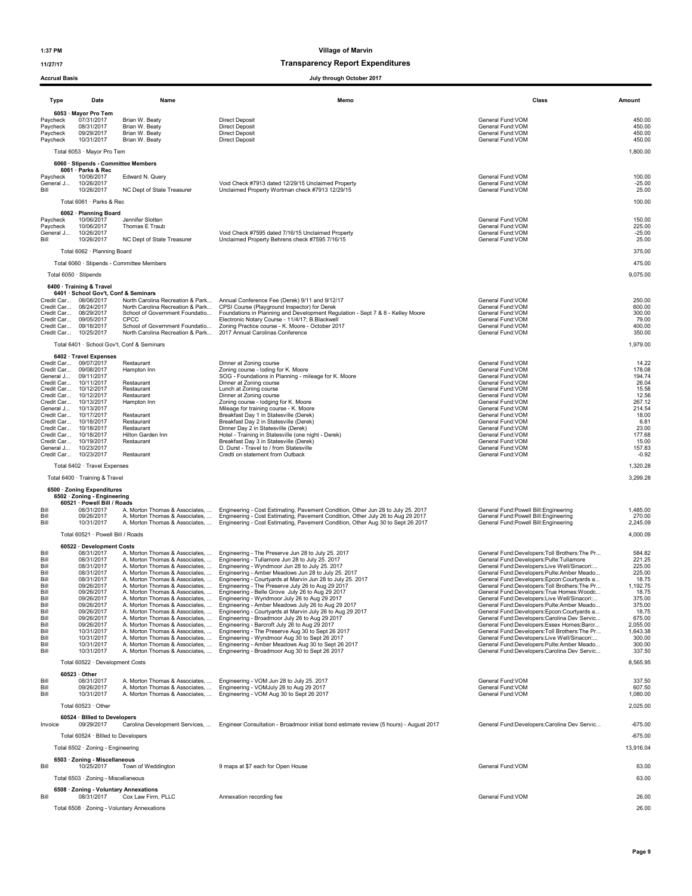1:37 PM
11/27/17
Accrual Basis

# Village of Marvin
## Transparency Report Expenditures
### July through October 2017

| Type | Date | Name | Memo | Class | Amount |
|---|---|---|---|---|---|
| 6053 · Mayor Pro Tem | | | | | |
| Paycheck | 07/31/2017 | Brian W. Beaty | Direct Deposit | General Fund:VOM | 450.00 |
| Paycheck | 08/31/2017 | Brian W. Beaty | Direct Deposit | General Fund:VOM | 450.00 |
| Paycheck | 09/29/2017 | Brian W. Beaty | Direct Deposit | General Fund:VOM | 450.00 |
| Paycheck | 10/31/2017 | Brian W. Beaty | Direct Deposit | General Fund:VOM | 450.00 |
| Total 6053 · Mayor Pro Tem | | | | | 1,800.00 |
| 6060 · Stipends - Committee Members | | | | | |
| 6061 · Parks & Rec | | | | | |
| Paycheck | 10/06/2017 | Edward N. Query | | General Fund:VOM | 100.00 |
| General J... | 10/26/2017 | | Void Check #7913 dated 12/29/15 Unclaimed Property | General Fund:VOM | -25.00 |
| Bill | 10/26/2017 | NC Dept of State Treasurer | Unclaimed Property Wortman check #7913 12/29/15 | General Fund:VOM | 25.00 |
| Total 6061 · Parks & Rec | | | | | 100.00 |
| 6062 · Planning Board | | | | | |
| Paycheck | 10/06/2017 | Jennifer Slotten | | General Fund:VOM | 150.00 |
| Paycheck | 10/06/2017 | Thomas E Traub | | General Fund:VOM | 225.00 |
| General J... | 10/26/2017 | | Void Check #7595 dated 7/16/15 Unclaimed Property | General Fund:VOM | -25.00 |
| Bill | 10/26/2017 | NC Dept of State Treasurer | Unclaimed Property Behrens check #7595 7/16/15 | General Fund:VOM | 25.00 |
| Total 6062 · Planning Board | | | | | 375.00 |
| Total 6060 · Stipends - Committee Members | | | | | 475.00 |
| Total 6050 · Stipends | | | | | 9,075.00 |
| 6400 · Training & Travel | | | | | |
| 6401 · School Gov't, Conf & Seminars | | | | | |
| Credit Car... | 08/08/2017 | North Carolina Recreation & Park... | Annual Conference Fee (Derek) 9/11 and 9/12/17 | General Fund:VOM | 250.00 |
| Credit Car... | 08/24/2017 | North Carolina Recreation & Park... | CPSI Course (Playground Inspector) for Derek | General Fund:VOM | 600.00 |
| Credit Car... | 08/29/2017 | School of Government Foundatio... | Foundations in Planning and Development Regulation - Sept 7 & 8 - Kelley Moore | General Fund:VOM | 300.00 |
| Credit Car... | 09/05/2017 | CPCC | Electronic Notary Course - 11/4/17; B.Blackwell | General Fund:VOM | 79.00 |
| Credit Car... | 09/18/2017 | School of Government Foundatio... | Zoning Practice course - K. Moore - October 2017 | General Fund:VOM | 400.00 |
| Credit Car... | 10/25/2017 | North Carolina Recreation & Park... | 2017 Annual Carolinas Conference | General Fund:VOM | 350.00 |
| Total 6401 · School Gov't, Conf & Seminars | | | | | 1,979.00 |
| 6402 · Travel Expenses | | | | | |
| Credit Car... | 09/07/2017 | Restaurant | Dinner at Zoning course | General Fund:VOM | 14.22 |
| Credit Car... | 09/08/2017 | Hampton Inn | Zoning course - loding for K. Moore | General Fund:VOM | 178.08 |
| General J... | 09/11/2017 | | SOG - Foundations in Planning - mileage for K. Moore | General Fund:VOM | 194.74 |
| Credit Car... | 10/11/2017 | Restaurant | Dinner at Zoning course | General Fund:VOM | 26.04 |
| Credit Car... | 10/12/2017 | Restaurant | Lunch at Zoning course | General Fund:VOM | 15.58 |
| Credit Car... | 10/12/2017 | Restaurant | Dinner at Zoning course | General Fund:VOM | 12.56 |
| Credit Car... | 10/13/2017 | Hampton Inn | Zoning course - lodging for K. Moore | General Fund:VOM | 267.12 |
| General J... | 10/13/2017 | | Mileage for training course - K. Moore | General Fund:VOM | 214.54 |
| Credit Car... | 10/17/2017 | Restaurant | Breakfast Day 1 in Statesville (Derek) | General Fund:VOM | 18.00 |
| Credit Car... | 10/18/2017 | Restaurant | Breakfast Day 2 in Statesville (Derek) | General Fund:VOM | 6.81 |
| Credit Car... | 10/18/2017 | Restaurant | Dinner Day 2 in Statesville (Derek) | General Fund:VOM | 23.00 |
| Credit Car... | 10/18/2017 | Hilton Garden Inn | Hotel - Training in Statesville (one night - Derek) | General Fund:VOM | 177.68 |
| Credit Car... | 10/19/2017 | Restaurant | Breakfast Day 3 in Statesville (Derek) | General Fund:VOM | 15.00 |
| General J... | 10/23/2017 | | D. Durst - Travel to / from Statesville | General Fund:VOM | 157.83 |
| Credit Car... | 10/23/2017 | Restaurant | Credti on statement from Outback | General Fund:VOM | -0.92 |
| Total 6402 · Travel Expenses | | | | | 1,320.28 |
| Total 6400 · Training & Travel | | | | | 3,299.28 |
| 6500 · Zoning Expenditures | | | | | |
| 6502 · Zoning - Engineering | | | | | |
| 60521 · Powell Bill / Roads | | | | | |
| Bill | 08/31/2017 | A. Morton Thomas & Associates, ... | Engineering - Cost Estimating, Pavement Condition, Other Jun 28 to July 25. 2017 | General Fund:Powell Bill:Engineering | 1,485.00 |
| Bill | 09/26/2017 | A. Morton Thomas & Associates, ... | Engineering - Cost Estimating, Pavement Condition, Other July 26 to Aug 29 2017 | General Fund:Powell Bill:Engineering | 270.00 |
| Bill | 10/31/2017 | A. Morton Thomas & Associates, ... | Engineering - Cost Estimating, Pavement Condition, Other Aug 30 to Sept 26 2017 | General Fund:Powell Bill:Engineering | 2,245.09 |
| Total 60521 · Powell Bill / Roads | | | | | 4,000.09 |
| 60522 · Development Costs | | | | | |
| Bill | 08/31/2017 | A. Morton Thomas & Associates, ... | Engineering - The Preserve Jun 28 to July 25. 2017 | General Fund:Developers:Toll Brothers:The Pr... | 584.82 |
| Bill | 08/31/2017 | A. Morton Thomas & Associates, ... | Engineering - Tullamore Jun 28 to July 25. 2017 | General Fund:Developers:Pulte:Tullamore | 221.25 |
| Bill | 08/31/2017 | A. Morton Thomas & Associates, ... | Engineering - Wyndmoor Jun 28 to July 25. 2017 | General Fund:Developers:Live Well/Sinacori:... | 225.00 |
| Bill | 08/31/2017 | A. Morton Thomas & Associates, ... | Engineering - Amber Meadows Jun 28 to July 25. 2017 | General Fund:Developers:Pulte:Amber Meado... | 225.00 |
| Bill | 08/31/2017 | A. Morton Thomas & Associates, ... | Engineering - Courtyards at Marvin Jun 28 to July 25. 2017 | General Fund:Developers:Epcon:Courtyards a... | 18.75 |
| Bill | 09/26/2017 | A. Morton Thomas & Associates, ... | Engineering - The Preserve July 26 to Aug 29 2017 | General Fund:Developers:Toll Brothers:The Pr... | 1,192.75 |
| Bill | 09/26/2017 | A. Morton Thomas & Associates, ... | Engineering - Belle Grove July 26 to Aug 29 2017 | General Fund:Developers:True Homes:Woodc... | 18.75 |
| Bill | 09/26/2017 | A. Morton Thomas & Associates, ... | Engineering - Wyndmoor July 26 to Aug 29 2017 | General Fund:Developers:Live Well/Sinacori:... | 375.00 |
| Bill | 09/26/2017 | A. Morton Thomas & Associates, ... | Engineering - Amber Meadows July 26 to Aug 29 2017 | General Fund:Developers:Pulte:Amber Meado... | 375.00 |
| Bill | 09/26/2017 | A. Morton Thomas & Associates, ... | Engineering - Courtyards at Marvin July 26 to Aug 29 2017 | General Fund:Developers:Epcon:Courtyards a... | 18.75 |
| Bill | 09/26/2017 | A. Morton Thomas & Associates, ... | Engineering - Broadmoor July 26 to Aug 29 2017 | General Fund:Developers:Carolina Dev Servic... | 675.00 |
| Bill | 09/26/2017 | A. Morton Thomas & Associates, ... | Engineering - Barcroft July 26 to Aug 29 2017 | General Fund:Developers:Essex Homes:Barcr... | 2,055.00 |
| Bill | 10/31/2017 | A. Morton Thomas & Associates, ... | Engineering - The Preserve Aug 30 to Sept 26 2017 | General Fund:Developers:Toll Brothers:The Pr... | 1,643.38 |
| Bill | 10/31/2017 | A. Morton Thomas & Associates, ... | Engineering - Wyndmoor Aug 30 to Sept 26 2017 | General Fund:Developers:Live Well/Sinacori:... | 300.00 |
| Bill | 10/31/2017 | A. Morton Thomas & Associates, ... | Engineering - Amber Meadows Aug 30 to Sept 26 2017 | General Fund:Developers:Pulte:Amber Meado... | 300.00 |
| Bill | 10/31/2017 | A. Morton Thomas & Associates, ... | Engineering - Broadmoor Aug 30 to Sept 26 2017 | General Fund:Developers:Carolina Dev Servic... | 337.50 |
| Total 60522 · Development Costs | | | | | 8,565.95 |
| 60523 · Other | | | | | |
| Bill | 08/31/2017 | A. Morton Thomas & Associates, ... | Engineering - VOM Jun 28 to July 25. 2017 | General Fund:VOM | 337.50 |
| Bill | 09/26/2017 | A. Morton Thomas & Associates, ... | Engineering - VOMJuly 26 to Aug 29 2017 | General Fund:VOM | 607.50 |
| Bill | 10/31/2017 | A. Morton Thomas & Associates, ... | Engineering - VOM Aug 30 to Sept 26 2017 | General Fund:VOM | 1,080.00 |
| Total 60523 · Other | | | | | 2,025.00 |
| 60524 · BIlled to Developers | | | | | |
| Invoice | 09/29/2017 | Carolina Development Services, ... | Engineer Consultation - Broadmoor initial bond estimate review (5 hours) - August 2017 | General Fund:Developers:Carolina Dev Servic... | -675.00 |
| Total 60524 · BIlled to Developers | | | | | -675.00 |
| Total 6502 · Zoning - Engineering | | | | | 13,916.04 |
| 6503 · Zoning - Miscellaneous | | | | | |
| Bill | 10/25/2017 | Town of Weddington | 9 maps at $7 each for Open House | General Fund:VOM | 63.00 |
| Total 6503 · Zoning - Miscellaneous | | | | | 63.00 |
| 6508 · Zoning - Voluntary Annexations | | | | | |
| Bill | 08/31/2017 | Cox Law Firm, PLLC | Annexation recording fee | General Fund:VOM | 26.00 |
| Total 6508 · Zoning - Voluntary Annexations | | | | | 26.00 |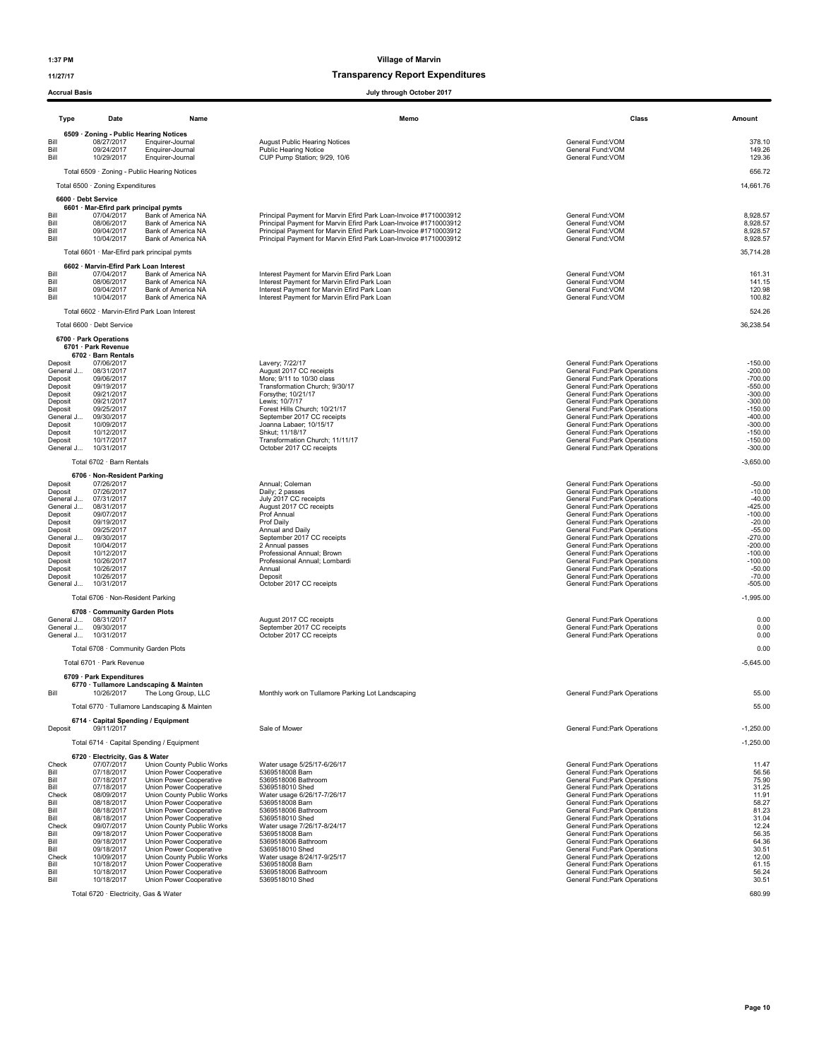# Village of Marvin

## Transparency Report Expenditures

**Accrual Basis** — July through October 2017

| Type | Date | Name | Memo | Class | Amount |
|---|---|---|---|---|---|
| **6509 · Zoning - Public Hearing Notices** | | | | | |
| Bill | 08/27/2017 | Enquirer-Journal | August Public Hearing Notices | General Fund:VOM | 378.10 |
| Bill | 09/24/2017 | Enquirer-Journal | Public Hearing Notice | General Fund:VOM | 149.26 |
| Bill | 10/29/2017 | Enquirer-Journal | CUP Pump Station; 9/29, 10/6 | General Fund:VOM | 129.36 |
| Total 6509 · Zoning - Public Hearing Notices | | | | | 656.72 |
| Total 6500 · Zoning Expenditures | | | | | 14,661.76 |
| **6600 · Debt Service** | | | | | |
| **6601 · Mar-Efird park principal pymts** | | | | | |
| Bill | 07/04/2017 | Bank of America NA | Principal Payment for Marvin Efird Park Loan-Invoice #1710003912 | General Fund:VOM | 8,928.57 |
| Bill | 08/06/2017 | Bank of America NA | Principal Payment for Marvin Efird Park Loan-Invoice #1710003912 | General Fund:VOM | 8,928.57 |
| Bill | 09/04/2017 | Bank of America NA | Principal Payment for Marvin Efird Park Loan-Invoice #1710003912 | General Fund:VOM | 8,928.57 |
| Bill | 10/04/2017 | Bank of America NA | Principal Payment for Marvin Efird Park Loan-Invoice #1710003912 | General Fund:VOM | 8,928.57 |
| Total 6601 · Mar-Efird park principal pymts | | | | | 35,714.28 |
| **6602 · Marvin-Efird Park Loan Interest** | | | | | |
| Bill | 07/04/2017 | Bank of America NA | Interest Payment for Marvin Efird Park Loan | General Fund:VOM | 161.31 |
| Bill | 08/06/2017 | Bank of America NA | Interest Payment for Marvin Efird Park Loan | General Fund:VOM | 141.15 |
| Bill | 09/04/2017 | Bank of America NA | Interest Payment for Marvin Efird Park Loan | General Fund:VOM | 120.98 |
| Bill | 10/04/2017 | Bank of America NA | Interest Payment for Marvin Efird Park Loan | General Fund:VOM | 100.82 |
| Total 6602 · Marvin-Efird Park Loan Interest | | | | | 524.26 |
| Total 6600 · Debt Service | | | | | 36,238.54 |
| **6700 · Park Operations** | | | | | |
| **6701 · Park Revenue** | | | | | |
| **6702 · Barn Rentals** | | | | | |
| Deposit | 07/06/2017 | | Lavery; 7/22/17 | General Fund:Park Operations | -150.00 |
| General J... | 08/31/2017 | | August 2017 CC receipts | General Fund:Park Operations | -200.00 |
| Deposit | 09/06/2017 | | More; 9/11 to 10/30 class | General Fund:Park Operations | -700.00 |
| Deposit | 09/19/2017 | | Transformation Church; 9/30/17 | General Fund:Park Operations | -550.00 |
| Deposit | 09/21/2017 | | Forsythe; 10/21/17 | General Fund:Park Operations | -300.00 |
| Deposit | 09/21/2017 | | Lewis; 10/7/17 | General Fund:Park Operations | -300.00 |
| Deposit | 09/25/2017 | | Forest Hills Church; 10/21/17 | General Fund:Park Operations | -150.00 |
| General J... | 09/30/2017 | | September 2017 CC receipts | General Fund:Park Operations | -400.00 |
| Deposit | 10/09/2017 | | Joanna Labaer; 10/15/17 | General Fund:Park Operations | -300.00 |
| Deposit | 10/12/2017 | | Shkut; 11/18/17 | General Fund:Park Operations | -150.00 |
| Deposit | 10/17/2017 | | Transformation Church; 11/11/17 | General Fund:Park Operations | -150.00 |
| General J... | 10/31/2017 | | October 2017 CC receipts | General Fund:Park Operations | -300.00 |
| Total 6702 · Barn Rentals | | | | | -3,650.00 |
| **6706 · Non-Resident Parking** | | | | | |
| Deposit | 07/26/2017 | | Annual; Coleman | General Fund:Park Operations | -50.00 |
| Deposit | 07/26/2017 | | Daily; 2 passes | General Fund:Park Operations | -10.00 |
| General J... | 07/31/2017 | | July 2017 CC receipts | General Fund:Park Operations | -40.00 |
| General J... | 08/31/2017 | | August 2017 CC receipts | General Fund:Park Operations | -425.00 |
| Deposit | 09/07/2017 | | Prof Annual | General Fund:Park Operations | -100.00 |
| Deposit | 09/19/2017 | | Prof Daily | General Fund:Park Operations | -20.00 |
| Deposit | 09/25/2017 | | Annual and Daily | General Fund:Park Operations | -55.00 |
| General J... | 09/30/2017 | | September 2017 CC receipts | General Fund:Park Operations | -270.00 |
| Deposit | 10/04/2017 | | 2 Annual passes | General Fund:Park Operations | -200.00 |
| Deposit | 10/12/2017 | | Professional Annual; Brown | General Fund:Park Operations | -100.00 |
| Deposit | 10/26/2017 | | Professional Annual; Lombardi | General Fund:Park Operations | -100.00 |
| Deposit | 10/26/2017 | | Annual | General Fund:Park Operations | -50.00 |
| Deposit | 10/26/2017 | | Deposit | General Fund:Park Operations | -70.00 |
| General J... | 10/31/2017 | | October 2017 CC receipts | General Fund:Park Operations | -505.00 |
| Total 6706 · Non-Resident Parking | | | | | -1,995.00 |
| **6708 · Community Garden Plots** | | | | | |
| General J... | 08/31/2017 | | August 2017 CC receipts | General Fund:Park Operations | 0.00 |
| General J... | 09/30/2017 | | September 2017 CC receipts | General Fund:Park Operations | 0.00 |
| General J... | 10/31/2017 | | October 2017 CC receipts | General Fund:Park Operations | 0.00 |
| Total 6708 · Community Garden Plots | | | | | 0.00 |
| Total 6701 · Park Revenue | | | | | -5,645.00 |
| **6709 · Park Expenditures** | | | | | |
| **6770 · Tullamore Landscaping & Mainten** | | | | | |
| Bill | 10/26/2017 | The Long Group, LLC | Monthly work on Tullamore Parking Lot Landscaping | General Fund:Park Operations | 55.00 |
| Total 6770 · Tullamore Landscaping & Mainten | | | | | 55.00 |
| **6714 · Capital Spending / Equipment** | | | | | |
| Deposit | 09/11/2017 | | Sale of Mower | General Fund:Park Operations | -1,250.00 |
| Total 6714 · Capital Spending / Equipment | | | | | -1,250.00 |
| **6720 · Electricity, Gas & Water** | | | | | |
| Check | 07/07/2017 | Union County Public Works | Water usage 5/25/17-6/26/17 | General Fund:Park Operations | 11.47 |
| Bill | 07/18/2017 | Union Power Cooperative | 5369518008 Barn | General Fund:Park Operations | 56.56 |
| Bill | 07/18/2017 | Union Power Cooperative | 5369518006 Bathroom | General Fund:Park Operations | 75.90 |
| Bill | 07/18/2017 | Union Power Cooperative | 5369518010 Shed | General Fund:Park Operations | 31.25 |
| Check | 08/09/2017 | Union County Public Works | Water usage 6/26/17-7/26/17 | General Fund:Park Operations | 11.91 |
| Bill | 08/18/2017 | Union Power Cooperative | 5369518008 Barn | General Fund:Park Operations | 58.27 |
| Bill | 08/18/2017 | Union Power Cooperative | 5369518006 Bathroom | General Fund:Park Operations | 81.23 |
| Bill | 08/18/2017 | Union Power Cooperative | 5369518010 Shed | General Fund:Park Operations | 31.04 |
| Check | 09/07/2017 | Union County Public Works | Water usage 7/26/17-8/24/17 | General Fund:Park Operations | 12.24 |
| Bill | 09/18/2017 | Union Power Cooperative | 5369518008 Barn | General Fund:Park Operations | 56.35 |
| Bill | 09/18/2017 | Union Power Cooperative | 5369518006 Bathroom | General Fund:Park Operations | 64.36 |
| Bill | 09/18/2017 | Union Power Cooperative | 5369518010 Shed | General Fund:Park Operations | 30.51 |
| Check | 10/09/2017 | Union County Public Works | Water usage 8/24/17-9/25/17 | General Fund:Park Operations | 12.00 |
| Bill | 10/18/2017 | Union Power Cooperative | 5369518008 Barn | General Fund:Park Operations | 61.15 |
| Bill | 10/18/2017 | Union Power Cooperative | 5369518006 Bathroom | General Fund:Park Operations | 56.24 |
| Bill | 10/18/2017 | Union Power Cooperative | 5369518010 Shed | General Fund:Park Operations | 30.51 |
| Total 6720 · Electricity, Gas & Water | | | | | 680.99 |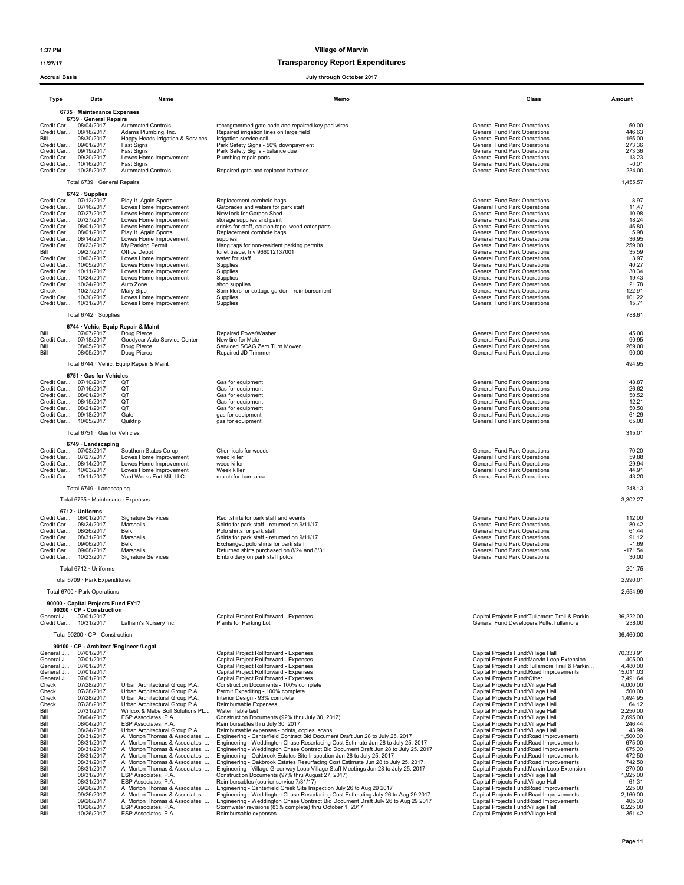Village of Marvin

Transparency Report Expenditures

Accrual Basis — July through October 2017

| Type | Date | Name | Memo | Class | Amount |
|---|---|---|---|---|---|
| **6735 · Maintenance Expenses** | | | | | |
| **6739 · General Repairs** | | | | | |
| Credit Car... | 08/04/2017 | Automated Controls | reprogrammed gate code and repaired key pad wires | General Fund:Park Operations | 50.00 |
| Credit Car... | 08/18/2017 | Adams Plumbing, Inc. | Repaired irrigation lines on large field | General Fund:Park Operations | 446.63 |
| Bill | 08/30/2017 | Happy Heads Irrigation & Services | Irrigation service call | General Fund:Park Operations | 165.00 |
| Credit Car... | 09/01/2017 | Fast Signs | Park Safety Signs - 50% downpayment | General Fund:Park Operations | 273.36 |
| Credit Car... | 09/19/2017 | Fast Signs | Park Safety Signs - balance due | General Fund:Park Operations | 273.36 |
| Credit Car... | 09/20/2017 | Lowes Home Improvement | Plumbing repair parts | General Fund:Park Operations | 13.23 |
| Credit Car... | 10/16/2017 | Fast Signs | | General Fund:Park Operations | -0.01 |
| Credit Car... | 10/25/2017 | Automated Controls | Repaired gate and replaced batteries | General Fund:Park Operations | 234.00 |
| Total 6739 · General Repairs | | | | | 1,455.57 |
| **6742 · Supplies** | | | | | |
| Credit Car... | 07/12/2017 | Play It Again Sports | Replacement cornhole bags | General Fund:Park Operations | 8.97 |
| Credit Car... | 07/16/2017 | Lowes Home Improvement | Gatorades and waters for park staff | General Fund:Park Operations | 11.47 |
| Credit Car... | 07/27/2017 | Lowes Home Improvement | New lock for Garden Shed | General Fund:Park Operations | 10.98 |
| Credit Car... | 07/27/2017 | Lowes Home Improvement | storage supplies and paint | General Fund:Park Operations | 18.24 |
| Credit Car... | 08/01/2017 | Lowes Home Improvement | drinks for staff, caution tape, weed eater parts | General Fund:Park Operations | 45.80 |
| Credit Car... | 08/01/2017 | Play It Again Sports | Replacement cornhole bags | General Fund:Park Operations | 5.98 |
| Credit Car... | 08/14/2017 | Lowes Home Improvement | supplies | General Fund:Park Operations | 36.95 |
| Credit Car... | 08/23/2017 | My Parking Permit | Hang tags for non-resident parking permits | General Fund:Park Operations | 259.00 |
| Bill | 09/27/2017 | Office Depot | toilet tissue; Inv 966012137001 | General Fund:Park Operations | 35.59 |
| Credit Car... | 10/03/2017 | Lowes Home Improvement | water for staff | General Fund:Park Operations | 3.97 |
| Credit Car... | 10/05/2017 | Lowes Home Improvement | Supplies | General Fund:Park Operations | 40.27 |
| Credit Car... | 10/11/2017 | Lowes Home Improvement | Supplies | General Fund:Park Operations | 30.34 |
| Credit Car... | 10/24/2017 | Lowes Home Improvement | Supplies | General Fund:Park Operations | 19.43 |
| Credit Car... | 10/24/2017 | Auto Zone | shop supplies | General Fund:Park Operations | 21.78 |
| Check | 10/27/2017 | Mary Sipe | Sprinklers for cottage garden - reimbursement | General Fund:Park Operations | 122.91 |
| Credit Car... | 10/30/2017 | Lowes Home Improvement | Supplies | General Fund:Park Operations | 101.22 |
| Credit Car... | 10/31/2017 | Lowes Home Improvement | Supplies | General Fund:Park Operations | 15.71 |
| Total 6742 · Supplies | | | | | 788.61 |
| **6744 · Vehic, Equip Repair & Maint** | | | | | |
| Bill | 07/07/2017 | Doug Pierce | Repaired PowerWasher | General Fund:Park Operations | 45.00 |
| Credit Car... | 07/18/2017 | Goodyear Auto Service Center | New tire for Mule | General Fund:Park Operations | 90.95 |
| Bill | 08/05/2017 | Doug Pierce | Serviced SCAG Zero Turn Mower | General Fund:Park Operations | 269.00 |
| Bill | 08/05/2017 | Doug Pierce | Repaired JD Trimmer | General Fund:Park Operations | 90.00 |
| Total 6744 · Vehic, Equip Repair & Maint | | | | | 494.95 |
| **6751 · Gas for Vehicles** | | | | | |
| Credit Car... | 07/10/2017 | QT | Gas for equipment | General Fund:Park Operations | 48.87 |
| Credit Car... | 07/16/2017 | QT | Gas for equipment | General Fund:Park Operations | 26.62 |
| Credit Car... | 08/01/2017 | QT | Gas for equipment | General Fund:Park Operations | 50.52 |
| Credit Car... | 08/15/2017 | QT | Gas for equipment | General Fund:Park Operations | 12.21 |
| Credit Car... | 08/21/2017 | QT | Gas for equipment | General Fund:Park Operations | 50.50 |
| Credit Car... | 09/18/2017 | Gate | gas for equipment | General Fund:Park Operations | 61.29 |
| Credit Car... | 10/05/2017 | Quiktrip | gas for equipment | General Fund:Park Operations | 65.00 |
| Total 6751 · Gas for Vehicles | | | | | 315.01 |
| **6749 · Landscaping** | | | | | |
| Credit Car... | 07/03/2017 | Southern States Co-op | Chemicals for weeds | General Fund:Park Operations | 70.20 |
| Credit Car... | 07/27/2017 | Lowes Home Improvement | weed killer | General Fund:Park Operations | 59.88 |
| Credit Car... | 08/14/2017 | Lowes Home Improvement | weed killer | General Fund:Park Operations | 29.94 |
| Credit Car... | 10/03/2017 | Lowes Home Improvement | Week killer | General Fund:Park Operations | 44.91 |
| Credit Car... | 10/11/2017 | Yard Works Fort Mill LLC | mulch for barn area | General Fund:Park Operations | 43.20 |
| Total 6749 · Landscaping | | | | | 248.13 |
| Total 6735 · Maintenance Expenses | | | | | 3,302.27 |
| **6712 · Uniforms** | | | | | |
| Credit Car... | 08/01/2017 | Signature Services | Red tshirts for park staff and events | General Fund:Park Operations | 112.00 |
| Credit Car... | 08/24/2017 | Marshalls | Shirts for park staff - returned on 9/11/17 | General Fund:Park Operations | 80.42 |
| Credit Car... | 08/26/2017 | Belk | Polo shirts for park staff | General Fund:Park Operations | 61.44 |
| Credit Car... | 08/31/2017 | Marshalls | Shirts for park staff - returned on 9/11/17 | General Fund:Park Operations | 91.12 |
| Credit Car... | 09/06/2017 | Belk | Exchanged polo shirts for park staff | General Fund:Park Operations | -1.69 |
| Credit Car... | 09/08/2017 | Marshalls | Returned shirts purchased on 8/24 and 8/31 | General Fund:Park Operations | -171.54 |
| Credit Car... | 10/23/2017 | Signature Services | Embroidery on park staff polos | General Fund:Park Operations | 30.00 |
| Total 6712 · Uniforms | | | | | 201.75 |
| Total 6709 · Park Expenditures | | | | | 2,990.01 |
| Total 6700 · Park Operations | | | | | -2,654.99 |
| **90000 · Capital Projects Fund FY17** | | | | | |
| **90200 · CP - Construction** | | | | | |
| General J... | 07/01/2017 | | Capital Project Rollforward - Expenses | Capital Projects Fund:Tullamore Trail & Parkin... | 36,222.00 |
| Credit Car... | 10/31/2017 | Latham's Nursery Inc. | Plants for Parking Lot | General Fund:Developers:Pulte:Tullamore | 238.00 |
| Total 90200 · CP - Construction | | | | | 36,460.00 |
| **90100 · CP - Architect /Engineer /Legal** | | | | | |
| General J... | 07/01/2017 | | Capital Project Rollforward - Expenses | Capital Projects Fund:Village Hall | 70,333.91 |
| General J... | 07/01/2017 | | Capital Project Rollforward - Expenses | Capital Projects Fund:Marvin Loop Extension | 405.00 |
| General J... | 07/01/2017 | | Capital Project Rollforward - Expenses | Capital Projects Fund:Tullamore Trail & Parkin... | 4,480.00 |
| General J... | 07/01/2017 | | Capital Project Rollforward - Expenses | Capital Projects Fund:Road Improvements | 15,011.03 |
| General J... | 07/01/2017 | | Capital Project Rollforward - Expenses | Capital Projects Fund:Other | 7,491.64 |
| Check | 07/28/2017 | Urban Architectural Group P.A. | Construction Documents - 100% complete | Capital Projects Fund:Village Hall | 4,000.00 |
| Check | 07/28/2017 | Urban Architectural Group P.A. | Permit Expediting - 100% complete | Capital Projects Fund:Village Hall | 500.00 |
| Check | 07/28/2017 | Urban Architectural Group P.A. | Interior Design - 93% complete | Capital Projects Fund:Village Hall | 1,494.95 |
| Check | 07/28/2017 | Urban Architectural Group P.A. | Reimbursable Expenses | Capital Projects Fund:Village Hall | 64.12 |
| Bill | 07/31/2017 | Willcox & Mabe Soil Solutions PL... | Water Table test | Capital Projects Fund:Village Hall | 2,250.00 |
| Bill | 08/04/2017 | ESP Associates, P.A. | Construction Documents (92% thru July 30, 2017) | Capital Projects Fund:Village Hall | 2,695.00 |
| Bill | 08/04/2017 | ESP Associates, P.A. | Reimbursables thru July 30, 2017 | Capital Projects Fund:Village Hall | 246.44 |
| Bill | 08/24/2017 | Urban Architectural Group P.A. | Reimbursable expenses - prints, copies, scans | Capital Projects Fund:Village Hall | 43.99 |
| Bill | 08/31/2017 | A. Morton Thomas & Associates, ... | Engineering - Canterfield Contract Bid Document Draft Jun 28 to July 25. 2017 | Capital Projects Fund:Road Improvements | 1,500.00 |
| Bill | 08/31/2017 | A. Morton Thomas & Associates, ... | Engineering - Weddington Chase Resurfacing Cost Estimate Jun 28 to July 25. 2017 | Capital Projects Fund:Road Improvements | 675.00 |
| Bill | 08/31/2017 | A. Morton Thomas & Associates, ... | Engineering - Weddington Chase Contract Bid Document Draft Jun 28 to July 25. 2017 | Capital Projects Fund:Road Improvements | 675.00 |
| Bill | 08/31/2017 | A. Morton Thomas & Associates, ... | Engineering - Oakbrook Estates Site Inspection Jun 28 to July 25. 2017 | Capital Projects Fund:Road Improvements | 472.50 |
| Bill | 08/31/2017 | A. Morton Thomas & Associates, ... | Engineering - Oakbrook Estates Resurfacing Cost Estimate Jun 28 to July 25. 2017 | Capital Projects Fund:Road Improvements | 742.50 |
| Bill | 08/31/2017 | A. Morton Thomas & Associates, ... | Engineering - Village Greenway Loop Village Staff Meetings Jun 28 to July 25. 2017 | Capital Projects Fund:Marvin Loop Extension | 270.00 |
| Bill | 08/31/2017 | ESP Associates, P.A. | Construction Documents (97% thru August 27, 2017) | Capital Projects Fund:Village Hall | 1,925.00 |
| Bill | 08/31/2017 | ESP Associates, P.A. | Reimbursables (courier service 7/31/17) | Capital Projects Fund:Village Hall | 61.31 |
| Bill | 09/26/2017 | A. Morton Thomas & Associates, ... | Engineering - Canterfield Creek Site Inspection July 26 to Aug 29 2017 | Capital Projects Fund:Road Improvements | 225.00 |
| Bill | 09/26/2017 | A. Morton Thomas & Associates, ... | Engineering - Weddington Chase Resurfacing Cost Estimating July 26 to Aug 29 2017 | Capital Projects Fund:Road Improvements | 2,160.00 |
| Bill | 09/26/2017 | A. Morton Thomas & Associates, ... | Engineering - Weddington Chase Contract Bid Document Draft July 26 to Aug 29 2017 | Capital Projects Fund:Road Improvements | 405.00 |
| Bill | 10/26/2017 | ESP Associates, P.A. | Stormwater revisions (83% complete) thru October 1, 2017 | Capital Projects Fund:Village Hall | 6,225.00 |
| Bill | 10/26/2017 | ESP Associates, P.A. | Reimbursable expenses | Capital Projects Fund:Village Hall | 351.42 |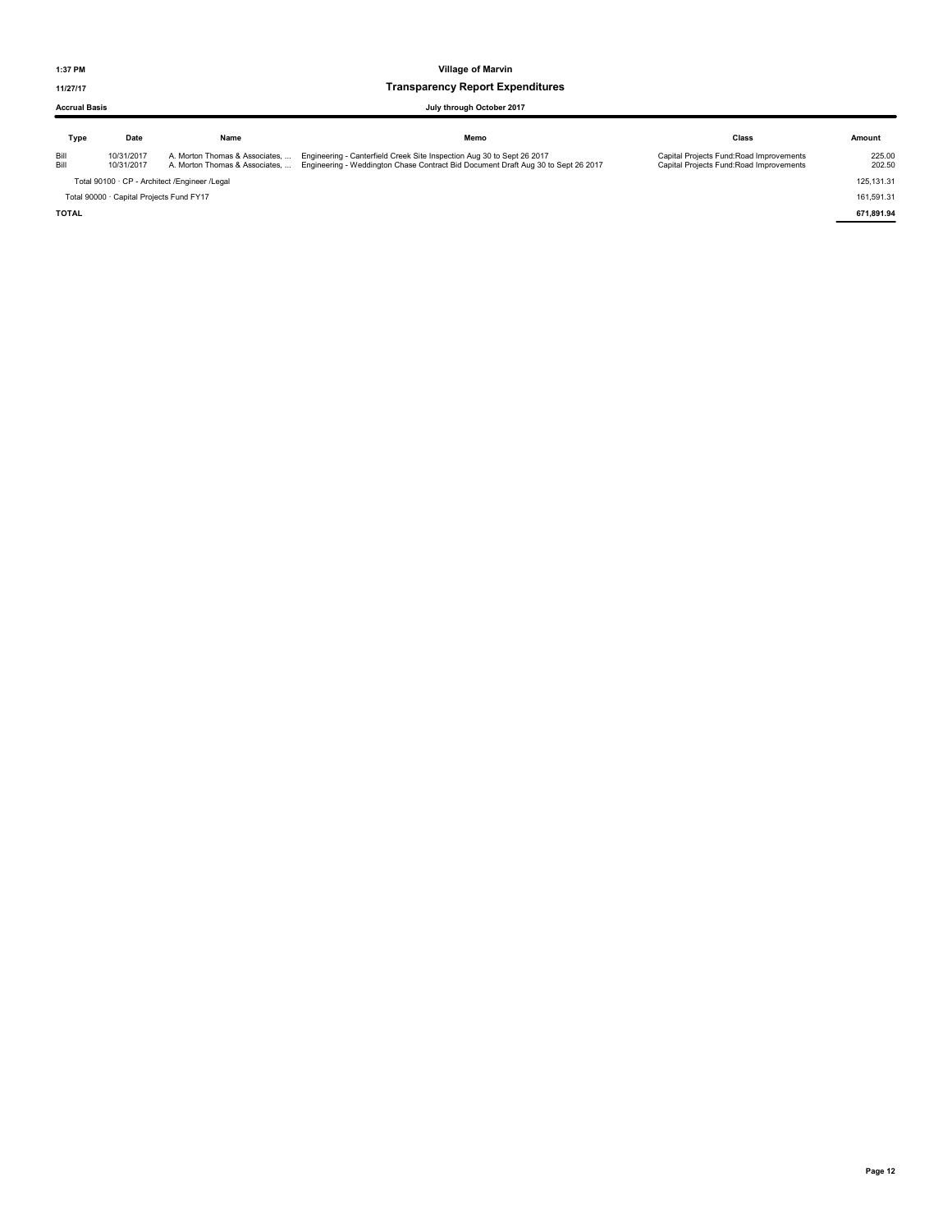| Type | Date | Name | Memo | Class | Amount |
|---|---|---|---|---|---|
| Bill | 10/31/2017 | A. Morton Thomas & Associates, ... | Engineering - Canterfield Creek Site Inspection Aug 30 to Sept 26 2017 | Capital Projects Fund:Road Improvements | 225.00 |
| Bill | 10/31/2017 | A. Morton Thomas & Associates, ... | Engineering - Weddington Chase Contract Bid Document Draft Aug 30 to Sept 26 2017 | Capital Projects Fund:Road Improvements | 202.50 |
| Total 90100 · CP - Architect /Engineer /Legal | | | | | 125,131.31 |
| Total 90000 · Capital Projects Fund FY17 | | | | | 161,591.31 |
| **TOTAL** | | | | | **671,891.94** |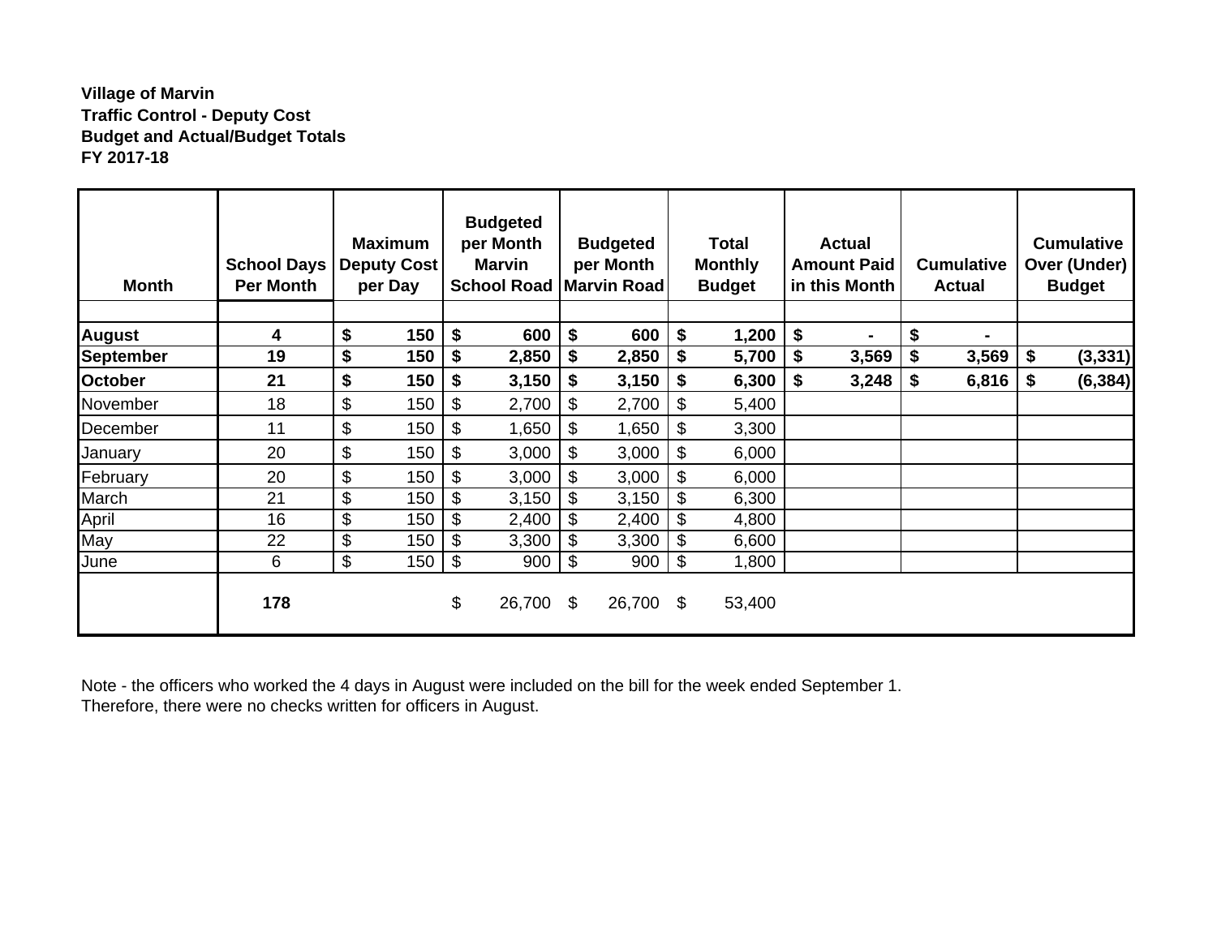**Village of Marvin**
**Traffic Control - Deputy Cost**
**Budget and Actual/Budget Totals**
**FY 2017-18**

| Month | School Days Per Month | Maximum Deputy Cost per Day | Budgeted per Month Marvin School Road | Budgeted per Month Marvin Road | Total Monthly Budget | Actual Amount Paid in this Month | Cumulative Actual | Cumulative Over (Under) Budget |
|---|---|---|---|---|---|---|---|---|
| | | | | | | | | |
| **August** | **4** | **$ 150** | **$ 600** | **$ 600** | **$ 1,200** | **$ -** | **$ -** | |
| **September** | **19** | **$ 150** | **$ 2,850** | **$ 2,850** | **$ 5,700** | **$ 3,569** | **$ 3,569** | **$ (3,331)** |
| **October** | **21** | **$ 150** | **$ 3,150** | **$ 3,150** | **$ 6,300** | **$ 3,248** | **$ 6,816** | **$ (6,384)** |
| November | 18 | $ 150 | $ 2,700 | $ 2,700 | $ 5,400 | | | |
| December | 11 | $ 150 | $ 1,650 | $ 1,650 | $ 3,300 | | | |
| January | 20 | $ 150 | $ 3,000 | $ 3,000 | $ 6,000 | | | |
| February | 20 | $ 150 | $ 3,000 | $ 3,000 | $ 6,000 | | | |
| March | 21 | $ 150 | $ 3,150 | $ 3,150 | $ 6,300 | | | |
| April | 16 | $ 150 | $ 2,400 | $ 2,400 | $ 4,800 | | | |
| May | 22 | $ 150 | $ 3,300 | $ 3,300 | $ 6,600 | | | |
| June | 6 | $ 150 | $ 900 | $ 900 | $ 1,800 | | | |
| | **178** | | $ 26,700 | $ 26,700 | $ 53,400 | | | |

Note - the officers who worked the 4 days in August were included on the bill for the week ended September 1.
Therefore, there were no checks written for officers in August.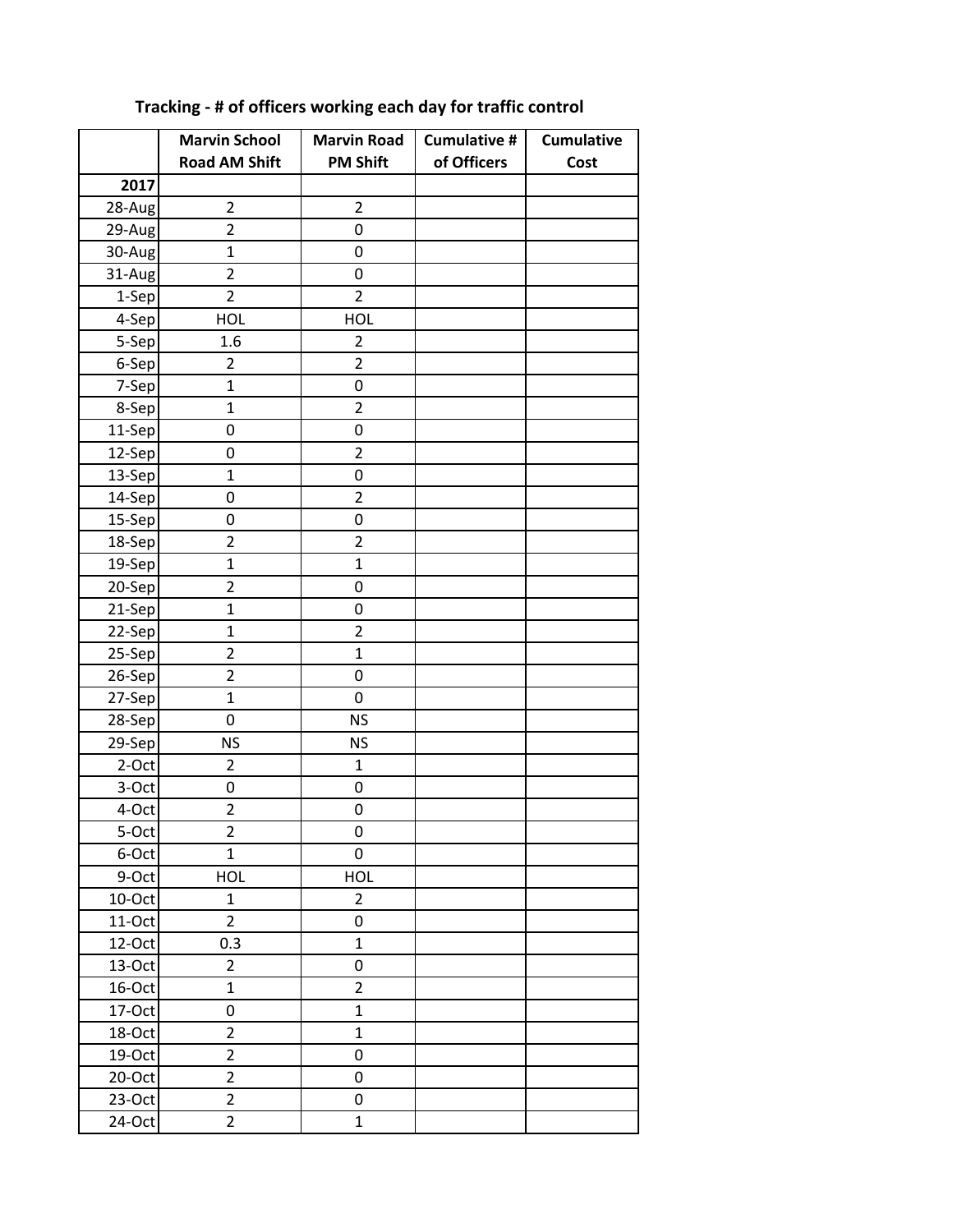## Tracking - # of officers working each day for traffic control

| | Marvin School Road AM Shift | Marvin Road PM Shift | Cumulative # of Officers | Cumulative Cost |
|---|---|---|---|---|
| **2017** | | | | |
| 28-Aug | 2 | 2 | | |
| 29-Aug | 2 | 0 | | |
| 30-Aug | 1 | 0 | | |
| 31-Aug | 2 | 0 | | |
| 1-Sep | 2 | 2 | | |
| 4-Sep | HOL | HOL | | |
| 5-Sep | 1.6 | 2 | | |
| 6-Sep | 2 | 2 | | |
| 7-Sep | 1 | 0 | | |
| 8-Sep | 1 | 2 | | |
| 11-Sep | 0 | 0 | | |
| 12-Sep | 0 | 2 | | |
| 13-Sep | 1 | 0 | | |
| 14-Sep | 0 | 2 | | |
| 15-Sep | 0 | 0 | | |
| 18-Sep | 2 | 2 | | |
| 19-Sep | 1 | 1 | | |
| 20-Sep | 2 | 0 | | |
| 21-Sep | 1 | 0 | | |
| 22-Sep | 1 | 2 | | |
| 25-Sep | 2 | 1 | | |
| 26-Sep | 2 | 0 | | |
| 27-Sep | 1 | 0 | | |
| 28-Sep | 0 | NS | | |
| 29-Sep | NS | NS | | |
| 2-Oct | 2 | 1 | | |
| 3-Oct | 0 | 0 | | |
| 4-Oct | 2 | 0 | | |
| 5-Oct | 2 | 0 | | |
| 6-Oct | 1 | 0 | | |
| 9-Oct | HOL | HOL | | |
| 10-Oct | 1 | 2 | | |
| 11-Oct | 2 | 0 | | |
| 12-Oct | 0.3 | 1 | | |
| 13-Oct | 2 | 0 | | |
| 16-Oct | 1 | 2 | | |
| 17-Oct | 0 | 1 | | |
| 18-Oct | 2 | 1 | | |
| 19-Oct | 2 | 0 | | |
| 20-Oct | 2 | 0 | | |
| 23-Oct | 2 | 0 | | |
| 24-Oct | 2 | 1 | | |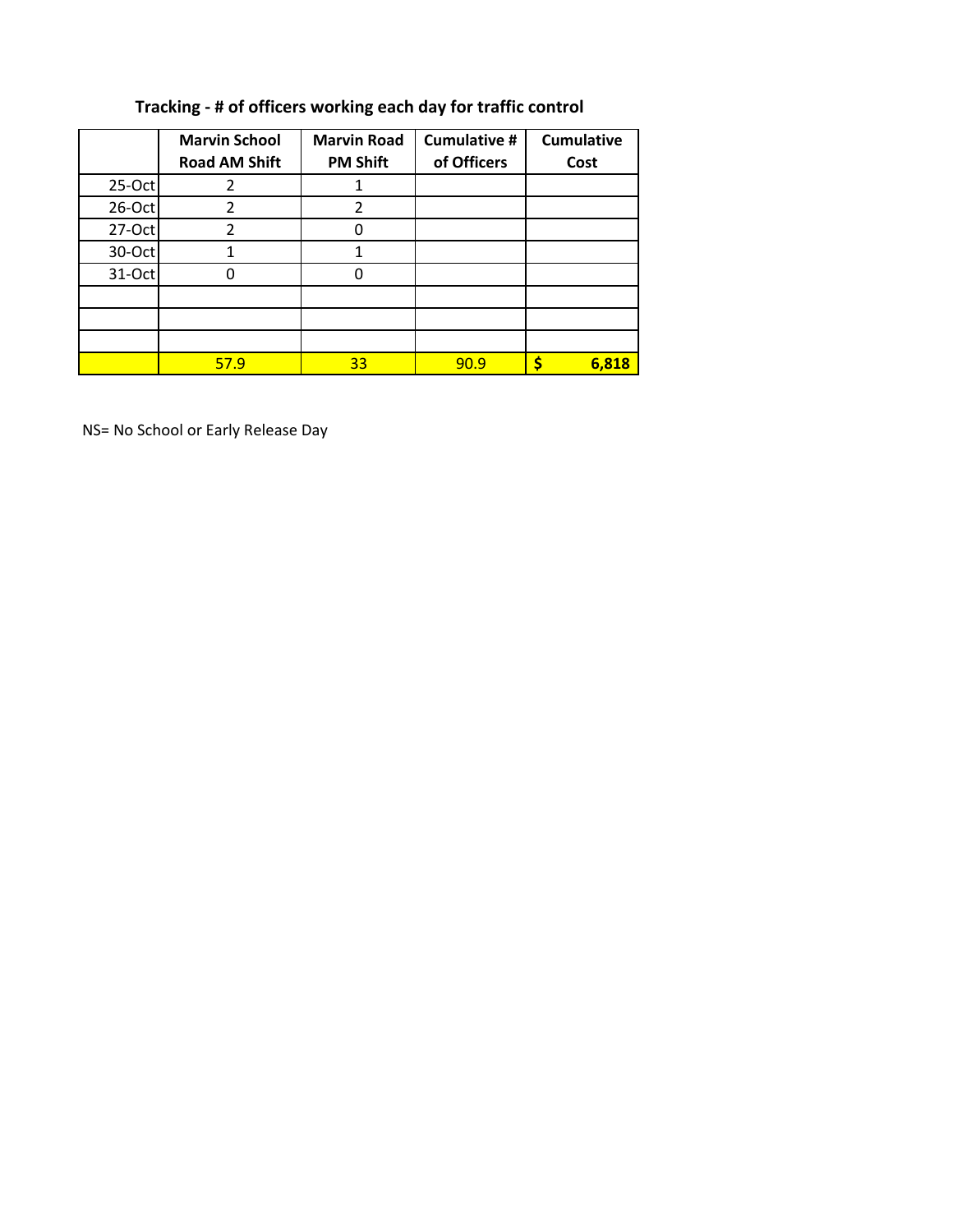**Tracking - # of officers working each day for traffic control**

| | Marvin School Road AM Shift | Marvin Road PM Shift | Cumulative # of Officers | Cumulative Cost |
|---|---|---|---|---|
| 25-Oct | 2 | 1 | | |
| 26-Oct | 2 | 2 | | |
| 27-Oct | 2 | 0 | | |
| 30-Oct | 1 | 1 | | |
| 31-Oct | 0 | 0 | | |
| | | | | |
| | | | | |
| | | | | |
| | 57.9 | 33 | 90.9 | **$ 6,818** |

NS= No School or Early Release Day